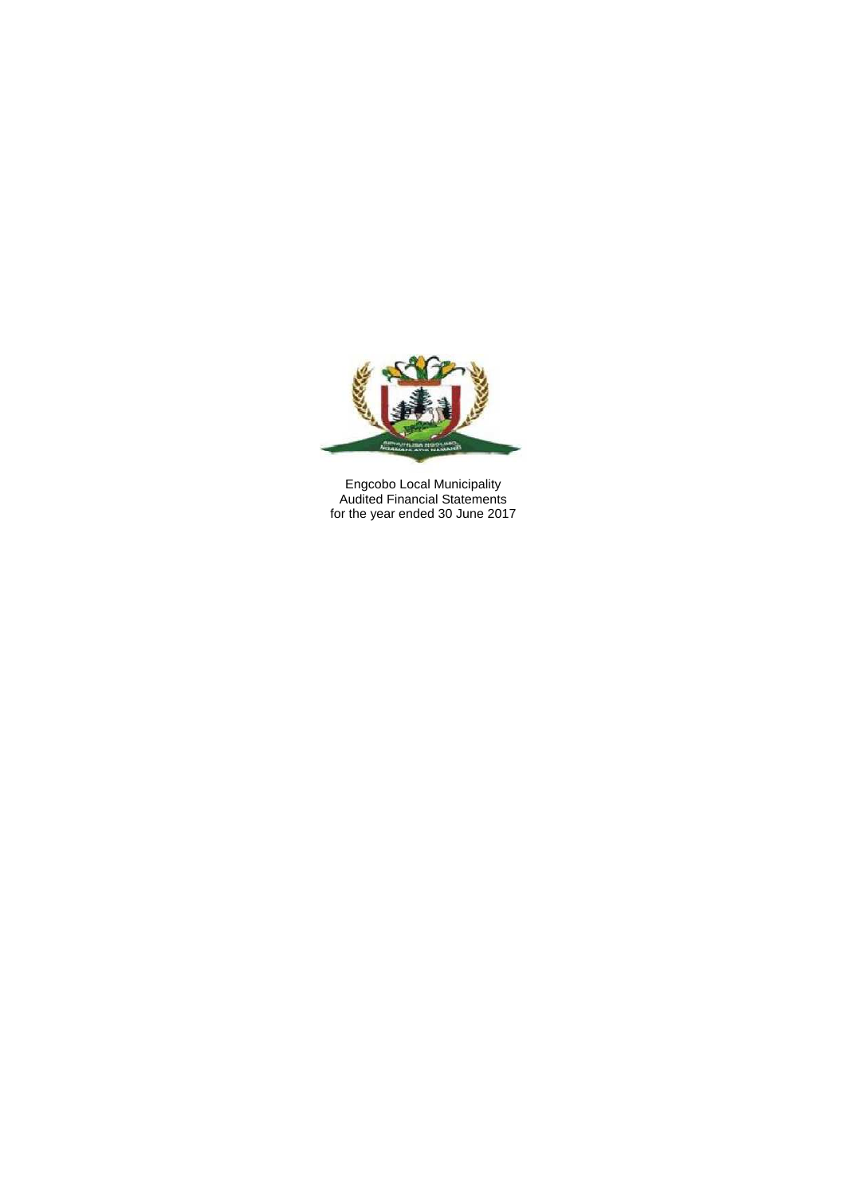Engcobo Local Municipality
Audited Financial Statements
for the year ended 30 June 2017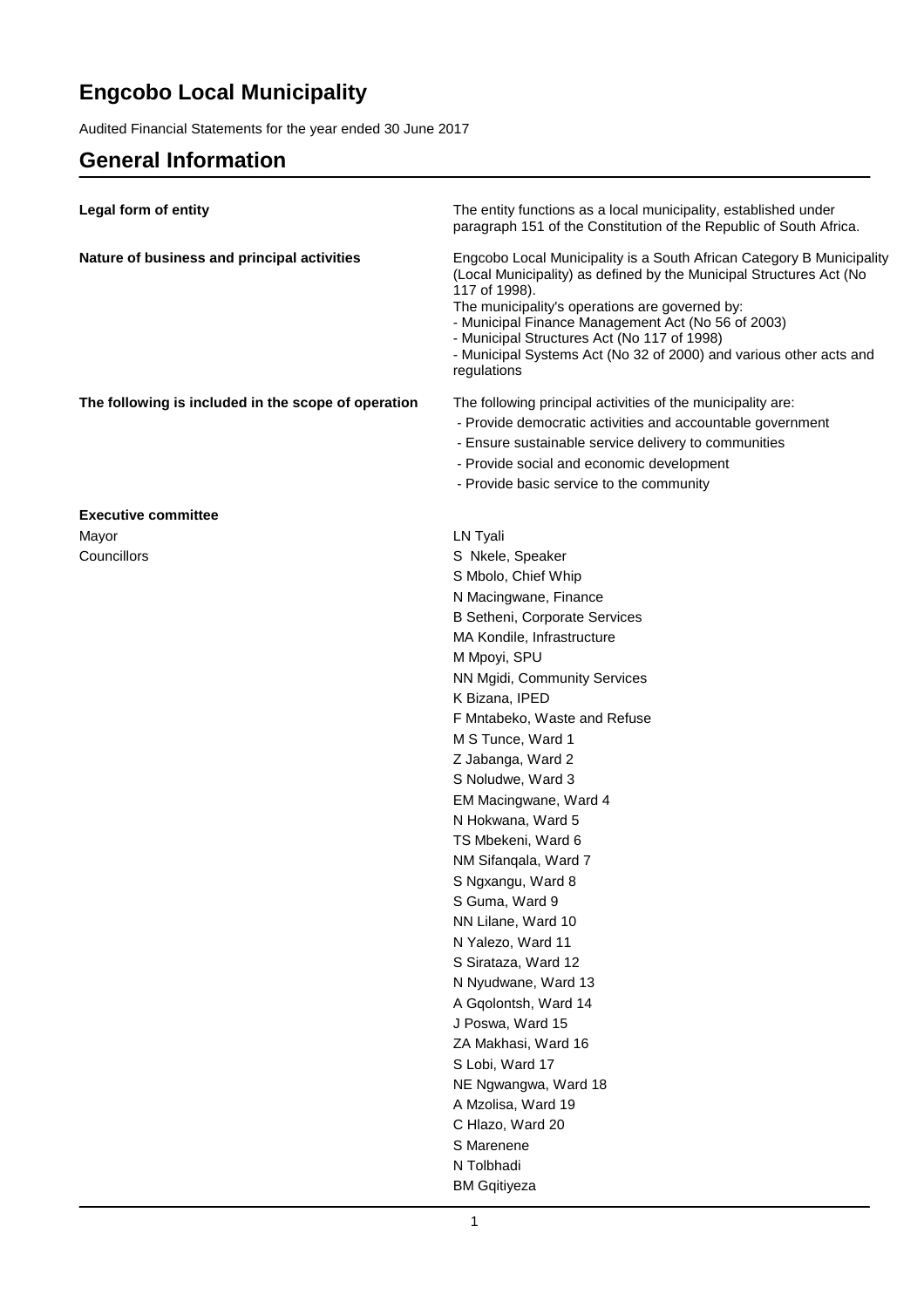# Engcobo Local Municipality

Audited Financial Statements for the year ended 30 June 2017

## General Information

| | |
|---|---|
| **Legal form of entity** | The entity functions as a local municipality, established under paragraph 151 of the Constitution of the Republic of South Africa. |
| **Nature of business and principal activities** | Engcobo Local Municipality is a South African Category B Municipality (Local Municipality) as defined by the Municipal Structures Act (No 117 of 1998).<br>The municipality's operations are governed by:<br>- Municipal Finance Management Act (No 56 of 2003)<br>- Municipal Structures Act (No 117 of 1998)<br>- Municipal Systems Act (No 32 of 2000) and various other acts and regulations |
| **The following is included in the scope of operation** | The following principal activities of the municipality are:<br>- Provide democratic activities and accountable government<br>- Ensure sustainable service delivery to communities<br>- Provide social and economic development<br>- Provide basic service to the community |

**Executive committee**

| | |
|---|---|
| Mayor | LN Tyali |
| Councillors | S Nkele, Speaker |
| | S Mbolo, Chief Whip |
| | N Macingwane, Finance |
| | B Setheni, Corporate Services |
| | MA Kondile, Infrastructure |
| | M Mpoyi, SPU |
| | NN Mgidi, Community Services |
| | K Bizana, IPED |
| | F Mntabeko, Waste and Refuse |
| | M S Tunce, Ward 1 |
| | Z Jabanga, Ward 2 |
| | S Noludwe, Ward 3 |
| | EM Macingwane, Ward 4 |
| | N Hokwana, Ward 5 |
| | TS Mbekeni, Ward 6 |
| | NM Sifanqala, Ward 7 |
| | S Ngxangu, Ward 8 |
| | S Guma, Ward 9 |
| | NN Lilane, Ward 10 |
| | N Yalezo, Ward 11 |
| | S Sirataza, Ward 12 |
| | N Nyudwane, Ward 13 |
| | A Gqolontsh, Ward 14 |
| | J Poswa, Ward 15 |
| | ZA Makhasi, Ward 16 |
| | S Lobi, Ward 17 |
| | NE Ngwangwa, Ward 18 |
| | A Mzolisa, Ward 19 |
| | C Hlazo, Ward 20 |
| | S Marenene |
| | N Tolbhadi |
| | BM Gqitiyeza |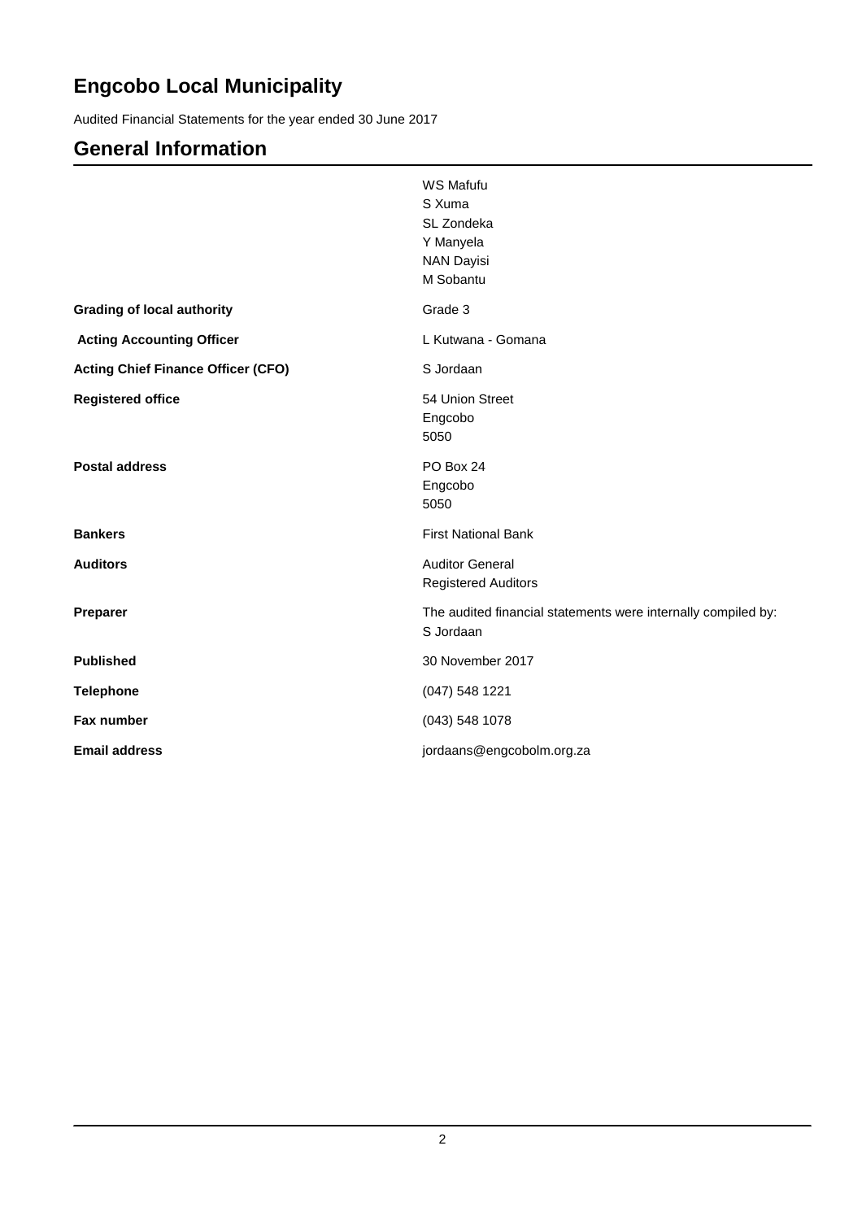# Engcobo Local Municipality

Audited Financial Statements for the year ended 30 June 2017

## General Information

| | |
|---|---|
| | WS Mafufu<br>S Xuma<br>SL Zondeka<br>Y Manyela<br>NAN Dayisi<br>M Sobantu |
| **Grading of local authority** | Grade 3 |
| **Acting Accounting Officer** | L Kutwana - Gomana |
| **Acting Chief Finance Officer (CFO)** | S Jordaan |
| **Registered office** | 54 Union Street<br>Engcobo<br>5050 |
| **Postal address** | PO Box 24<br>Engcobo<br>5050 |
| **Bankers** | First National Bank |
| **Auditors** | Auditor General<br>Registered Auditors |
| **Preparer** | The audited financial statements were internally compiled by:<br>S Jordaan |
| **Published** | 30 November 2017 |
| **Telephone** | (047) 548 1221 |
| **Fax number** | (043) 548 1078 |
| **Email address** | jordaans@engcobolm.org.za |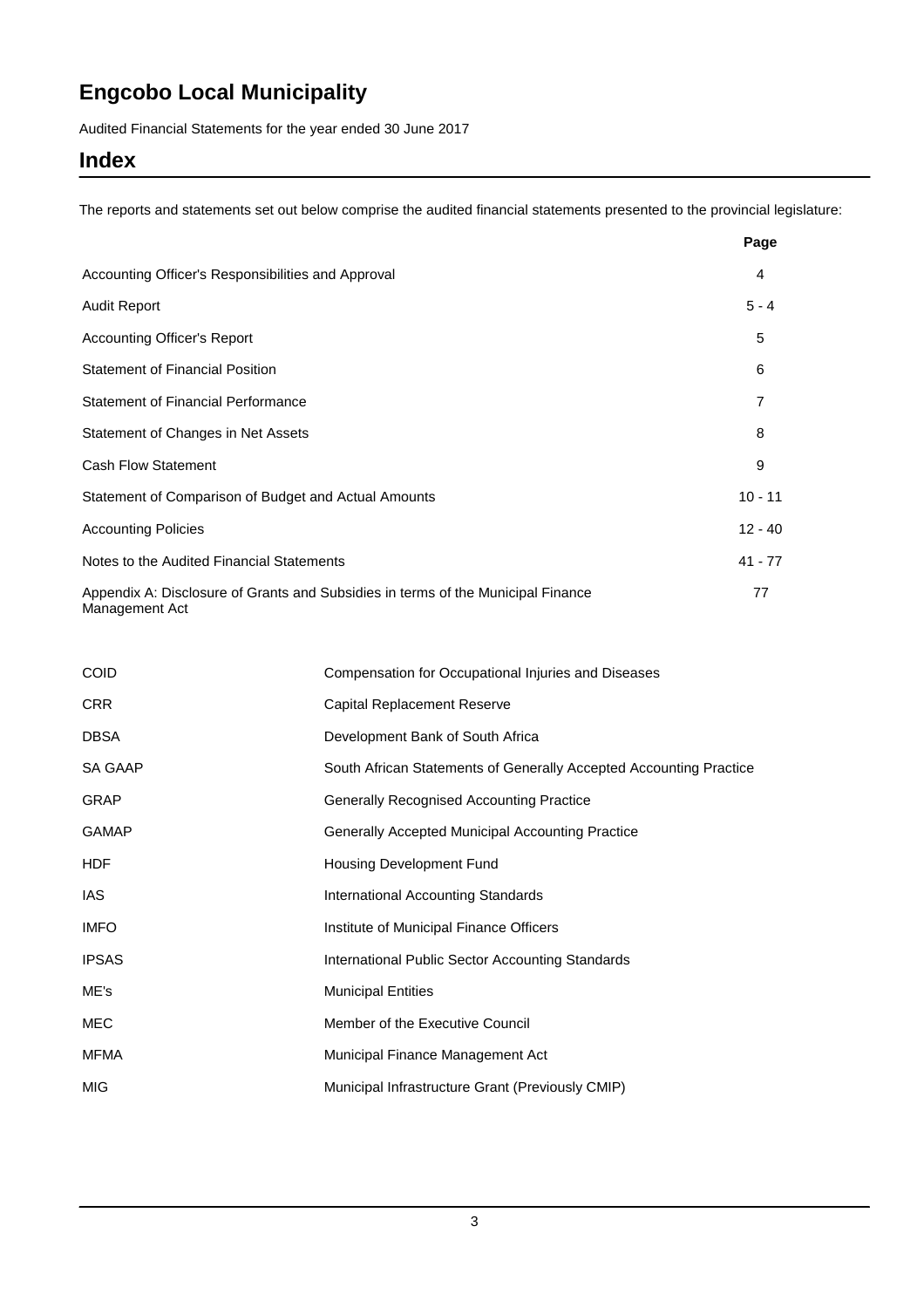# Engcobo Local Municipality

Audited Financial Statements for the year ended 30 June 2017

## Index

The reports and statements set out below comprise the audited financial statements presented to the provincial legislature:

| | Page |
|---|---|
| Accounting Officer's Responsibilities and Approval | 4 |
| Audit Report | 5 - 4 |
| Accounting Officer's Report | 5 |
| Statement of Financial Position | 6 |
| Statement of Financial Performance | 7 |
| Statement of Changes in Net Assets | 8 |
| Cash Flow Statement | 9 |
| Statement of Comparison of Budget and Actual Amounts | 10 - 11 |
| Accounting Policies | 12 - 40 |
| Notes to the Audited Financial Statements | 41 - 77 |
| Appendix A: Disclosure of Grants and Subsidies in terms of the Municipal Finance Management Act | 77 |

| | |
|---|---|
| COID | Compensation for Occupational Injuries and Diseases |
| CRR | Capital Replacement Reserve |
| DBSA | Development Bank of South Africa |
| SA GAAP | South African Statements of Generally Accepted Accounting Practice |
| GRAP | Generally Recognised Accounting Practice |
| GAMAP | Generally Accepted Municipal Accounting Practice |
| HDF | Housing Development Fund |
| IAS | International Accounting Standards |
| IMFO | Institute of Municipal Finance Officers |
| IPSAS | International Public Sector Accounting Standards |
| ME's | Municipal Entities |
| MEC | Member of the Executive Council |
| MFMA | Municipal Finance Management Act |
| MIG | Municipal Infrastructure Grant (Previously CMIP) |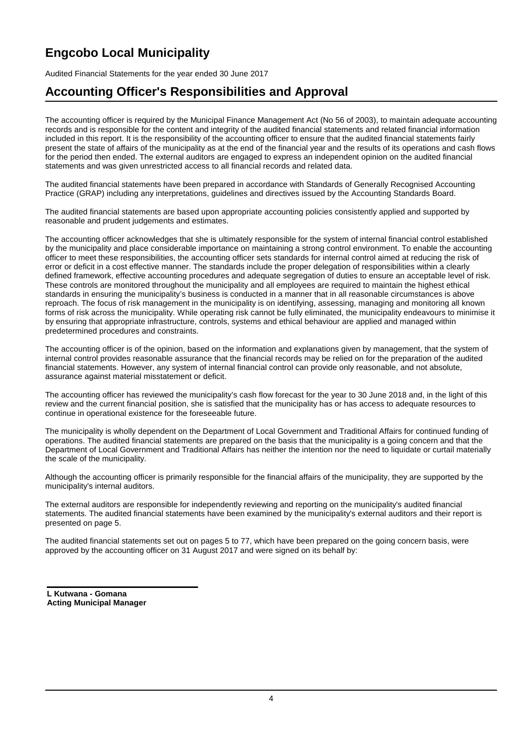# Engcobo Local Municipality

Audited Financial Statements for the year ended 30 June 2017

## Accounting Officer's Responsibilities and Approval

The accounting officer is required by the Municipal Finance Management Act (No 56 of 2003), to maintain adequate accounting records and is responsible for the content and integrity of the audited financial statements and related financial information included in this report. It is the responsibility of the accounting officer to ensure that the audited financial statements fairly present the state of affairs of the municipality as at the end of the financial year and the results of its operations and cash flows for the period then ended. The external auditors are engaged to express an independent opinion on the audited financial statements and was given unrestricted access to all financial records and related data.

The audited financial statements have been prepared in accordance with Standards of Generally Recognised Accounting Practice (GRAP) including any interpretations, guidelines and directives issued by the Accounting Standards Board.

The audited financial statements are based upon appropriate accounting policies consistently applied and supported by reasonable and prudent judgements and estimates.

The accounting officer acknowledges that she is ultimately responsible for the system of internal financial control established by the municipality and place considerable importance on maintaining a strong control environment. To enable the accounting officer to meet these responsibilities, the accounting officer sets standards for internal control aimed at reducing the risk of error or deficit in a cost effective manner. The standards include the proper delegation of responsibilities within a clearly defined framework, effective accounting procedures and adequate segregation of duties to ensure an acceptable level of risk. These controls are monitored throughout the municipality and all employees are required to maintain the highest ethical standards in ensuring the municipality's business is conducted in a manner that in all reasonable circumstances is above reproach. The focus of risk management in the municipality is on identifying, assessing, managing and monitoring all known forms of risk across the municipality. While operating risk cannot be fully eliminated, the municipality endeavours to minimise it by ensuring that appropriate infrastructure, controls, systems and ethical behaviour are applied and managed within predetermined procedures and constraints.

The accounting officer is of the opinion, based on the information and explanations given by management, that the system of internal control provides reasonable assurance that the financial records may be relied on for the preparation of the audited financial statements. However, any system of internal financial control can provide only reasonable, and not absolute, assurance against material misstatement or deficit.

The accounting officer has reviewed the municipality's cash flow forecast for the year to 30 June 2018 and, in the light of this review and the current financial position, she is satisfied that the municipality has or has access to adequate resources to continue in operational existence for the foreseeable future.

The municipality is wholly dependent on the Department of Local Government and Traditional Affairs for continued funding of operations. The audited financial statements are prepared on the basis that the municipality is a going concern and that the Department of Local Government and Traditional Affairs has neither the intention nor the need to liquidate or curtail materially the scale of the municipality.

Although the accounting officer is primarily responsible for the financial affairs of the municipality, they are supported by the municipality's internal auditors.

The external auditors are responsible for independently reviewing and reporting on the municipality's audited financial statements. The audited financial statements have been examined by the municipality's external auditors and their report is presented on page 5.

The audited financial statements set out on pages 5 to 77, which have been prepared on the going concern basis, were approved by the accounting officer on 31 August 2017 and were signed on its behalf by:

**L Kutwana - Gomana**
**Acting Municipal Manager**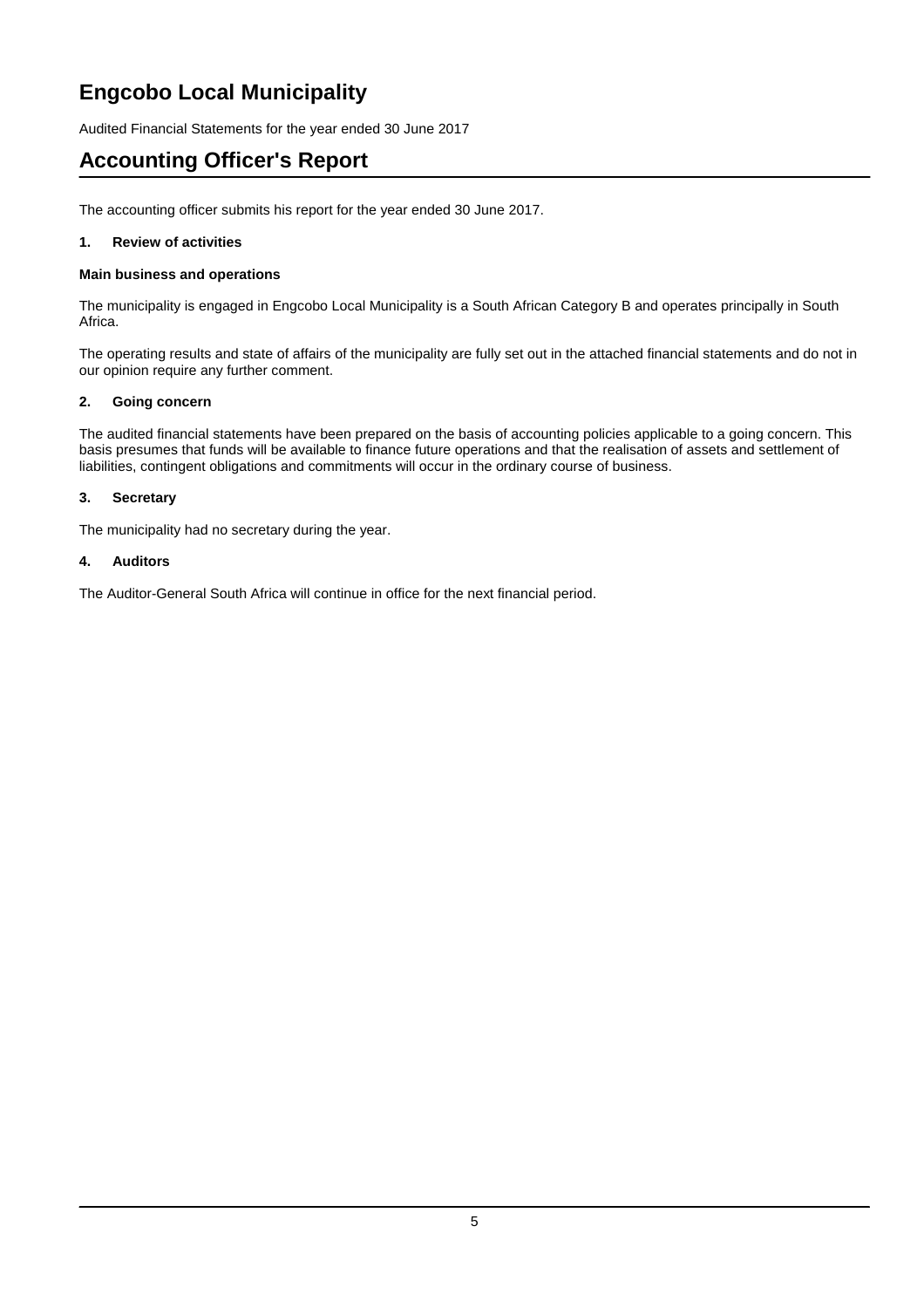# Engcobo Local Municipality

Audited Financial Statements for the year ended 30 June 2017

## Accounting Officer's Report

The accounting officer submits his report for the year ended 30 June 2017.

### 1. Review of activities

**Main business and operations**

The municipality is engaged in Engcobo Local Municipality is a South African Category B and operates principally in South Africa.

The operating results and state of affairs of the municipality are fully set out in the attached financial statements and do not in our opinion require any further comment.

### 2. Going concern

The audited financial statements have been prepared on the basis of accounting policies applicable to a going concern. This basis presumes that funds will be available to finance future operations and that the realisation of assets and settlement of liabilities, contingent obligations and commitments will occur in the ordinary course of business.

### 3. Secretary

The municipality had no secretary during the year.

### 4. Auditors

The Auditor-General South Africa will continue in office for the next financial period.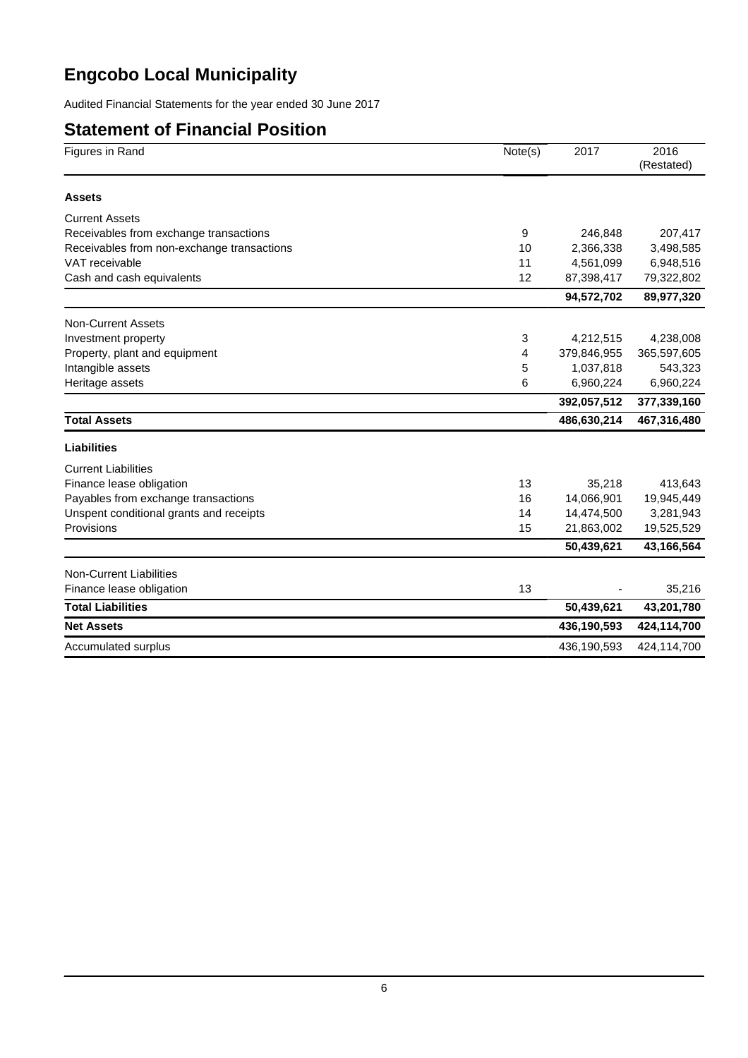# Engcobo Local Municipality

Audited Financial Statements for the year ended 30 June 2017

## Statement of Financial Position

| Figures in Rand | Note(s) | 2017 | 2016 (Restated) |
|---|---|---|---|
| **Assets** | | | |
| Current Assets | | | |
| Receivables from exchange transactions | 9 | 246,848 | 207,417 |
| Receivables from non-exchange transactions | 10 | 2,366,338 | 3,498,585 |
| VAT receivable | 11 | 4,561,099 | 6,948,516 |
| Cash and cash equivalents | 12 | 87,398,417 | 79,322,802 |
| | | **94,572,702** | **89,977,320** |
| Non-Current Assets | | | |
| Investment property | 3 | 4,212,515 | 4,238,008 |
| Property, plant and equipment | 4 | 379,846,955 | 365,597,605 |
| Intangible assets | 5 | 1,037,818 | 543,323 |
| Heritage assets | 6 | 6,960,224 | 6,960,224 |
| | | **392,057,512** | **377,339,160** |
| **Total Assets** | | **486,630,214** | **467,316,480** |
| **Liabilities** | | | |
| Current Liabilities | | | |
| Finance lease obligation | 13 | 35,218 | 413,643 |
| Payables from exchange transactions | 16 | 14,066,901 | 19,945,449 |
| Unspent conditional grants and receipts | 14 | 14,474,500 | 3,281,943 |
| Provisions | 15 | 21,863,002 | 19,525,529 |
| | | **50,439,621** | **43,166,564** |
| Non-Current Liabilities | | | |
| Finance lease obligation | 13 | - | 35,216 |
| **Total Liabilities** | | **50,439,621** | **43,201,780** |
| **Net Assets** | | **436,190,593** | **424,114,700** |
| Accumulated surplus | | 436,190,593 | 424,114,700 |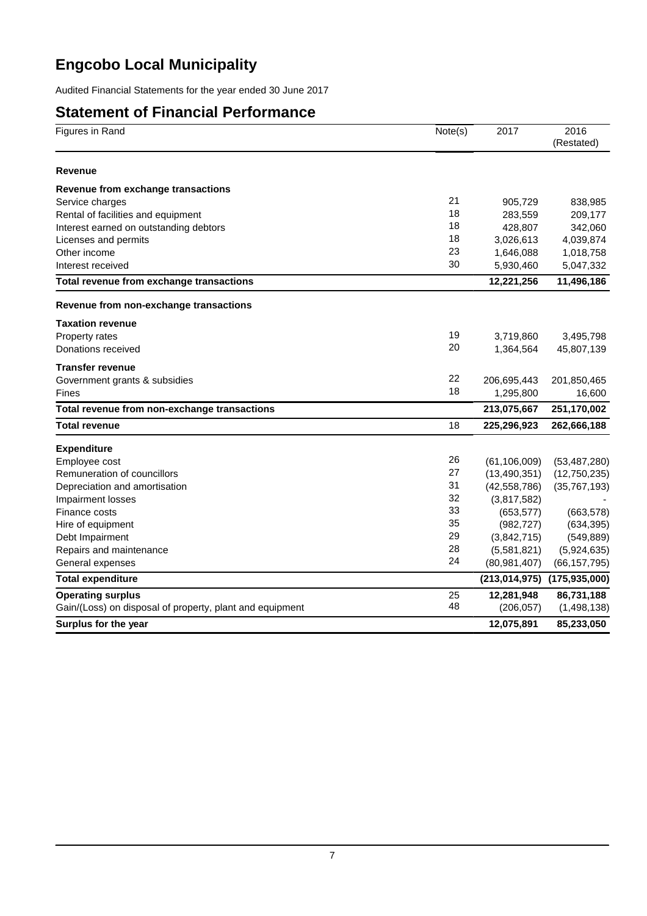# Engcobo Local Municipality

Audited Financial Statements for the year ended 30 June 2017

## Statement of Financial Performance

| Figures in Rand | Note(s) | 2017 | 2016 (Restated) |
|---|---|---|---|
| **Revenue** | | | |
| **Revenue from exchange transactions** | | | |
| Service charges | 21 | 905,729 | 838,985 |
| Rental of facilities and equipment | 18 | 283,559 | 209,177 |
| Interest earned on outstanding debtors | 18 | 428,807 | 342,060 |
| Licenses and permits | 18 | 3,026,613 | 4,039,874 |
| Other income | 23 | 1,646,088 | 1,018,758 |
| Interest received | 30 | 5,930,460 | 5,047,332 |
| **Total revenue from exchange transactions** | | **12,221,256** | **11,496,186** |
| **Revenue from non-exchange transactions** | | | |
| **Taxation revenue** | | | |
| Property rates | 19 | 3,719,860 | 3,495,798 |
| Donations received | 20 | 1,364,564 | 45,807,139 |
| **Transfer revenue** | | | |
| Government grants & subsidies | 22 | 206,695,443 | 201,850,465 |
| Fines | 18 | 1,295,800 | 16,600 |
| **Total revenue from non-exchange transactions** | | **213,075,667** | **251,170,002** |
| **Total revenue** | 18 | **225,296,923** | **262,666,188** |
| **Expenditure** | | | |
| Employee cost | 26 | (61,106,009) | (53,487,280) |
| Remuneration of councillors | 27 | (13,490,351) | (12,750,235) |
| Depreciation and amortisation | 31 | (42,558,786) | (35,767,193) |
| Impairment losses | 32 | (3,817,582) | - |
| Finance costs | 33 | (653,577) | (663,578) |
| Hire of equipment | 35 | (982,727) | (634,395) |
| Debt Impairment | 29 | (3,842,715) | (549,889) |
| Repairs and maintenance | 28 | (5,581,821) | (5,924,635) |
| General expenses | 24 | (80,981,407) | (66,157,795) |
| **Total expenditure** | | **(213,014,975)** | **(175,935,000)** |
| **Operating surplus** | 25 | **12,281,948** | **86,731,188** |
| Gain/(Loss) on disposal of property, plant and equipment | 48 | (206,057) | (1,498,138) |
| **Surplus for the year** | | **12,075,891** | **85,233,050** |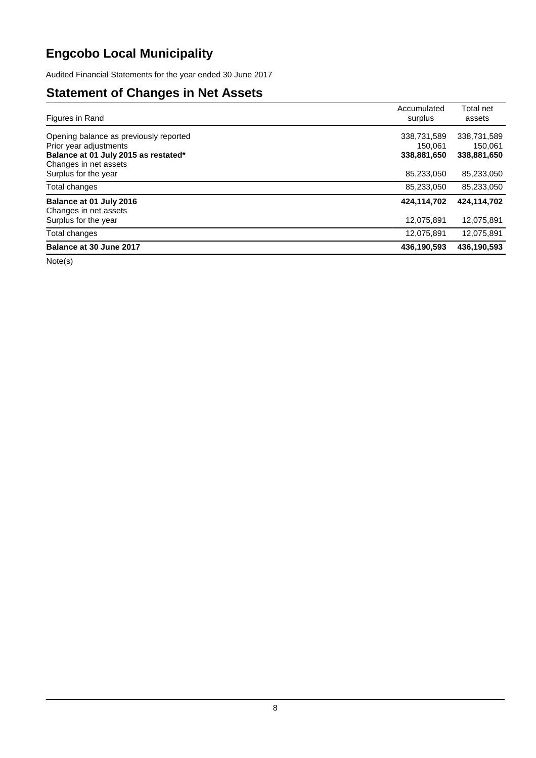# Engcobo Local Municipality

Audited Financial Statements for the year ended 30 June 2017

## Statement of Changes in Net Assets

| Figures in Rand | Accumulated surplus | Total net assets |
|---|---|---|
| Opening balance as previously reported | 338,731,589 | 338,731,589 |
| Prior year adjustments | 150,061 | 150,061 |
| **Balance at 01 July 2015 as restated*** | **338,881,650** | **338,881,650** |
| Changes in net assets | | |
| Surplus for the year | 85,233,050 | 85,233,050 |
| Total changes | 85,233,050 | 85,233,050 |
| **Balance at 01 July 2016** | **424,114,702** | **424,114,702** |
| Changes in net assets | | |
| Surplus for the year | 12,075,891 | 12,075,891 |
| Total changes | 12,075,891 | 12,075,891 |
| **Balance at 30 June 2017** | **436,190,593** | **436,190,593** |

Note(s)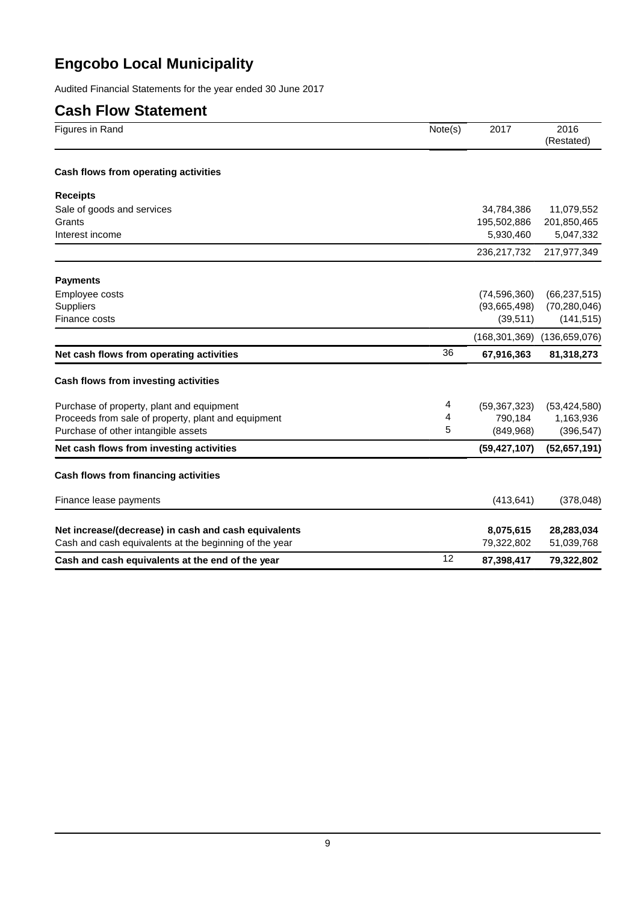# Engcobo Local Municipality

Audited Financial Statements for the year ended 30 June 2017

## Cash Flow Statement

| Figures in Rand | Note(s) | 2017 | 2016 (Restated) |
|---|---|---|---|
| **Cash flows from operating activities** | | | |
| **Receipts** | | | |
| Sale of goods and services | | 34,784,386 | 11,079,552 |
| Grants | | 195,502,886 | 201,850,465 |
| Interest income | | 5,930,460 | 5,047,332 |
| | | 236,217,732 | 217,977,349 |
| **Payments** | | | |
| Employee costs | | (74,596,360) | (66,237,515) |
| Suppliers | | (93,665,498) | (70,280,046) |
| Finance costs | | (39,511) | (141,515) |
| | | (168,301,369) | (136,659,076) |
| **Net cash flows from operating activities** | 36 | **67,916,363** | **81,318,273** |
| **Cash flows from investing activities** | | | |
| Purchase of property, plant and equipment | 4 | (59,367,323) | (53,424,580) |
| Proceeds from sale of property, plant and equipment | 4 | 790,184 | 1,163,936 |
| Purchase of other intangible assets | 5 | (849,968) | (396,547) |
| **Net cash flows from investing activities** | | **(59,427,107)** | **(52,657,191)** |
| **Cash flows from financing activities** | | | |
| Finance lease payments | | (413,641) | (378,048) |
| **Net increase/(decrease) in cash and cash equivalents** | | **8,075,615** | **28,283,034** |
| Cash and cash equivalents at the beginning of the year | | 79,322,802 | 51,039,768 |
| **Cash and cash equivalents at the end of the year** | 12 | **87,398,417** | **79,322,802** |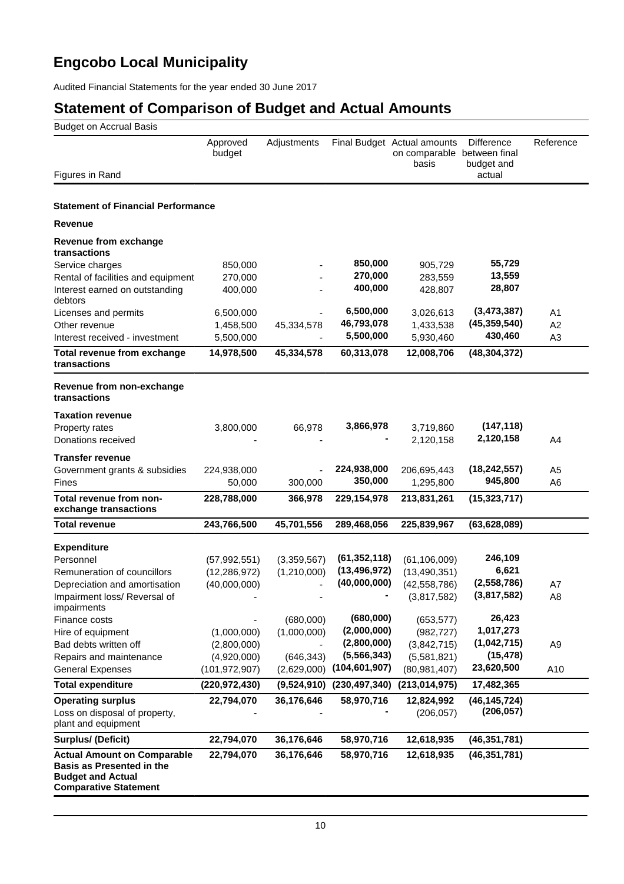# Engcobo Local Municipality

Audited Financial Statements for the year ended 30 June 2017

## Statement of Comparison of Budget and Actual Amounts

Budget on Accrual Basis

| Figures in Rand | Approved budget | Adjustments | Final Budget | Actual amounts on comparable basis | Difference between final budget and actual | Reference |
|---|---|---|---|---|---|---|
| **Statement of Financial Performance** | | | | | | |
| **Revenue** | | | | | | |
| **Revenue from exchange transactions** | | | | | | |
| Service charges | 850,000 | - | **850,000** | 905,729 | **55,729** | |
| Rental of facilities and equipment | 270,000 | - | **270,000** | 283,559 | **13,559** | |
| Interest earned on outstanding debtors | 400,000 | - | **400,000** | 428,807 | **28,807** | |
| Licenses and permits | 6,500,000 | - | **6,500,000** | 3,026,613 | **(3,473,387)** | A1 |
| Other revenue | 1,458,500 | 45,334,578 | **46,793,078** | 1,433,538 | **(45,359,540)** | A2 |
| Interest received - investment | 5,500,000 | - | **5,500,000** | 5,930,460 | **430,460** | A3 |
| **Total revenue from exchange transactions** | **14,978,500** | **45,334,578** | **60,313,078** | **12,008,706** | **(48,304,372)** | |
| **Revenue from non-exchange transactions** | | | | | | |
| **Taxation revenue** | | | | | | |
| Property rates | 3,800,000 | 66,978 | **3,866,978** | 3,719,860 | **(147,118)** | |
| Donations received | - | - | **-** | 2,120,158 | **2,120,158** | A4 |
| **Transfer revenue** | | | | | | |
| Government grants & subsidies | 224,938,000 | - | **224,938,000** | 206,695,443 | **(18,242,557)** | A5 |
| Fines | 50,000 | 300,000 | **350,000** | 1,295,800 | **945,800** | A6 |
| **Total revenue from non-exchange transactions** | **228,788,000** | **366,978** | **229,154,978** | **213,831,261** | **(15,323,717)** | |
| **Total revenue** | **243,766,500** | **45,701,556** | **289,468,056** | **225,839,967** | **(63,628,089)** | |
| **Expenditure** | | | | | | |
| Personnel | (57,992,551) | (3,359,567) | **(61,352,118)** | (61,106,009) | **246,109** | |
| Remuneration of councillors | (12,286,972) | (1,210,000) | **(13,496,972)** | (13,490,351) | **6,621** | |
| Depreciation and amortisation | (40,000,000) | - | **(40,000,000)** | (42,558,786) | **(2,558,786)** | A7 |
| Impairment loss/ Reversal of impairments | - | - | **-** | (3,817,582) | **(3,817,582)** | A8 |
| Finance costs | - | (680,000) | **(680,000)** | (653,577) | **26,423** | |
| Hire of equipment | (1,000,000) | (1,000,000) | **(2,000,000)** | (982,727) | **1,017,273** | |
| Bad debts written off | (2,800,000) | - | **(2,800,000)** | (3,842,715) | **(1,042,715)** | A9 |
| Repairs and maintenance | (4,920,000) | (646,343) | **(5,566,343)** | (5,581,821) | **(15,478)** | |
| General Expenses | (101,972,907) | (2,629,000) | **(104,601,907)** | (80,981,407) | **23,620,500** | A10 |
| **Total expenditure** | **(220,972,430)** | **(9,524,910)** | **(230,497,340)** | **(213,014,975)** | **17,482,365** | |
| **Operating surplus** | **22,794,070** | **36,176,646** | **58,970,716** | **12,824,992** | **(46,145,724)** | |
| Loss on disposal of property, plant and equipment | - | - | **-** | (206,057) | **(206,057)** | |
| **Surplus/ (Deficit)** | **22,794,070** | **36,176,646** | **58,970,716** | **12,618,935** | **(46,351,781)** | |
| **Actual Amount on Comparable Basis as Presented in the Budget and Actual Comparative Statement** | **22,794,070** | **36,176,646** | **58,970,716** | **12,618,935** | **(46,351,781)** | |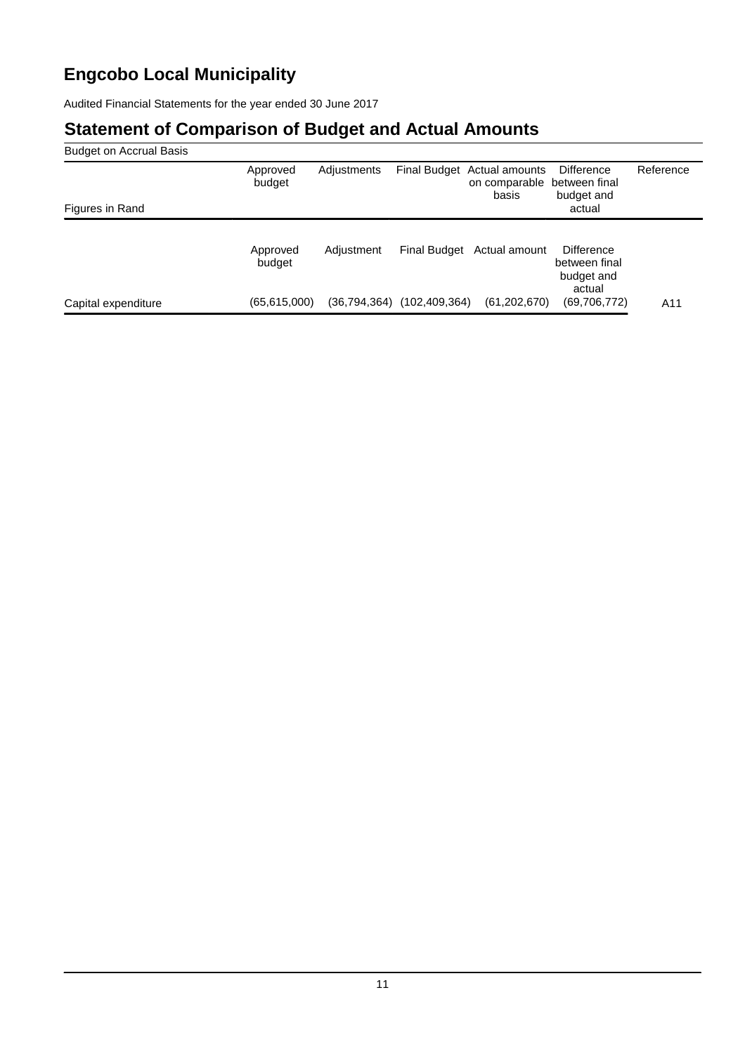# Engcobo Local Municipality

Audited Financial Statements for the year ended 30 June 2017

## Statement of Comparison of Budget and Actual Amounts

Budget on Accrual Basis

| Figures in Rand | Approved budget | Adjustments | Final Budget | Actual amounts on comparable basis | Difference between final budget and actual | Reference |
|---|---|---|---|---|---|---|
| | Approved budget | Adjustment | Final Budget | Actual amount | Difference between final budget and actual | |
| Capital expenditure | (65,615,000) | (36,794,364) | (102,409,364) | (61,202,670) | (69,706,772) | A11 |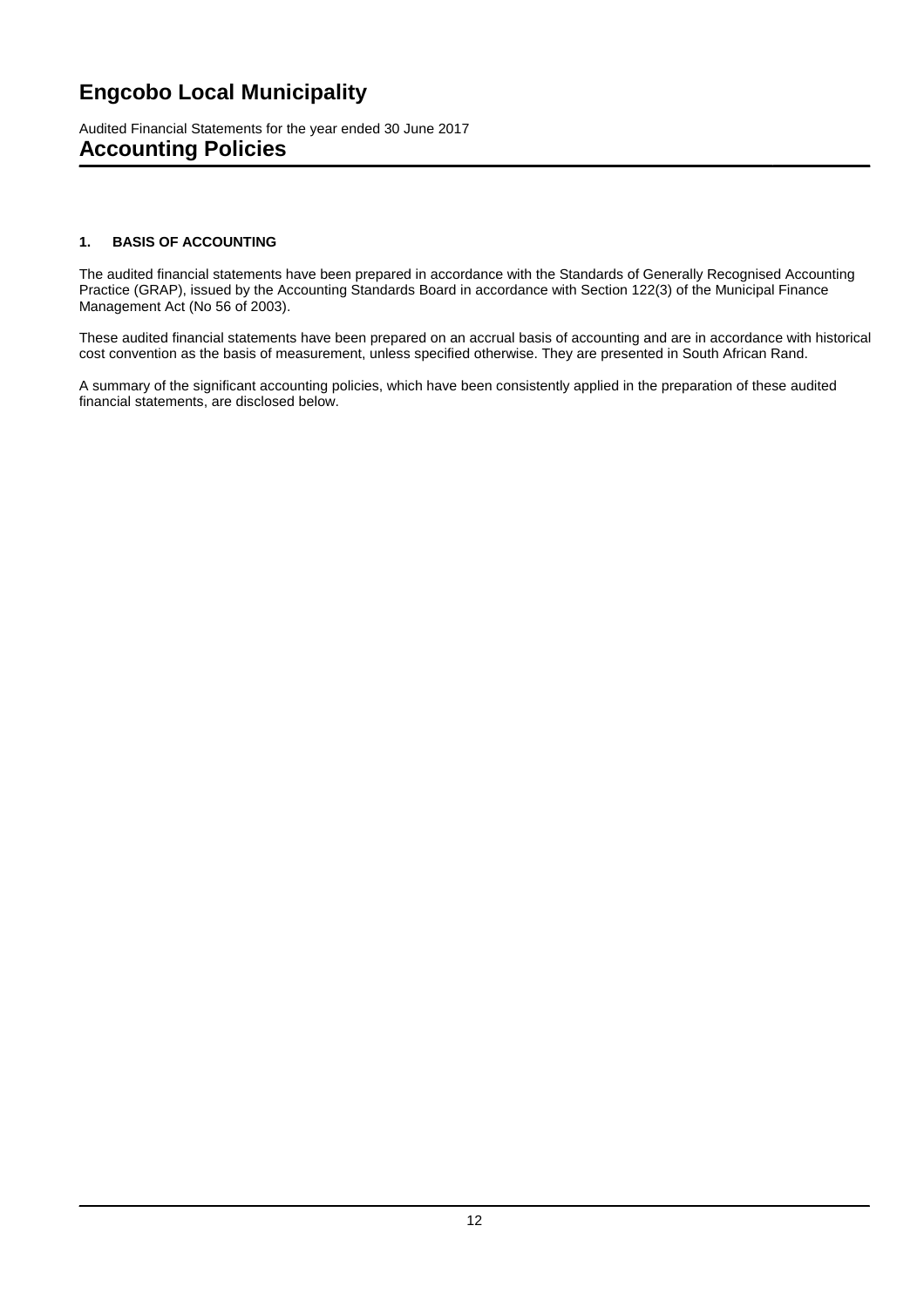# Engcobo Local Municipality

Audited Financial Statements for the year ended 30 June 2017

## Accounting Policies

### 1. BASIS OF ACCOUNTING

The audited financial statements have been prepared in accordance with the Standards of Generally Recognised Accounting Practice (GRAP), issued by the Accounting Standards Board in accordance with Section 122(3) of the Municipal Finance Management Act (No 56 of 2003).

These audited financial statements have been prepared on an accrual basis of accounting and are in accordance with historical cost convention as the basis of measurement, unless specified otherwise. They are presented in South African Rand.

A summary of the significant accounting policies, which have been consistently applied in the preparation of these audited financial statements, are disclosed below.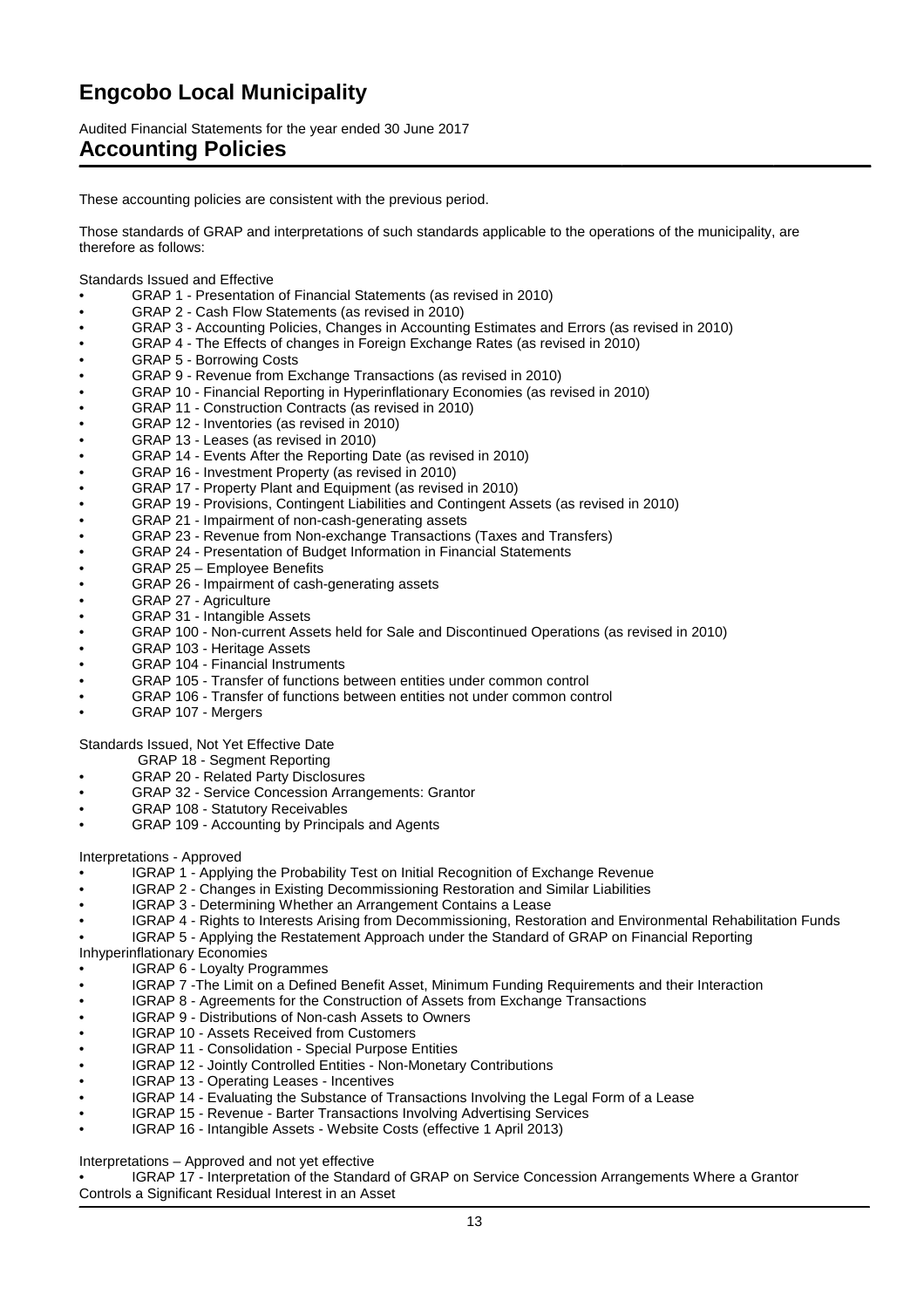# Engcobo Local Municipality

Audited Financial Statements for the year ended 30 June 2017

## Accounting Policies

These accounting policies are consistent with the previous period.

Those standards of GRAP and interpretations of such standards applicable to the operations of the municipality, are therefore as follows:

Standards Issued and Effective

- GRAP 1 - Presentation of Financial Statements (as revised in 2010)
- GRAP 2 - Cash Flow Statements (as revised in 2010)
- GRAP 3 - Accounting Policies, Changes in Accounting Estimates and Errors (as revised in 2010)
- GRAP 4 - The Effects of changes in Foreign Exchange Rates (as revised in 2010)
- GRAP 5 - Borrowing Costs
- GRAP 9 - Revenue from Exchange Transactions (as revised in 2010)
- GRAP 10 - Financial Reporting in Hyperinflationary Economies (as revised in 2010)
- GRAP 11 - Construction Contracts (as revised in 2010)
- GRAP 12 - Inventories (as revised in 2010)
- GRAP 13 - Leases (as revised in 2010)
- GRAP 14 - Events After the Reporting Date (as revised in 2010)
- GRAP 16 - Investment Property (as revised in 2010)
- GRAP 17 - Property Plant and Equipment (as revised in 2010)
- GRAP 19 - Provisions, Contingent Liabilities and Contingent Assets (as revised in 2010)
- GRAP 21 - Impairment of non-cash-generating assets
- GRAP 23 - Revenue from Non-exchange Transactions (Taxes and Transfers)
- GRAP 24 - Presentation of Budget Information in Financial Statements
- GRAP 25 – Employee Benefits
- GRAP 26 - Impairment of cash-generating assets
- GRAP 27 - Agriculture
- GRAP 31 - Intangible Assets
- GRAP 100 - Non-current Assets held for Sale and Discontinued Operations (as revised in 2010)
- GRAP 103 - Heritage Assets
- GRAP 104 - Financial Instruments
- GRAP 105 - Transfer of functions between entities under common control
- GRAP 106 - Transfer of functions between entities not under common control
- GRAP 107 - Mergers

Standards Issued, Not Yet Effective Date

GRAP 18 - Segment Reporting

- GRAP 20 - Related Party Disclosures
- GRAP 32 - Service Concession Arrangements: Grantor
- GRAP 108 - Statutory Receivables
- GRAP 109 - Accounting by Principals and Agents

Interpretations - Approved

- IGRAP 1 - Applying the Probability Test on Initial Recognition of Exchange Revenue
- IGRAP 2 - Changes in Existing Decommissioning Restoration and Similar Liabilities
- IGRAP 3 - Determining Whether an Arrangement Contains a Lease
- IGRAP 4 - Rights to Interests Arising from Decommissioning, Restoration and Environmental Rehabilitation Funds
- IGRAP 5 - Applying the Restatement Approach under the Standard of GRAP on Financial Reporting Inhyperinflationary Economies
- IGRAP 6 - Loyalty Programmes
- IGRAP 7 -The Limit on a Defined Benefit Asset, Minimum Funding Requirements and their Interaction
- IGRAP 8 - Agreements for the Construction of Assets from Exchange Transactions
- IGRAP 9 - Distributions of Non-cash Assets to Owners
- IGRAP 10 - Assets Received from Customers
- IGRAP 11 - Consolidation - Special Purpose Entities
- IGRAP 12 - Jointly Controlled Entities - Non-Monetary Contributions
- IGRAP 13 - Operating Leases - Incentives
- IGRAP 14 - Evaluating the Substance of Transactions Involving the Legal Form of a Lease
- IGRAP 15 - Revenue - Barter Transactions Involving Advertising Services
- IGRAP 16 - Intangible Assets - Website Costs (effective 1 April 2013)

Interpretations – Approved and not yet effective

- IGRAP 17 - Interpretation of the Standard of GRAP on Service Concession Arrangements Where a Grantor Controls a Significant Residual Interest in an Asset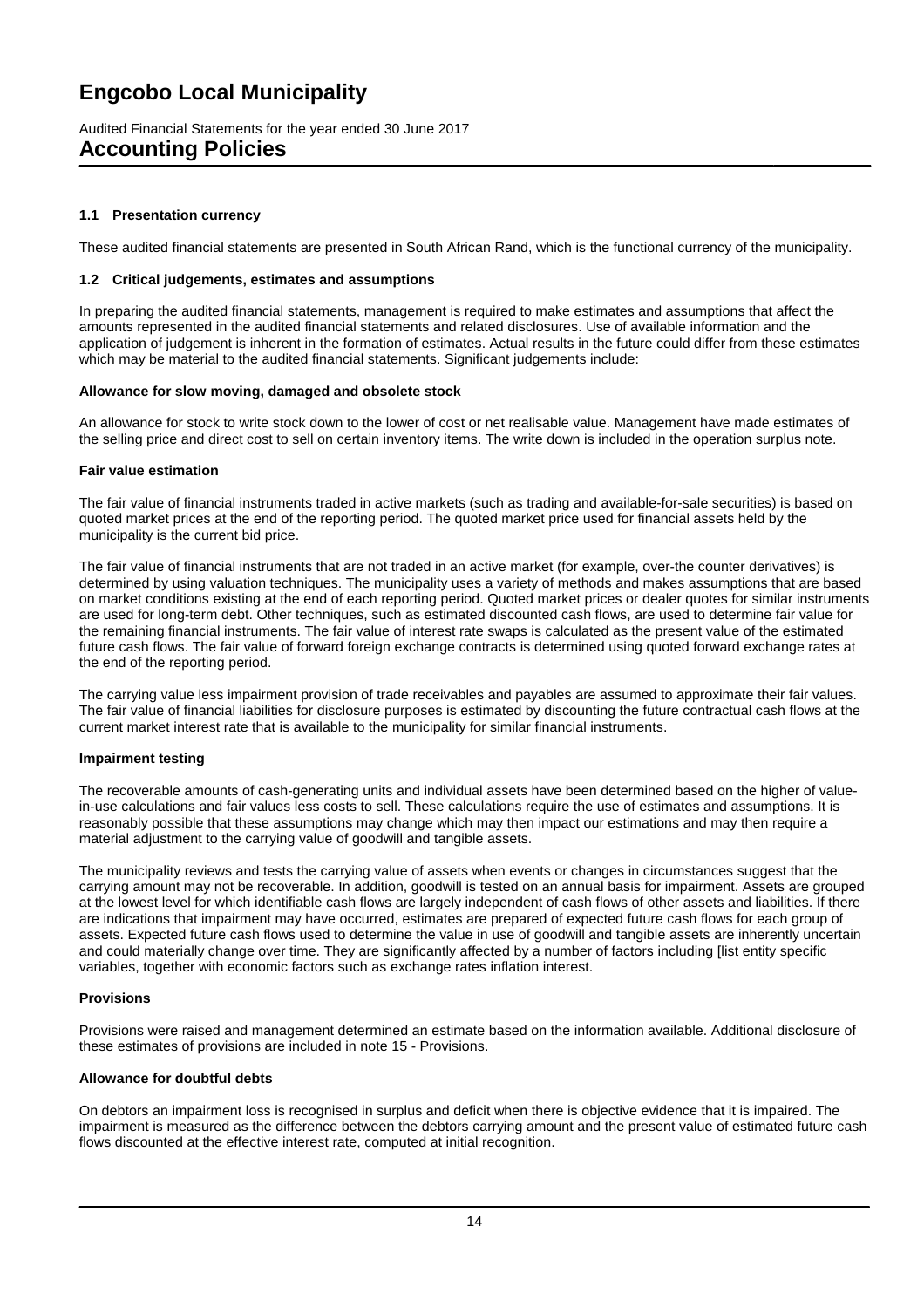# Engcobo Local Municipality

Audited Financial Statements for the year ended 30 June 2017

## Accounting Policies

### 1.1 Presentation currency

These audited financial statements are presented in South African Rand, which is the functional currency of the municipality.

### 1.2 Critical judgements, estimates and assumptions

In preparing the audited financial statements, management is required to make estimates and assumptions that affect the amounts represented in the audited financial statements and related disclosures. Use of available information and the application of judgement is inherent in the formation of estimates. Actual results in the future could differ from these estimates which may be material to the audited financial statements. Significant judgements include:

**Allowance for slow moving, damaged and obsolete stock**

An allowance for stock to write stock down to the lower of cost or net realisable value. Management have made estimates of the selling price and direct cost to sell on certain inventory items. The write down is included in the operation surplus note.

**Fair value estimation**

The fair value of financial instruments traded in active markets (such as trading and available-for-sale securities) is based on quoted market prices at the end of the reporting period. The quoted market price used for financial assets held by the municipality is the current bid price.

The fair value of financial instruments that are not traded in an active market (for example, over-the counter derivatives) is determined by using valuation techniques. The municipality uses a variety of methods and makes assumptions that are based on market conditions existing at the end of each reporting period. Quoted market prices or dealer quotes for similar instruments are used for long-term debt. Other techniques, such as estimated discounted cash flows, are used to determine fair value for the remaining financial instruments. The fair value of interest rate swaps is calculated as the present value of the estimated future cash flows. The fair value of forward foreign exchange contracts is determined using quoted forward exchange rates at the end of the reporting period.

The carrying value less impairment provision of trade receivables and payables are assumed to approximate their fair values. The fair value of financial liabilities for disclosure purposes is estimated by discounting the future contractual cash flows at the current market interest rate that is available to the municipality for similar financial instruments.

**Impairment testing**

The recoverable amounts of cash-generating units and individual assets have been determined based on the higher of value-in-use calculations and fair values less costs to sell. These calculations require the use of estimates and assumptions. It is reasonably possible that these assumptions may change which may then impact our estimations and may then require a material adjustment to the carrying value of goodwill and tangible assets.

The municipality reviews and tests the carrying value of assets when events or changes in circumstances suggest that the carrying amount may not be recoverable. In addition, goodwill is tested on an annual basis for impairment. Assets are grouped at the lowest level for which identifiable cash flows are largely independent of cash flows of other assets and liabilities. If there are indications that impairment may have occurred, estimates are prepared of expected future cash flows for each group of assets. Expected future cash flows used to determine the value in use of goodwill and tangible assets are inherently uncertain and could materially change over time. They are significantly affected by a number of factors including [list entity specific variables, together with economic factors such as exchange rates inflation interest.

**Provisions**

Provisions were raised and management determined an estimate based on the information available. Additional disclosure of these estimates of provisions are included in note 15 - Provisions.

**Allowance for doubtful debts**

On debtors an impairment loss is recognised in surplus and deficit when there is objective evidence that it is impaired. The impairment is measured as the difference between the debtors carrying amount and the present value of estimated future cash flows discounted at the effective interest rate, computed at initial recognition.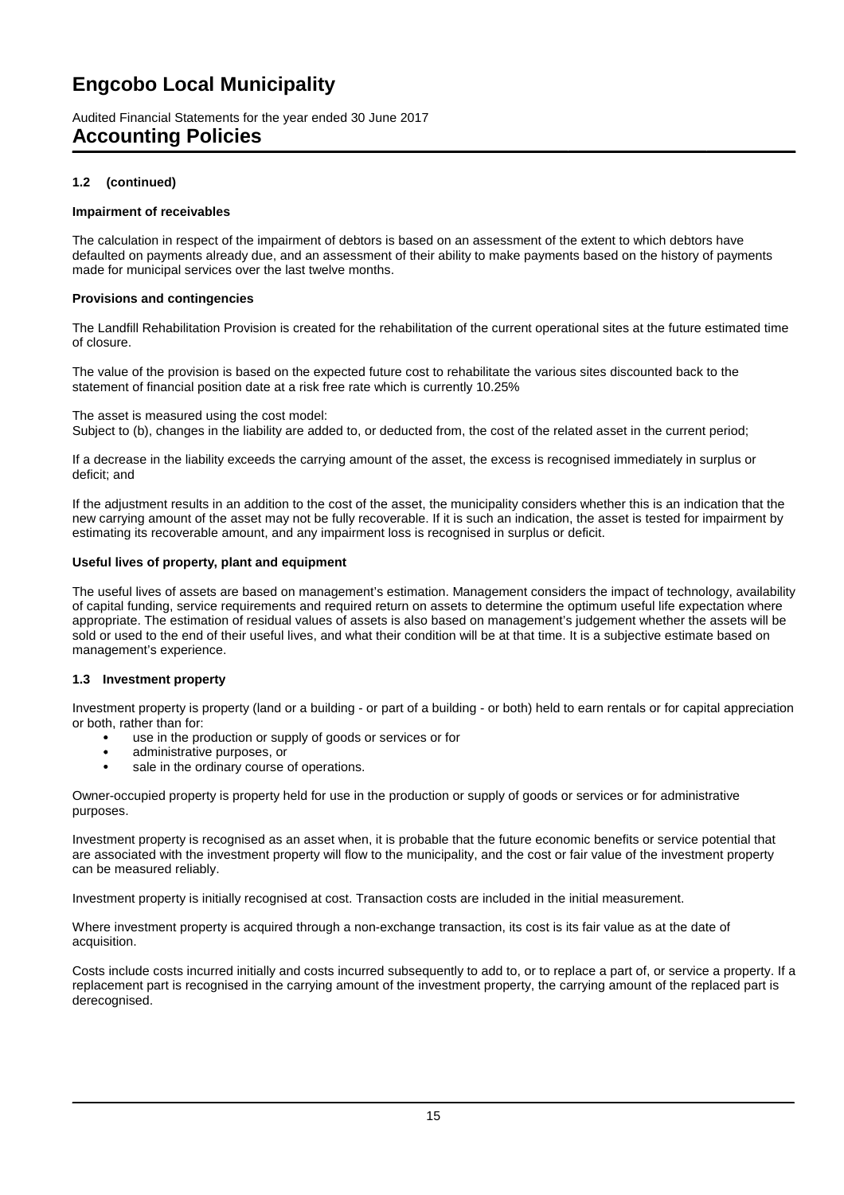# Engcobo Local Municipality

Audited Financial Statements for the year ended 30 June 2017

## Accounting Policies

### 1.2 (continued)

**Impairment of receivables**

The calculation in respect of the impairment of debtors is based on an assessment of the extent to which debtors have defaulted on payments already due, and an assessment of their ability to make payments based on the history of payments made for municipal services over the last twelve months.

**Provisions and contingencies**

The Landfill Rehabilitation Provision is created for the rehabilitation of the current operational sites at the future estimated time of closure.

The value of the provision is based on the expected future cost to rehabilitate the various sites discounted back to the statement of financial position date at a risk free rate which is currently 10.25%

The asset is measured using the cost model:
Subject to (b), changes in the liability are added to, or deducted from, the cost of the related asset in the current period;

If a decrease in the liability exceeds the carrying amount of the asset, the excess is recognised immediately in surplus or deficit; and

If the adjustment results in an addition to the cost of the asset, the municipality considers whether this is an indication that the new carrying amount of the asset may not be fully recoverable. If it is such an indication, the asset is tested for impairment by estimating its recoverable amount, and any impairment loss is recognised in surplus or deficit.

**Useful lives of property, plant and equipment**

The useful lives of assets are based on management's estimation. Management considers the impact of technology, availability of capital funding, service requirements and required return on assets to determine the optimum useful life expectation where appropriate. The estimation of residual values of assets is also based on management's judgement whether the assets will be sold or used to the end of their useful lives, and what their condition will be at that time. It is a subjective estimate based on management's experience.

### 1.3 Investment property

Investment property is property (land or a building - or part of a building - or both) held to earn rentals or for capital appreciation or both, rather than for:

- use in the production or supply of goods or services or for
- administrative purposes, or
- sale in the ordinary course of operations.

Owner-occupied property is property held for use in the production or supply of goods or services or for administrative purposes.

Investment property is recognised as an asset when, it is probable that the future economic benefits or service potential that are associated with the investment property will flow to the municipality, and the cost or fair value of the investment property can be measured reliably.

Investment property is initially recognised at cost. Transaction costs are included in the initial measurement.

Where investment property is acquired through a non-exchange transaction, its cost is its fair value as at the date of acquisition.

Costs include costs incurred initially and costs incurred subsequently to add to, or to replace a part of, or service a property. If a replacement part is recognised in the carrying amount of the investment property, the carrying amount of the replaced part is derecognised.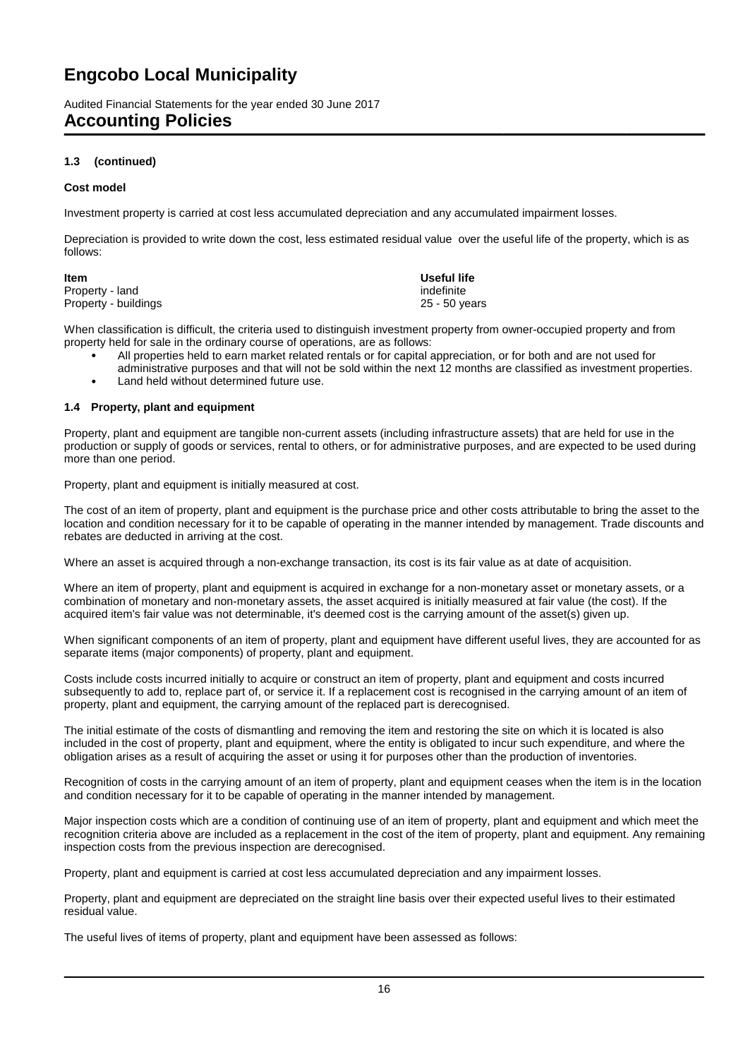# Engcobo Local Municipality

Audited Financial Statements for the year ended 30 June 2017

## Accounting Policies

**1.3 (continued)**

**Cost model**

Investment property is carried at cost less accumulated depreciation and any accumulated impairment losses.

Depreciation is provided to write down the cost, less estimated residual value over the useful life of the property, which is as follows:

| Item | Useful life |
|---|---|
| Property - land | indefinite |
| Property - buildings | 25 - 50 years |

When classification is difficult, the criteria used to distinguish investment property from owner-occupied property and from property held for sale in the ordinary course of operations, are as follows:

- All properties held to earn market related rentals or for capital appreciation, or for both and are not used for administrative purposes and that will not be sold within the next 12 months are classified as investment properties.
- Land held without determined future use.

**1.4 Property, plant and equipment**

Property, plant and equipment are tangible non-current assets (including infrastructure assets) that are held for use in the production or supply of goods or services, rental to others, or for administrative purposes, and are expected to be used during more than one period.

Property, plant and equipment is initially measured at cost.

The cost of an item of property, plant and equipment is the purchase price and other costs attributable to bring the asset to the location and condition necessary for it to be capable of operating in the manner intended by management. Trade discounts and rebates are deducted in arriving at the cost.

Where an asset is acquired through a non-exchange transaction, its cost is its fair value as at date of acquisition.

Where an item of property, plant and equipment is acquired in exchange for a non-monetary asset or monetary assets, or a combination of monetary and non-monetary assets, the asset acquired is initially measured at fair value (the cost). If the acquired item's fair value was not determinable, it's deemed cost is the carrying amount of the asset(s) given up.

When significant components of an item of property, plant and equipment have different useful lives, they are accounted for as separate items (major components) of property, plant and equipment.

Costs include costs incurred initially to acquire or construct an item of property, plant and equipment and costs incurred subsequently to add to, replace part of, or service it. If a replacement cost is recognised in the carrying amount of an item of property, plant and equipment, the carrying amount of the replaced part is derecognised.

The initial estimate of the costs of dismantling and removing the item and restoring the site on which it is located is also included in the cost of property, plant and equipment, where the entity is obligated to incur such expenditure, and where the obligation arises as a result of acquiring the asset or using it for purposes other than the production of inventories.

Recognition of costs in the carrying amount of an item of property, plant and equipment ceases when the item is in the location and condition necessary for it to be capable of operating in the manner intended by management.

Major inspection costs which are a condition of continuing use of an item of property, plant and equipment and which meet the recognition criteria above are included as a replacement in the cost of the item of property, plant and equipment. Any remaining inspection costs from the previous inspection are derecognised.

Property, plant and equipment is carried at cost less accumulated depreciation and any impairment losses.

Property, plant and equipment are depreciated on the straight line basis over their expected useful lives to their estimated residual value.

The useful lives of items of property, plant and equipment have been assessed as follows: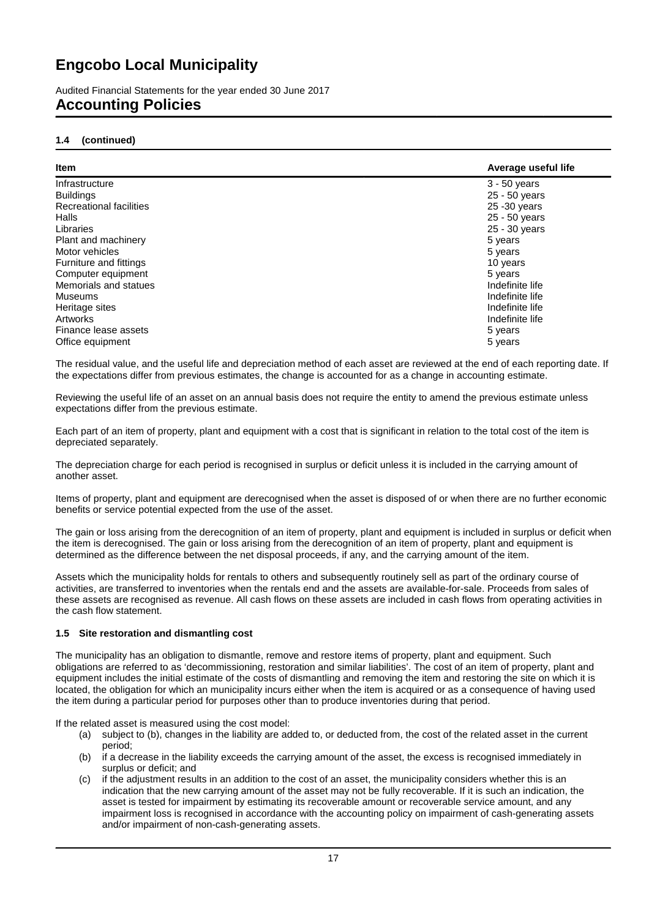# Engcobo Local Municipality

Audited Financial Statements for the year ended 30 June 2017

## Accounting Policies

### 1.4 (continued)

| Item | Average useful life |
| --- | --- |
| Infrastructure | 3 - 50 years |
| Buildings | 25 - 50 years |
| Recreational facilities | 25 -30 years |
| Halls | 25 - 50 years |
| Libraries | 25 - 30 years |
| Plant and machinery | 5 years |
| Motor vehicles | 5 years |
| Furniture and fittings | 10 years |
| Computer equipment | 5 years |
| Memorials and statues | Indefinite life |
| Museums | Indefinite life |
| Heritage sites | Indefinite life |
| Artworks | Indefinite life |
| Finance lease assets | 5 years |
| Office equipment | 5 years |

The residual value, and the useful life and depreciation method of each asset are reviewed at the end of each reporting date. If the expectations differ from previous estimates, the change is accounted for as a change in accounting estimate.

Reviewing the useful life of an asset on an annual basis does not require the entity to amend the previous estimate unless expectations differ from the previous estimate.

Each part of an item of property, plant and equipment with a cost that is significant in relation to the total cost of the item is depreciated separately.

The depreciation charge for each period is recognised in surplus or deficit unless it is included in the carrying amount of another asset.

Items of property, plant and equipment are derecognised when the asset is disposed of or when there are no further economic benefits or service potential expected from the use of the asset.

The gain or loss arising from the derecognition of an item of property, plant and equipment is included in surplus or deficit when the item is derecognised. The gain or loss arising from the derecognition of an item of property, plant and equipment is determined as the difference between the net disposal proceeds, if any, and the carrying amount of the item.

Assets which the municipality holds for rentals to others and subsequently routinely sell as part of the ordinary course of activities, are transferred to inventories when the rentals end and the assets are available-for-sale. Proceeds from sales of these assets are recognised as revenue. All cash flows on these assets are included in cash flows from operating activities in the cash flow statement.

### 1.5 Site restoration and dismantling cost

The municipality has an obligation to dismantle, remove and restore items of property, plant and equipment. Such obligations are referred to as 'decommissioning, restoration and similar liabilities'. The cost of an item of property, plant and equipment includes the initial estimate of the costs of dismantling and removing the item and restoring the site on which it is located, the obligation for which an municipality incurs either when the item is acquired or as a consequence of having used the item during a particular period for purposes other than to produce inventories during that period.

If the related asset is measured using the cost model:

- (a) subject to (b), changes in the liability are added to, or deducted from, the cost of the related asset in the current period;
- (b) if a decrease in the liability exceeds the carrying amount of the asset, the excess is recognised immediately in surplus or deficit; and
- (c) if the adjustment results in an addition to the cost of an asset, the municipality considers whether this is an indication that the new carrying amount of the asset may not be fully recoverable. If it is such an indication, the asset is tested for impairment by estimating its recoverable amount or recoverable service amount, and any impairment loss is recognised in accordance with the accounting policy on impairment of cash-generating assets and/or impairment of non-cash-generating assets.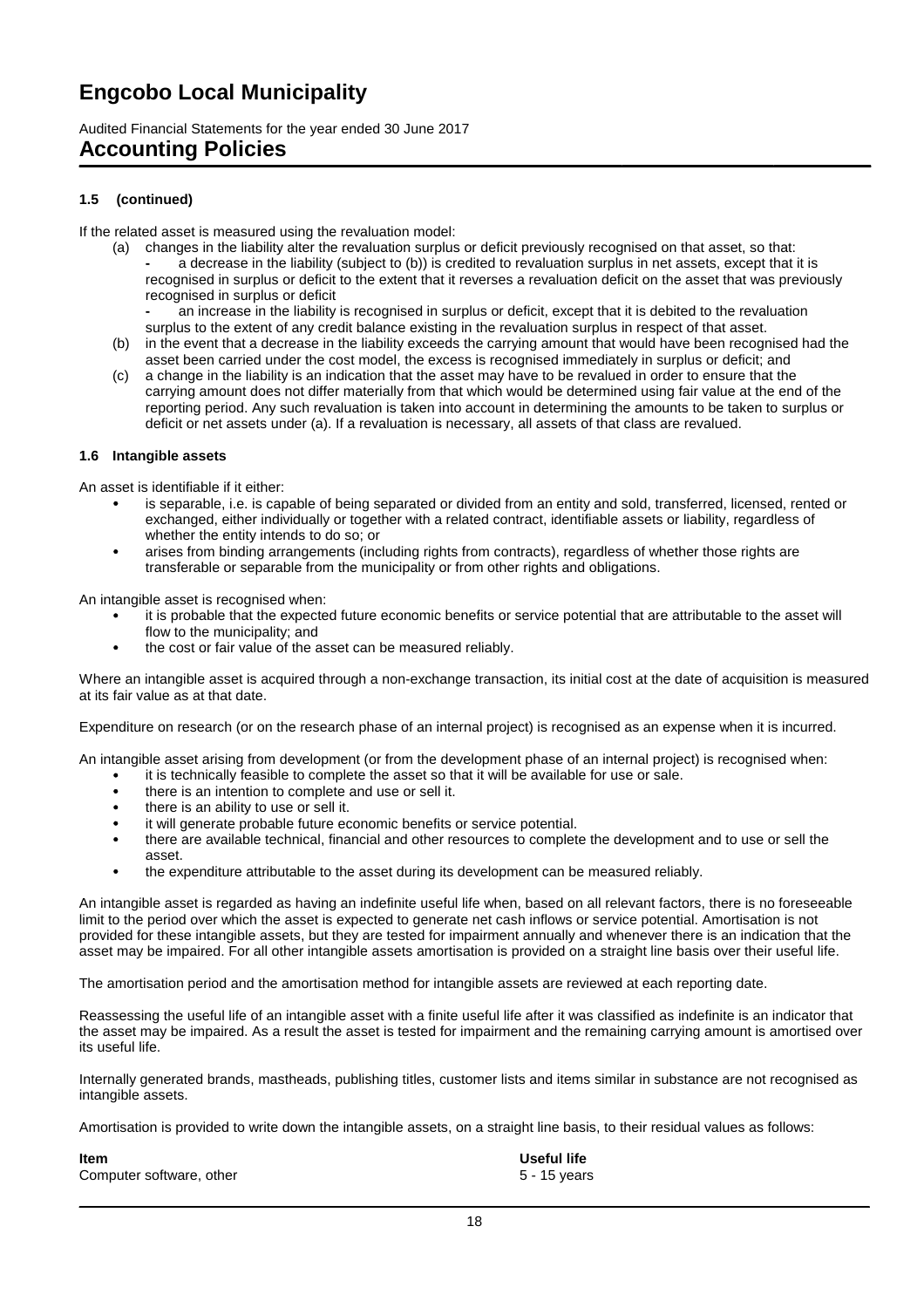### 1.5 (continued)

If the related asset is measured using the revaluation model:

(a) changes in the liability alter the revaluation surplus or deficit previously recognised on that asset, so that:
  - a decrease in the liability (subject to (b)) is credited to revaluation surplus in net assets, except that it is recognised in surplus or deficit to the extent that it reverses a revaluation deficit on the asset that was previously recognised in surplus or deficit
  - an increase in the liability is recognised in surplus or deficit, except that it is debited to the revaluation surplus to the extent of any credit balance existing in the revaluation surplus in respect of that asset.

(b) in the event that a decrease in the liability exceeds the carrying amount that would have been recognised had the asset been carried under the cost model, the excess is recognised immediately in surplus or deficit; and

(c) a change in the liability is an indication that the asset may have to be revalued in order to ensure that the carrying amount does not differ materially from that which would be determined using fair value at the end of the reporting period. Any such revaluation is taken into account in determining the amounts to be taken to surplus or deficit or net assets under (a). If a revaluation is necessary, all assets of that class are revalued.

### 1.6 Intangible assets

An asset is identifiable if it either:

- is separable, i.e. is capable of being separated or divided from an entity and sold, transferred, licensed, rented or exchanged, either individually or together with a related contract, identifiable assets or liability, regardless of whether the entity intends to do so; or
- arises from binding arrangements (including rights from contracts), regardless of whether those rights are transferable or separable from the municipality or from other rights and obligations.

An intangible asset is recognised when:

- it is probable that the expected future economic benefits or service potential that are attributable to the asset will flow to the municipality; and
- the cost or fair value of the asset can be measured reliably.

Where an intangible asset is acquired through a non-exchange transaction, its initial cost at the date of acquisition is measured at its fair value as at that date.

Expenditure on research (or on the research phase of an internal project) is recognised as an expense when it is incurred.

An intangible asset arising from development (or from the development phase of an internal project) is recognised when:

- it is technically feasible to complete the asset so that it will be available for use or sale.
- there is an intention to complete and use or sell it.
- there is an ability to use or sell it.
- it will generate probable future economic benefits or service potential.
- there are available technical, financial and other resources to complete the development and to use or sell the asset.
- the expenditure attributable to the asset during its development can be measured reliably.

An intangible asset is regarded as having an indefinite useful life when, based on all relevant factors, there is no foreseeable limit to the period over which the asset is expected to generate net cash inflows or service potential. Amortisation is not provided for these intangible assets, but they are tested for impairment annually and whenever there is an indication that the asset may be impaired. For all other intangible assets amortisation is provided on a straight line basis over their useful life.

The amortisation period and the amortisation method for intangible assets are reviewed at each reporting date.

Reassessing the useful life of an intangible asset with a finite useful life after it was classified as indefinite is an indicator that the asset may be impaired. As a result the asset is tested for impairment and the remaining carrying amount is amortised over its useful life.

Internally generated brands, mastheads, publishing titles, customer lists and items similar in substance are not recognised as intangible assets.

Amortisation is provided to write down the intangible assets, on a straight line basis, to their residual values as follows:

| Item | Useful life |
| --- | --- |
| Computer software, other | 5 - 15 years |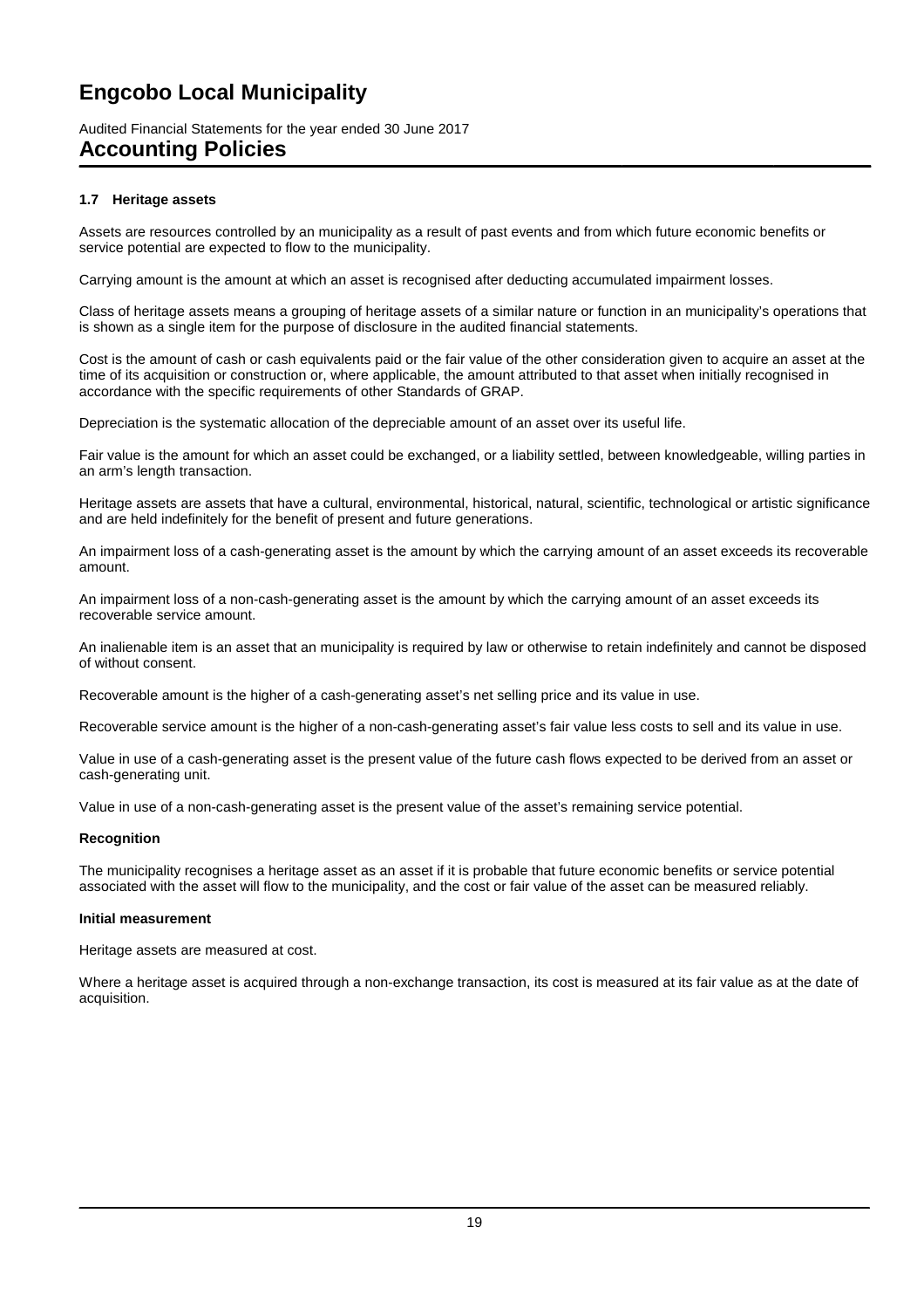# Engcobo Local Municipality

Audited Financial Statements for the year ended 30 June 2017

## Accounting Policies

### 1.7 Heritage assets

Assets are resources controlled by an municipality as a result of past events and from which future economic benefits or service potential are expected to flow to the municipality.

Carrying amount is the amount at which an asset is recognised after deducting accumulated impairment losses.

Class of heritage assets means a grouping of heritage assets of a similar nature or function in an municipality's operations that is shown as a single item for the purpose of disclosure in the audited financial statements.

Cost is the amount of cash or cash equivalents paid or the fair value of the other consideration given to acquire an asset at the time of its acquisition or construction or, where applicable, the amount attributed to that asset when initially recognised in accordance with the specific requirements of other Standards of GRAP.

Depreciation is the systematic allocation of the depreciable amount of an asset over its useful life.

Fair value is the amount for which an asset could be exchanged, or a liability settled, between knowledgeable, willing parties in an arm's length transaction.

Heritage assets are assets that have a cultural, environmental, historical, natural, scientific, technological or artistic significance and are held indefinitely for the benefit of present and future generations.

An impairment loss of a cash-generating asset is the amount by which the carrying amount of an asset exceeds its recoverable amount.

An impairment loss of a non-cash-generating asset is the amount by which the carrying amount of an asset exceeds its recoverable service amount.

An inalienable item is an asset that an municipality is required by law or otherwise to retain indefinitely and cannot be disposed of without consent.

Recoverable amount is the higher of a cash-generating asset's net selling price and its value in use.

Recoverable service amount is the higher of a non-cash-generating asset's fair value less costs to sell and its value in use.

Value in use of a cash-generating asset is the present value of the future cash flows expected to be derived from an asset or cash-generating unit.

Value in use of a non-cash-generating asset is the present value of the asset's remaining service potential.

**Recognition**

The municipality recognises a heritage asset as an asset if it is probable that future economic benefits or service potential associated with the asset will flow to the municipality, and the cost or fair value of the asset can be measured reliably.

**Initial measurement**

Heritage assets are measured at cost.

Where a heritage asset is acquired through a non-exchange transaction, its cost is measured at its fair value as at the date of acquisition.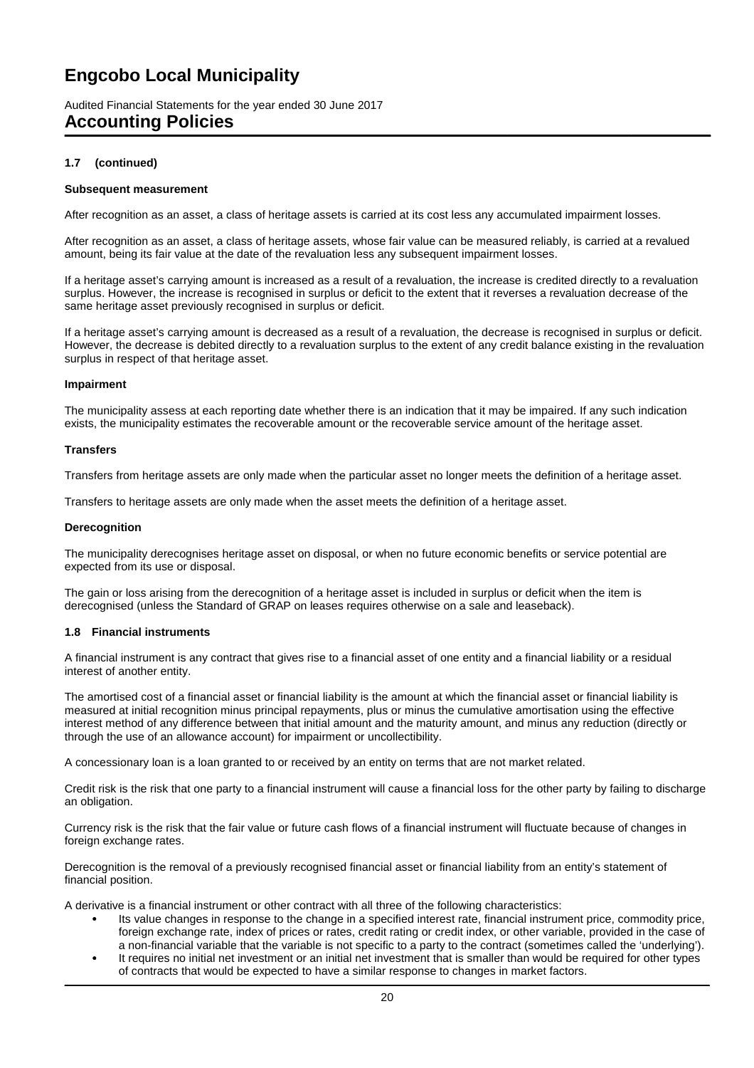# Engcobo Local Municipality

Audited Financial Statements for the year ended 30 June 2017

## Accounting Policies

### 1.7 (continued)

**Subsequent measurement**

After recognition as an asset, a class of heritage assets is carried at its cost less any accumulated impairment losses.

After recognition as an asset, a class of heritage assets, whose fair value can be measured reliably, is carried at a revalued amount, being its fair value at the date of the revaluation less any subsequent impairment losses.

If a heritage asset's carrying amount is increased as a result of a revaluation, the increase is credited directly to a revaluation surplus. However, the increase is recognised in surplus or deficit to the extent that it reverses a revaluation decrease of the same heritage asset previously recognised in surplus or deficit.

If a heritage asset's carrying amount is decreased as a result of a revaluation, the decrease is recognised in surplus or deficit. However, the decrease is debited directly to a revaluation surplus to the extent of any credit balance existing in the revaluation surplus in respect of that heritage asset.

**Impairment**

The municipality assess at each reporting date whether there is an indication that it may be impaired. If any such indication exists, the municipality estimates the recoverable amount or the recoverable service amount of the heritage asset.

**Transfers**

Transfers from heritage assets are only made when the particular asset no longer meets the definition of a heritage asset.

Transfers to heritage assets are only made when the asset meets the definition of a heritage asset.

**Derecognition**

The municipality derecognises heritage asset on disposal, or when no future economic benefits or service potential are expected from its use or disposal.

The gain or loss arising from the derecognition of a heritage asset is included in surplus or deficit when the item is derecognised (unless the Standard of GRAP on leases requires otherwise on a sale and leaseback).

### 1.8 Financial instruments

A financial instrument is any contract that gives rise to a financial asset of one entity and a financial liability or a residual interest of another entity.

The amortised cost of a financial asset or financial liability is the amount at which the financial asset or financial liability is measured at initial recognition minus principal repayments, plus or minus the cumulative amortisation using the effective interest method of any difference between that initial amount and the maturity amount, and minus any reduction (directly or through the use of an allowance account) for impairment or uncollectibility.

A concessionary loan is a loan granted to or received by an entity on terms that are not market related.

Credit risk is the risk that one party to a financial instrument will cause a financial loss for the other party by failing to discharge an obligation.

Currency risk is the risk that the fair value or future cash flows of a financial instrument will fluctuate because of changes in foreign exchange rates.

Derecognition is the removal of a previously recognised financial asset or financial liability from an entity's statement of financial position.

A derivative is a financial instrument or other contract with all three of the following characteristics:

- Its value changes in response to the change in a specified interest rate, financial instrument price, commodity price, foreign exchange rate, index of prices or rates, credit rating or credit index, or other variable, provided in the case of a non-financial variable that the variable is not specific to a party to the contract (sometimes called the 'underlying').
- It requires no initial net investment or an initial net investment that is smaller than would be required for other types of contracts that would be expected to have a similar response to changes in market factors.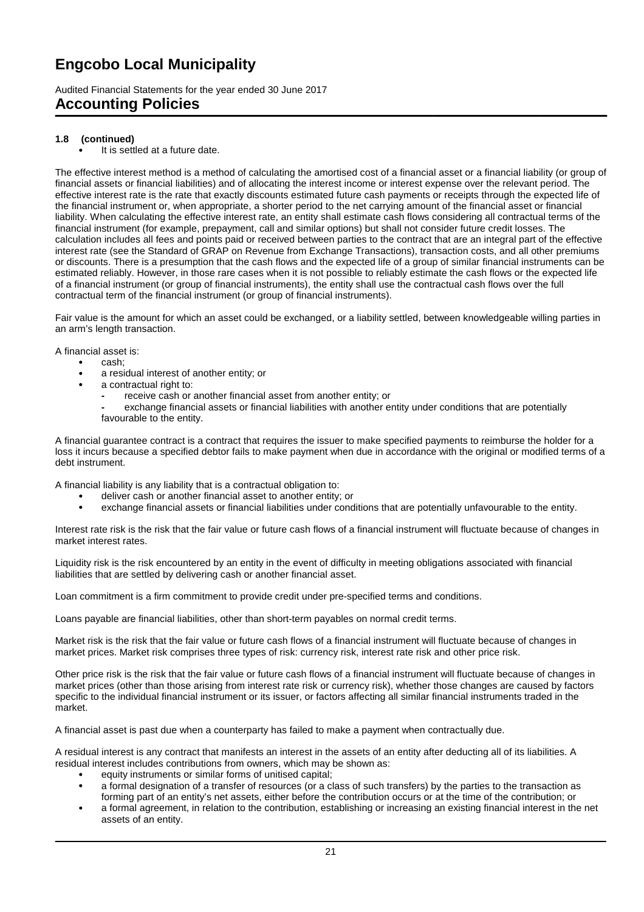**1.8 (continued)**

- It is settled at a future date.

The effective interest method is a method of calculating the amortised cost of a financial asset or a financial liability (or group of financial assets or financial liabilities) and of allocating the interest income or interest expense over the relevant period. The effective interest rate is the rate that exactly discounts estimated future cash payments or receipts through the expected life of the financial instrument or, when appropriate, a shorter period to the net carrying amount of the financial asset or financial liability. When calculating the effective interest rate, an entity shall estimate cash flows considering all contractual terms of the financial instrument (for example, prepayment, call and similar options) but shall not consider future credit losses. The calculation includes all fees and points paid or received between parties to the contract that are an integral part of the effective interest rate (see the Standard of GRAP on Revenue from Exchange Transactions), transaction costs, and all other premiums or discounts. There is a presumption that the cash flows and the expected life of a group of similar financial instruments can be estimated reliably. However, in those rare cases when it is not possible to reliably estimate the cash flows or the expected life of a financial instrument (or group of financial instruments), the entity shall use the contractual cash flows over the full contractual term of the financial instrument (or group of financial instruments).

Fair value is the amount for which an asset could be exchanged, or a liability settled, between knowledgeable willing parties in an arm's length transaction.

A financial asset is:

- cash;
- a residual interest of another entity; or
- a contractual right to:
  - receive cash or another financial asset from another entity; or
  - exchange financial assets or financial liabilities with another entity under conditions that are potentially favourable to the entity.

A financial guarantee contract is a contract that requires the issuer to make specified payments to reimburse the holder for a loss it incurs because a specified debtor fails to make payment when due in accordance with the original or modified terms of a debt instrument.

A financial liability is any liability that is a contractual obligation to:

- deliver cash or another financial asset to another entity; or
- exchange financial assets or financial liabilities under conditions that are potentially unfavourable to the entity.

Interest rate risk is the risk that the fair value or future cash flows of a financial instrument will fluctuate because of changes in market interest rates.

Liquidity risk is the risk encountered by an entity in the event of difficulty in meeting obligations associated with financial liabilities that are settled by delivering cash or another financial asset.

Loan commitment is a firm commitment to provide credit under pre-specified terms and conditions.

Loans payable are financial liabilities, other than short-term payables on normal credit terms.

Market risk is the risk that the fair value or future cash flows of a financial instrument will fluctuate because of changes in market prices. Market risk comprises three types of risk: currency risk, interest rate risk and other price risk.

Other price risk is the risk that the fair value or future cash flows of a financial instrument will fluctuate because of changes in market prices (other than those arising from interest rate risk or currency risk), whether those changes are caused by factors specific to the individual financial instrument or its issuer, or factors affecting all similar financial instruments traded in the market.

A financial asset is past due when a counterparty has failed to make a payment when contractually due.

A residual interest is any contract that manifests an interest in the assets of an entity after deducting all of its liabilities. A residual interest includes contributions from owners, which may be shown as:

- equity instruments or similar forms of unitised capital;
- a formal designation of a transfer of resources (or a class of such transfers) by the parties to the transaction as forming part of an entity's net assets, either before the contribution occurs or at the time of the contribution; or
- a formal agreement, in relation to the contribution, establishing or increasing an existing financial interest in the net assets of an entity.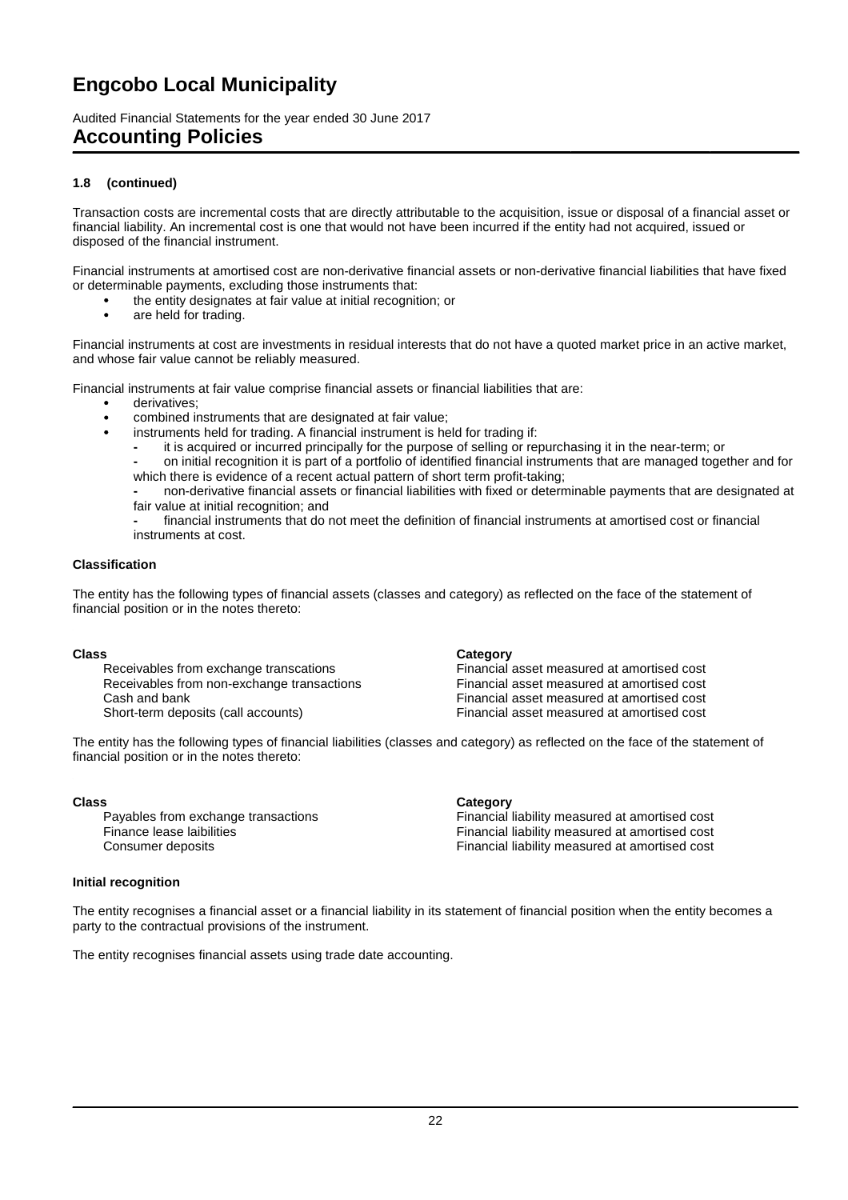# Engcobo Local Municipality

Audited Financial Statements for the year ended 30 June 2017

## Accounting Policies

**1.8 (continued)**

Transaction costs are incremental costs that are directly attributable to the acquisition, issue or disposal of a financial asset or financial liability. An incremental cost is one that would not have been incurred if the entity had not acquired, issued or disposed of the financial instrument.

Financial instruments at amortised cost are non-derivative financial assets or non-derivative financial liabilities that have fixed or determinable payments, excluding those instruments that:

- the entity designates at fair value at initial recognition; or
- are held for trading.

Financial instruments at cost are investments in residual interests that do not have a quoted market price in an active market, and whose fair value cannot be reliably measured.

Financial instruments at fair value comprise financial assets or financial liabilities that are:

- derivatives;
- combined instruments that are designated at fair value;
- instruments held for trading. A financial instrument is held for trading if:
  - it is acquired or incurred principally for the purpose of selling or repurchasing it in the near-term; or
  - on initial recognition it is part of a portfolio of identified financial instruments that are managed together and for which there is evidence of a recent actual pattern of short term profit-taking;
  - non-derivative financial assets or financial liabilities with fixed or determinable payments that are designated at fair value at initial recognition; and
  - financial instruments that do not meet the definition of financial instruments at amortised cost or financial instruments at cost.

**Classification**

The entity has the following types of financial assets (classes and category) as reflected on the face of the statement of financial position or in the notes thereto:

| Class | Category |
| --- | --- |
| Receivables from exchange transcations | Financial asset measured at amortised cost |
| Receivables from non-exchange transactions | Financial asset measured at amortised cost |
| Cash and bank | Financial asset measured at amortised cost |
| Short-term deposits (call accounts) | Financial asset measured at amortised cost |

The entity has the following types of financial liabilities (classes and category) as reflected on the face of the statement of financial position or in the notes thereto:

| Class | Category |
| --- | --- |
| Payables from exchange transactions | Financial liability measured at amortised cost |
| Finance lease laibilities | Financial liability measured at amortised cost |
| Consumer deposits | Financial liability measured at amortised cost |

**Initial recognition**

The entity recognises a financial asset or a financial liability in its statement of financial position when the entity becomes a party to the contractual provisions of the instrument.

The entity recognises financial assets using trade date accounting.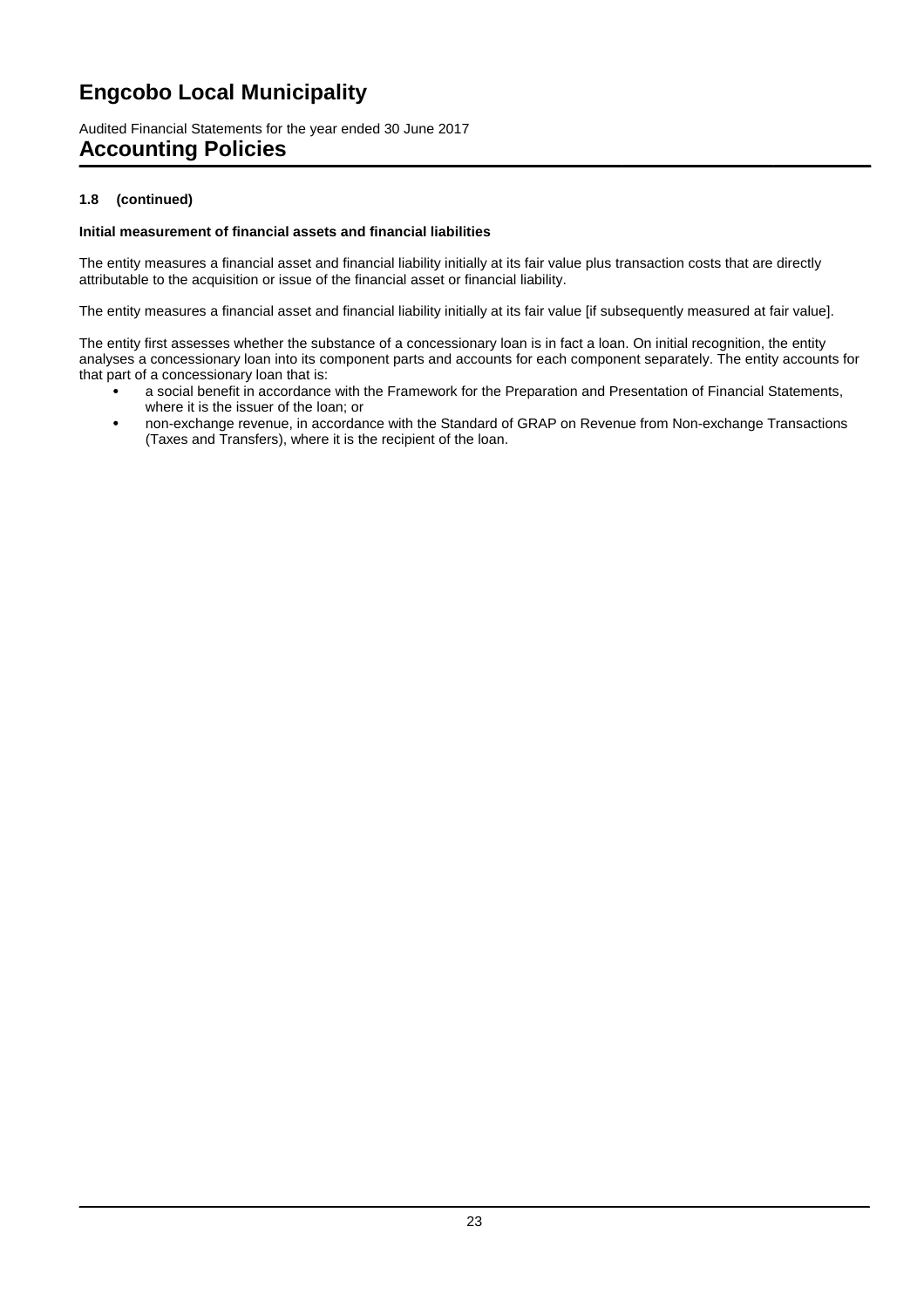# Engcobo Local Municipality

Audited Financial Statements for the year ended 30 June 2017

## Accounting Policies

**1.8 (continued)**

**Initial measurement of financial assets and financial liabilities**

The entity measures a financial asset and financial liability initially at its fair value plus transaction costs that are directly attributable to the acquisition or issue of the financial asset or financial liability.

The entity measures a financial asset and financial liability initially at its fair value [if subsequently measured at fair value].

The entity first assesses whether the substance of a concessionary loan is in fact a loan. On initial recognition, the entity analyses a concessionary loan into its component parts and accounts for each component separately. The entity accounts for that part of a concessionary loan that is:

- a social benefit in accordance with the Framework for the Preparation and Presentation of Financial Statements, where it is the issuer of the loan; or
- non-exchange revenue, in accordance with the Standard of GRAP on Revenue from Non-exchange Transactions (Taxes and Transfers), where it is the recipient of the loan.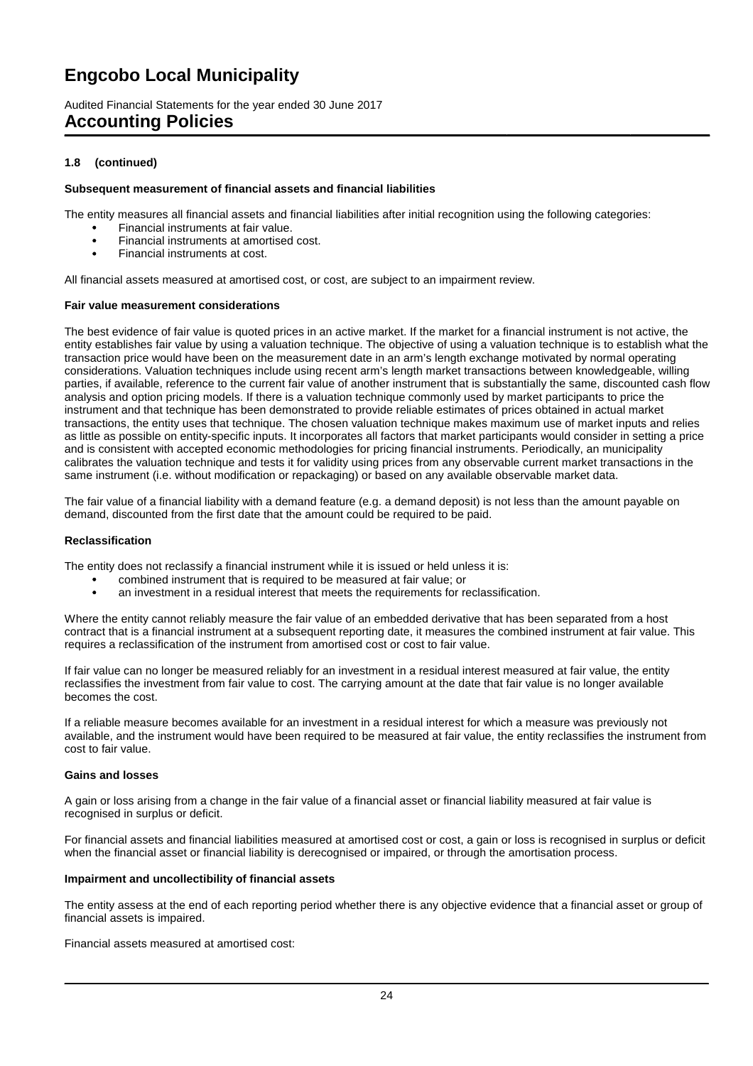# Engcobo Local Municipality

Audited Financial Statements for the year ended 30 June 2017

## Accounting Policies

**1.8 (continued)**

**Subsequent measurement of financial assets and financial liabilities**

The entity measures all financial assets and financial liabilities after initial recognition using the following categories:

- Financial instruments at fair value.
- Financial instruments at amortised cost.
- Financial instruments at cost.

All financial assets measured at amortised cost, or cost, are subject to an impairment review.

**Fair value measurement considerations**

The best evidence of fair value is quoted prices in an active market. If the market for a financial instrument is not active, the entity establishes fair value by using a valuation technique. The objective of using a valuation technique is to establish what the transaction price would have been on the measurement date in an arm's length exchange motivated by normal operating considerations. Valuation techniques include using recent arm's length market transactions between knowledgeable, willing parties, if available, reference to the current fair value of another instrument that is substantially the same, discounted cash flow analysis and option pricing models. If there is a valuation technique commonly used by market participants to price the instrument and that technique has been demonstrated to provide reliable estimates of prices obtained in actual market transactions, the entity uses that technique. The chosen valuation technique makes maximum use of market inputs and relies as little as possible on entity-specific inputs. It incorporates all factors that market participants would consider in setting a price and is consistent with accepted economic methodologies for pricing financial instruments. Periodically, an municipality calibrates the valuation technique and tests it for validity using prices from any observable current market transactions in the same instrument (i.e. without modification or repackaging) or based on any available observable market data.

The fair value of a financial liability with a demand feature (e.g. a demand deposit) is not less than the amount payable on demand, discounted from the first date that the amount could be required to be paid.

**Reclassification**

The entity does not reclassify a financial instrument while it is issued or held unless it is:

- combined instrument that is required to be measured at fair value; or
- an investment in a residual interest that meets the requirements for reclassification.

Where the entity cannot reliably measure the fair value of an embedded derivative that has been separated from a host contract that is a financial instrument at a subsequent reporting date, it measures the combined instrument at fair value. This requires a reclassification of the instrument from amortised cost or cost to fair value.

If fair value can no longer be measured reliably for an investment in a residual interest measured at fair value, the entity reclassifies the investment from fair value to cost. The carrying amount at the date that fair value is no longer available becomes the cost.

If a reliable measure becomes available for an investment in a residual interest for which a measure was previously not available, and the instrument would have been required to be measured at fair value, the entity reclassifies the instrument from cost to fair value.

**Gains and losses**

A gain or loss arising from a change in the fair value of a financial asset or financial liability measured at fair value is recognised in surplus or deficit.

For financial assets and financial liabilities measured at amortised cost or cost, a gain or loss is recognised in surplus or deficit when the financial asset or financial liability is derecognised or impaired, or through the amortisation process.

**Impairment and uncollectibility of financial assets**

The entity assess at the end of each reporting period whether there is any objective evidence that a financial asset or group of financial assets is impaired.

Financial assets measured at amortised cost: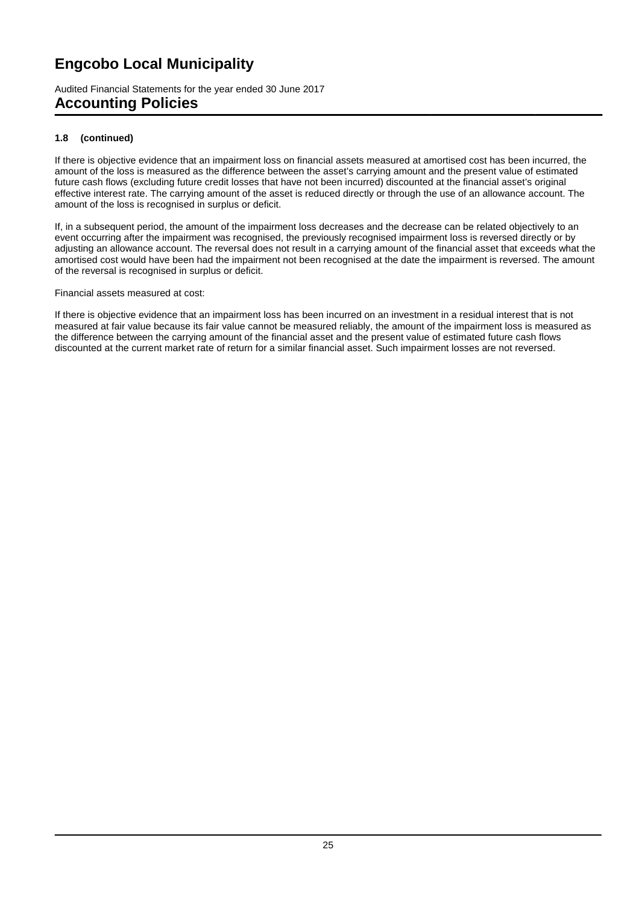### 1.8 (continued)

If there is objective evidence that an impairment loss on financial assets measured at amortised cost has been incurred, the amount of the loss is measured as the difference between the asset's carrying amount and the present value of estimated future cash flows (excluding future credit losses that have not been incurred) discounted at the financial asset's original effective interest rate. The carrying amount of the asset is reduced directly or through the use of an allowance account. The amount of the loss is recognised in surplus or deficit.

If, in a subsequent period, the amount of the impairment loss decreases and the decrease can be related objectively to an event occurring after the impairment was recognised, the previously recognised impairment loss is reversed directly or by adjusting an allowance account. The reversal does not result in a carrying amount of the financial asset that exceeds what the amortised cost would have been had the impairment not been recognised at the date the impairment is reversed. The amount of the reversal is recognised in surplus or deficit.

Financial assets measured at cost:

If there is objective evidence that an impairment loss has been incurred on an investment in a residual interest that is not measured at fair value because its fair value cannot be measured reliably, the amount of the impairment loss is measured as the difference between the carrying amount of the financial asset and the present value of estimated future cash flows discounted at the current market rate of return for a similar financial asset. Such impairment losses are not reversed.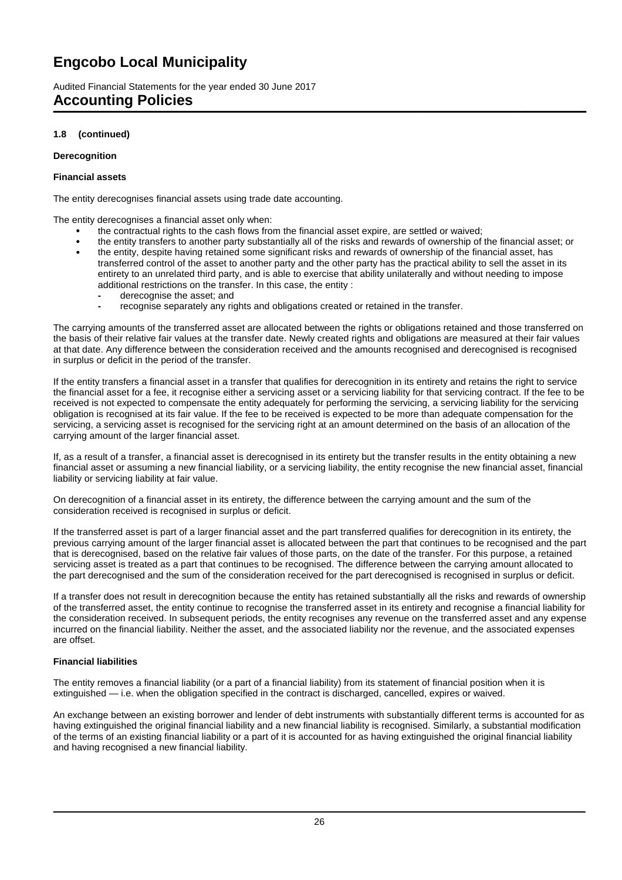**1.8 (continued)**

**Derecognition**

**Financial assets**

The entity derecognises financial assets using trade date accounting.

The entity derecognises a financial asset only when:

- the contractual rights to the cash flows from the financial asset expire, are settled or waived;
- the entity transfers to another party substantially all of the risks and rewards of ownership of the financial asset; or
- the entity, despite having retained some significant risks and rewards of ownership of the financial asset, has transferred control of the asset to another party and the other party has the practical ability to sell the asset in its entirety to an unrelated third party, and is able to exercise that ability unilaterally and without needing to impose additional restrictions on the transfer. In this case, the entity :
  - derecognise the asset; and
  - recognise separately any rights and obligations created or retained in the transfer.

The carrying amounts of the transferred asset are allocated between the rights or obligations retained and those transferred on the basis of their relative fair values at the transfer date. Newly created rights and obligations are measured at their fair values at that date. Any difference between the consideration received and the amounts recognised and derecognised is recognised in surplus or deficit in the period of the transfer.

If the entity transfers a financial asset in a transfer that qualifies for derecognition in its entirety and retains the right to service the financial asset for a fee, it recognise either a servicing asset or a servicing liability for that servicing contract. If the fee to be received is not expected to compensate the entity adequately for performing the servicing, a servicing liability for the servicing obligation is recognised at its fair value. If the fee to be received is expected to be more than adequate compensation for the servicing, a servicing asset is recognised for the servicing right at an amount determined on the basis of an allocation of the carrying amount of the larger financial asset.

If, as a result of a transfer, a financial asset is derecognised in its entirety but the transfer results in the entity obtaining a new financial asset or assuming a new financial liability, or a servicing liability, the entity recognise the new financial asset, financial liability or servicing liability at fair value.

On derecognition of a financial asset in its entirety, the difference between the carrying amount and the sum of the consideration received is recognised in surplus or deficit.

If the transferred asset is part of a larger financial asset and the part transferred qualifies for derecognition in its entirety, the previous carrying amount of the larger financial asset is allocated between the part that continues to be recognised and the part that is derecognised, based on the relative fair values of those parts, on the date of the transfer. For this purpose, a retained servicing asset is treated as a part that continues to be recognised. The difference between the carrying amount allocated to the part derecognised and the sum of the consideration received for the part derecognised is recognised in surplus or deficit.

If a transfer does not result in derecognition because the entity has retained substantially all the risks and rewards of ownership of the transferred asset, the entity continue to recognise the transferred asset in its entirety and recognise a financial liability for the consideration received. In subsequent periods, the entity recognises any revenue on the transferred asset and any expense incurred on the financial liability. Neither the asset, and the associated liability nor the revenue, and the associated expenses are offset.

**Financial liabilities**

The entity removes a financial liability (or a part of a financial liability) from its statement of financial position when it is extinguished — i.e. when the obligation specified in the contract is discharged, cancelled, expires or waived.

An exchange between an existing borrower and lender of debt instruments with substantially different terms is accounted for as having extinguished the original financial liability and a new financial liability is recognised. Similarly, a substantial modification of the terms of an existing financial liability or a part of it is accounted for as having extinguished the original financial liability and having recognised a new financial liability.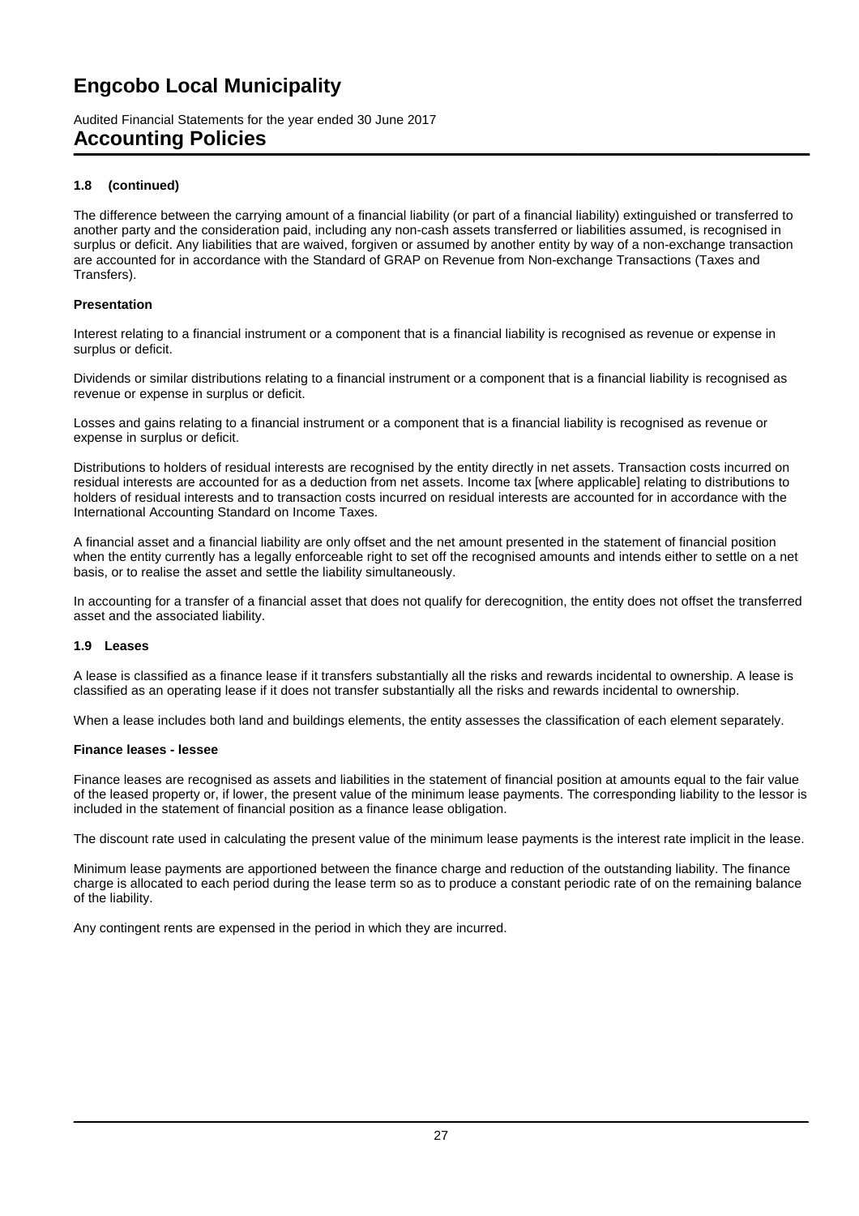# Engcobo Local Municipality

Audited Financial Statements for the year ended 30 June 2017

## Accounting Policies

### 1.8 (continued)

The difference between the carrying amount of a financial liability (or part of a financial liability) extinguished or transferred to another party and the consideration paid, including any non-cash assets transferred or liabilities assumed, is recognised in surplus or deficit. Any liabilities that are waived, forgiven or assumed by another entity by way of a non-exchange transaction are accounted for in accordance with the Standard of GRAP on Revenue from Non-exchange Transactions (Taxes and Transfers).

**Presentation**

Interest relating to a financial instrument or a component that is a financial liability is recognised as revenue or expense in surplus or deficit.

Dividends or similar distributions relating to a financial instrument or a component that is a financial liability is recognised as revenue or expense in surplus or deficit.

Losses and gains relating to a financial instrument or a component that is a financial liability is recognised as revenue or expense in surplus or deficit.

Distributions to holders of residual interests are recognised by the entity directly in net assets. Transaction costs incurred on residual interests are accounted for as a deduction from net assets. Income tax [where applicable] relating to distributions to holders of residual interests and to transaction costs incurred on residual interests are accounted for in accordance with the International Accounting Standard on Income Taxes.

A financial asset and a financial liability are only offset and the net amount presented in the statement of financial position when the entity currently has a legally enforceable right to set off the recognised amounts and intends either to settle on a net basis, or to realise the asset and settle the liability simultaneously.

In accounting for a transfer of a financial asset that does not qualify for derecognition, the entity does not offset the transferred asset and the associated liability.

### 1.9 Leases

A lease is classified as a finance lease if it transfers substantially all the risks and rewards incidental to ownership. A lease is classified as an operating lease if it does not transfer substantially all the risks and rewards incidental to ownership.

When a lease includes both land and buildings elements, the entity assesses the classification of each element separately.

**Finance leases - lessee**

Finance leases are recognised as assets and liabilities in the statement of financial position at amounts equal to the fair value of the leased property or, if lower, the present value of the minimum lease payments. The corresponding liability to the lessor is included in the statement of financial position as a finance lease obligation.

The discount rate used in calculating the present value of the minimum lease payments is the interest rate implicit in the lease.

Minimum lease payments are apportioned between the finance charge and reduction of the outstanding liability. The finance charge is allocated to each period during the lease term so as to produce a constant periodic rate of on the remaining balance of the liability.

Any contingent rents are expensed in the period in which they are incurred.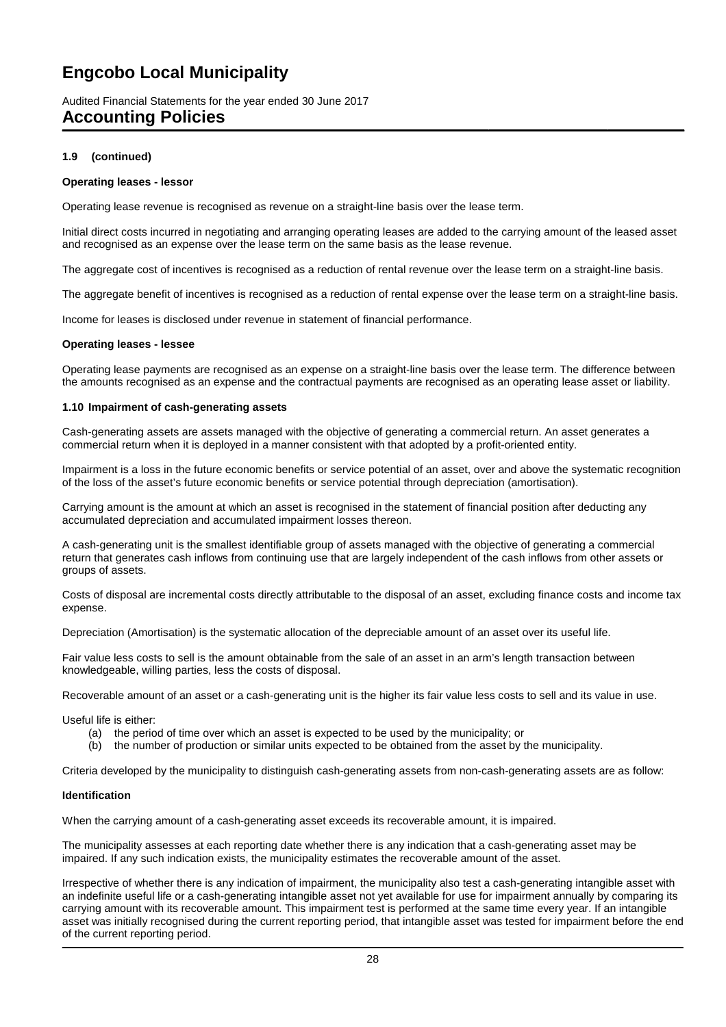#### 1.9 (continued)

**Operating leases - lessor**

Operating lease revenue is recognised as revenue on a straight-line basis over the lease term.

Initial direct costs incurred in negotiating and arranging operating leases are added to the carrying amount of the leased asset and recognised as an expense over the lease term on the same basis as the lease revenue.

The aggregate cost of incentives is recognised as a reduction of rental revenue over the lease term on a straight-line basis.

The aggregate benefit of incentives is recognised as a reduction of rental expense over the lease term on a straight-line basis.

Income for leases is disclosed under revenue in statement of financial performance.

**Operating leases - lessee**

Operating lease payments are recognised as an expense on a straight-line basis over the lease term. The difference between the amounts recognised as an expense and the contractual payments are recognised as an operating lease asset or liability.

#### 1.10 Impairment of cash-generating assets

Cash-generating assets are assets managed with the objective of generating a commercial return. An asset generates a commercial return when it is deployed in a manner consistent with that adopted by a profit-oriented entity.

Impairment is a loss in the future economic benefits or service potential of an asset, over and above the systematic recognition of the loss of the asset's future economic benefits or service potential through depreciation (amortisation).

Carrying amount is the amount at which an asset is recognised in the statement of financial position after deducting any accumulated depreciation and accumulated impairment losses thereon.

A cash-generating unit is the smallest identifiable group of assets managed with the objective of generating a commercial return that generates cash inflows from continuing use that are largely independent of the cash inflows from other assets or groups of assets.

Costs of disposal are incremental costs directly attributable to the disposal of an asset, excluding finance costs and income tax expense.

Depreciation (Amortisation) is the systematic allocation of the depreciable amount of an asset over its useful life.

Fair value less costs to sell is the amount obtainable from the sale of an asset in an arm's length transaction between knowledgeable, willing parties, less the costs of disposal.

Recoverable amount of an asset or a cash-generating unit is the higher its fair value less costs to sell and its value in use.

Useful life is either:

(a) the period of time over which an asset is expected to be used by the municipality; or
(b) the number of production or similar units expected to be obtained from the asset by the municipality.

Criteria developed by the municipality to distinguish cash-generating assets from non-cash-generating assets are as follow:

**Identification**

When the carrying amount of a cash-generating asset exceeds its recoverable amount, it is impaired.

The municipality assesses at each reporting date whether there is any indication that a cash-generating asset may be impaired. If any such indication exists, the municipality estimates the recoverable amount of the asset.

Irrespective of whether there is any indication of impairment, the municipality also test a cash-generating intangible asset with an indefinite useful life or a cash-generating intangible asset not yet available for use for impairment annually by comparing its carrying amount with its recoverable amount. This impairment test is performed at the same time every year. If an intangible asset was initially recognised during the current reporting period, that intangible asset was tested for impairment before the end of the current reporting period.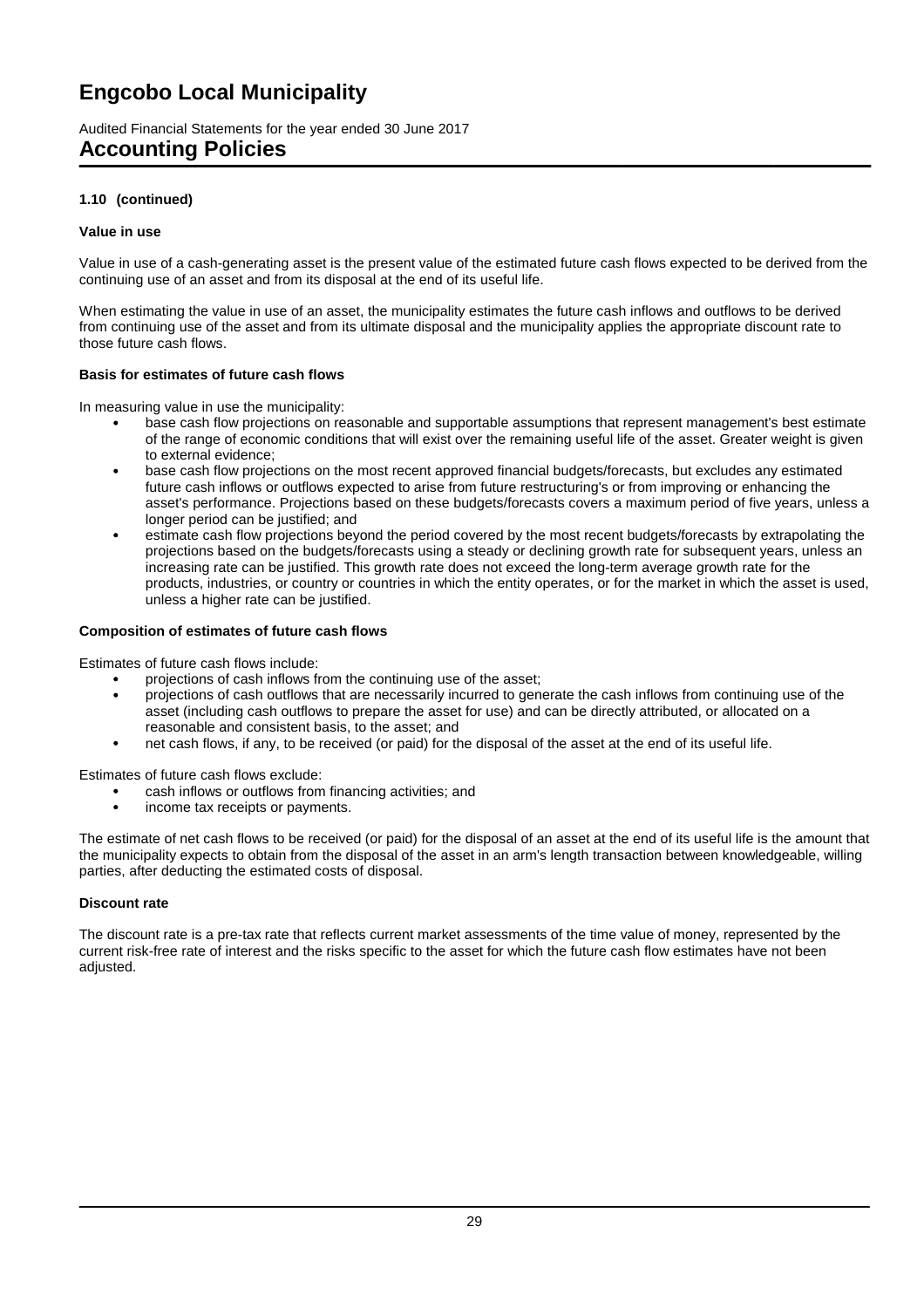# Engcobo Local Municipality

Audited Financial Statements for the year ended 30 June 2017

## Accounting Policies

**1.10 (continued)**

**Value in use**

Value in use of a cash-generating asset is the present value of the estimated future cash flows expected to be derived from the continuing use of an asset and from its disposal at the end of its useful life.

When estimating the value in use of an asset, the municipality estimates the future cash inflows and outflows to be derived from continuing use of the asset and from its ultimate disposal and the municipality applies the appropriate discount rate to those future cash flows.

**Basis for estimates of future cash flows**

In measuring value in use the municipality:

- base cash flow projections on reasonable and supportable assumptions that represent management's best estimate of the range of economic conditions that will exist over the remaining useful life of the asset. Greater weight is given to external evidence;
- base cash flow projections on the most recent approved financial budgets/forecasts, but excludes any estimated future cash inflows or outflows expected to arise from future restructuring's or from improving or enhancing the asset's performance. Projections based on these budgets/forecasts covers a maximum period of five years, unless a longer period can be justified; and
- estimate cash flow projections beyond the period covered by the most recent budgets/forecasts by extrapolating the projections based on the budgets/forecasts using a steady or declining growth rate for subsequent years, unless an increasing rate can be justified. This growth rate does not exceed the long-term average growth rate for the products, industries, or country or countries in which the entity operates, or for the market in which the asset is used, unless a higher rate can be justified.

**Composition of estimates of future cash flows**

Estimates of future cash flows include:

- projections of cash inflows from the continuing use of the asset;
- projections of cash outflows that are necessarily incurred to generate the cash inflows from continuing use of the asset (including cash outflows to prepare the asset for use) and can be directly attributed, or allocated on a reasonable and consistent basis, to the asset; and
- net cash flows, if any, to be received (or paid) for the disposal of the asset at the end of its useful life.

Estimates of future cash flows exclude:

- cash inflows or outflows from financing activities; and
- income tax receipts or payments.

The estimate of net cash flows to be received (or paid) for the disposal of an asset at the end of its useful life is the amount that the municipality expects to obtain from the disposal of the asset in an arm's length transaction between knowledgeable, willing parties, after deducting the estimated costs of disposal.

**Discount rate**

The discount rate is a pre-tax rate that reflects current market assessments of the time value of money, represented by the current risk-free rate of interest and the risks specific to the asset for which the future cash flow estimates have not been adjusted.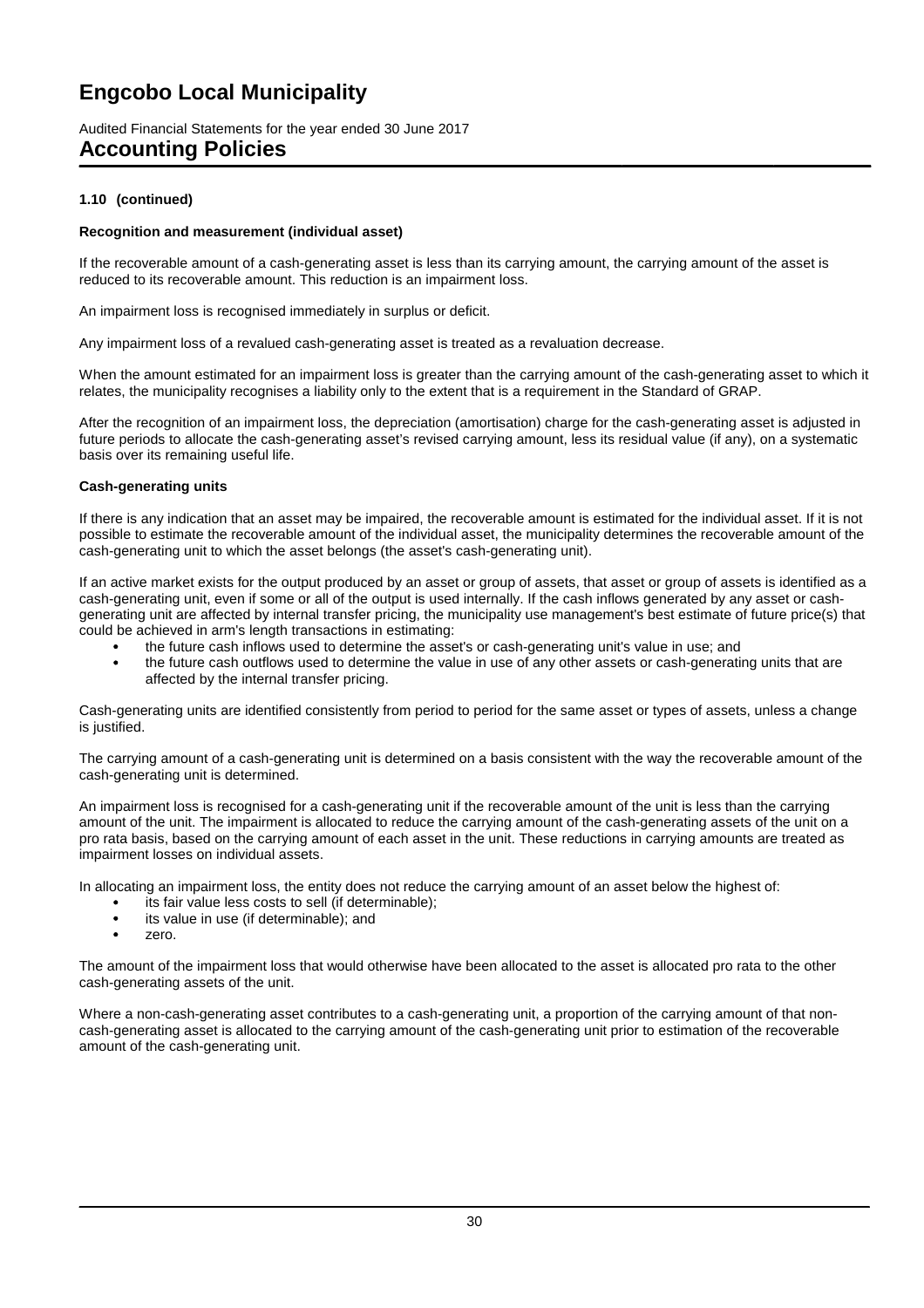# Engcobo Local Municipality

Audited Financial Statements for the year ended 30 June 2017

## Accounting Policies

**1.10 (continued)**

**Recognition and measurement (individual asset)**

If the recoverable amount of a cash-generating asset is less than its carrying amount, the carrying amount of the asset is reduced to its recoverable amount. This reduction is an impairment loss.

An impairment loss is recognised immediately in surplus or deficit.

Any impairment loss of a revalued cash-generating asset is treated as a revaluation decrease.

When the amount estimated for an impairment loss is greater than the carrying amount of the cash-generating asset to which it relates, the municipality recognises a liability only to the extent that is a requirement in the Standard of GRAP.

After the recognition of an impairment loss, the depreciation (amortisation) charge for the cash-generating asset is adjusted in future periods to allocate the cash-generating asset's revised carrying amount, less its residual value (if any), on a systematic basis over its remaining useful life.

**Cash-generating units**

If there is any indication that an asset may be impaired, the recoverable amount is estimated for the individual asset. If it is not possible to estimate the recoverable amount of the individual asset, the municipality determines the recoverable amount of the cash-generating unit to which the asset belongs (the asset's cash-generating unit).

If an active market exists for the output produced by an asset or group of assets, that asset or group of assets is identified as a cash-generating unit, even if some or all of the output is used internally. If the cash inflows generated by any asset or cash-generating unit are affected by internal transfer pricing, the municipality use management's best estimate of future price(s) that could be achieved in arm's length transactions in estimating:

- the future cash inflows used to determine the asset's or cash-generating unit's value in use; and
- the future cash outflows used to determine the value in use of any other assets or cash-generating units that are affected by the internal transfer pricing.

Cash-generating units are identified consistently from period to period for the same asset or types of assets, unless a change is justified.

The carrying amount of a cash-generating unit is determined on a basis consistent with the way the recoverable amount of the cash-generating unit is determined.

An impairment loss is recognised for a cash-generating unit if the recoverable amount of the unit is less than the carrying amount of the unit. The impairment is allocated to reduce the carrying amount of the cash-generating assets of the unit on a pro rata basis, based on the carrying amount of each asset in the unit. These reductions in carrying amounts are treated as impairment losses on individual assets.

In allocating an impairment loss, the entity does not reduce the carrying amount of an asset below the highest of:

- its fair value less costs to sell (if determinable);
- its value in use (if determinable); and
- zero.

The amount of the impairment loss that would otherwise have been allocated to the asset is allocated pro rata to the other cash-generating assets of the unit.

Where a non-cash-generating asset contributes to a cash-generating unit, a proportion of the carrying amount of that non-cash-generating asset is allocated to the carrying amount of the cash-generating unit prior to estimation of the recoverable amount of the cash-generating unit.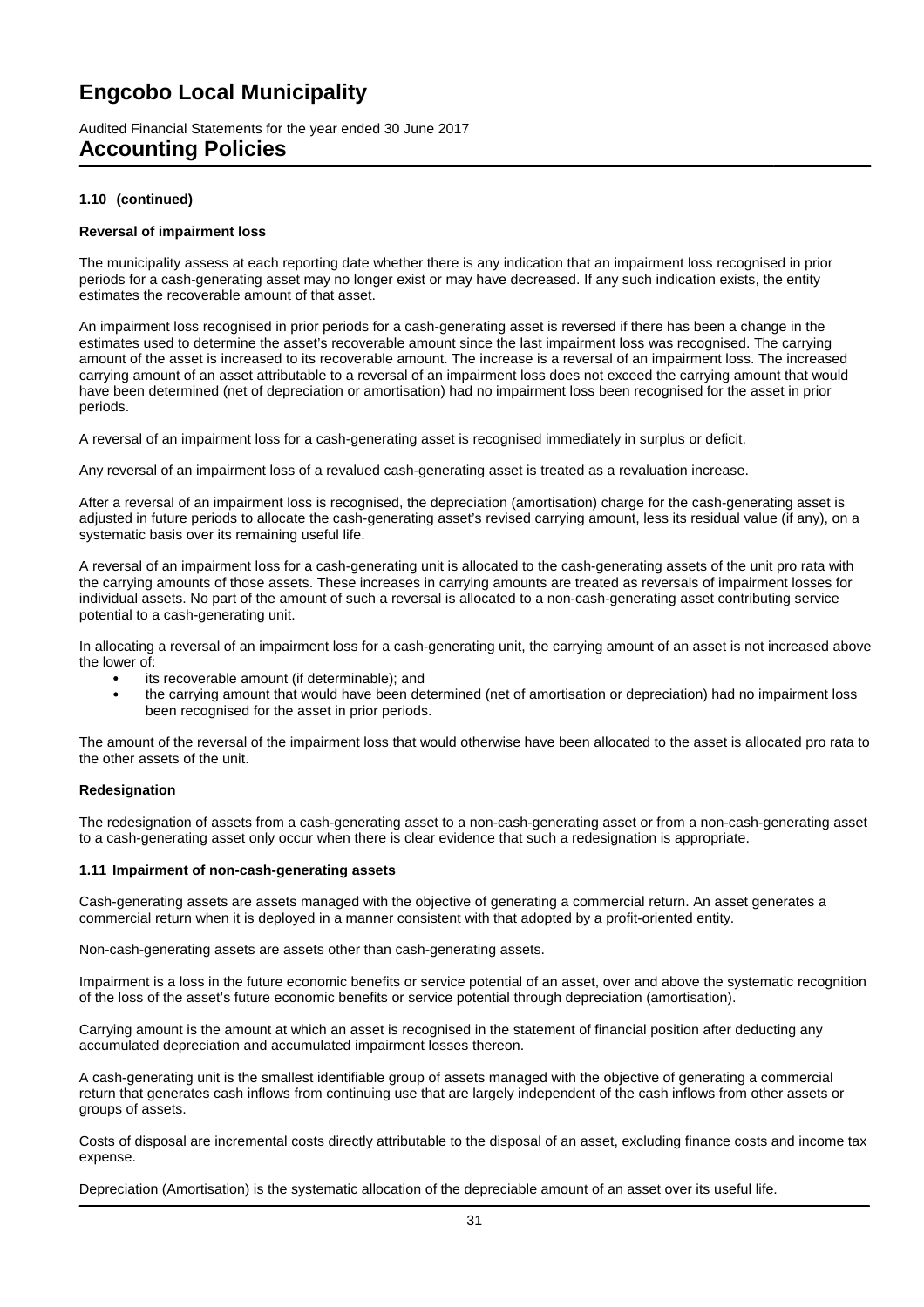# Engcobo Local Municipality

Audited Financial Statements for the year ended 30 June 2017

## Accounting Policies

### 1.10 (continued)

**Reversal of impairment loss**

The municipality assess at each reporting date whether there is any indication that an impairment loss recognised in prior periods for a cash-generating asset may no longer exist or may have decreased. If any such indication exists, the entity estimates the recoverable amount of that asset.

An impairment loss recognised in prior periods for a cash-generating asset is reversed if there has been a change in the estimates used to determine the asset's recoverable amount since the last impairment loss was recognised. The carrying amount of the asset is increased to its recoverable amount. The increase is a reversal of an impairment loss. The increased carrying amount of an asset attributable to a reversal of an impairment loss does not exceed the carrying amount that would have been determined (net of depreciation or amortisation) had no impairment loss been recognised for the asset in prior periods.

A reversal of an impairment loss for a cash-generating asset is recognised immediately in surplus or deficit.

Any reversal of an impairment loss of a revalued cash-generating asset is treated as a revaluation increase.

After a reversal of an impairment loss is recognised, the depreciation (amortisation) charge for the cash-generating asset is adjusted in future periods to allocate the cash-generating asset's revised carrying amount, less its residual value (if any), on a systematic basis over its remaining useful life.

A reversal of an impairment loss for a cash-generating unit is allocated to the cash-generating assets of the unit pro rata with the carrying amounts of those assets. These increases in carrying amounts are treated as reversals of impairment losses for individual assets. No part of the amount of such a reversal is allocated to a non-cash-generating asset contributing service potential to a cash-generating unit.

In allocating a reversal of an impairment loss for a cash-generating unit, the carrying amount of an asset is not increased above the lower of:

- its recoverable amount (if determinable); and
- the carrying amount that would have been determined (net of amortisation or depreciation) had no impairment loss been recognised for the asset in prior periods.

The amount of the reversal of the impairment loss that would otherwise have been allocated to the asset is allocated pro rata to the other assets of the unit.

**Redesignation**

The redesignation of assets from a cash-generating asset to a non-cash-generating asset or from a non-cash-generating asset to a cash-generating asset only occur when there is clear evidence that such a redesignation is appropriate.

### 1.11 Impairment of non-cash-generating assets

Cash-generating assets are assets managed with the objective of generating a commercial return. An asset generates a commercial return when it is deployed in a manner consistent with that adopted by a profit-oriented entity.

Non-cash-generating assets are assets other than cash-generating assets.

Impairment is a loss in the future economic benefits or service potential of an asset, over and above the systematic recognition of the loss of the asset's future economic benefits or service potential through depreciation (amortisation).

Carrying amount is the amount at which an asset is recognised in the statement of financial position after deducting any accumulated depreciation and accumulated impairment losses thereon.

A cash-generating unit is the smallest identifiable group of assets managed with the objective of generating a commercial return that generates cash inflows from continuing use that are largely independent of the cash inflows from other assets or groups of assets.

Costs of disposal are incremental costs directly attributable to the disposal of an asset, excluding finance costs and income tax expense.

Depreciation (Amortisation) is the systematic allocation of the depreciable amount of an asset over its useful life.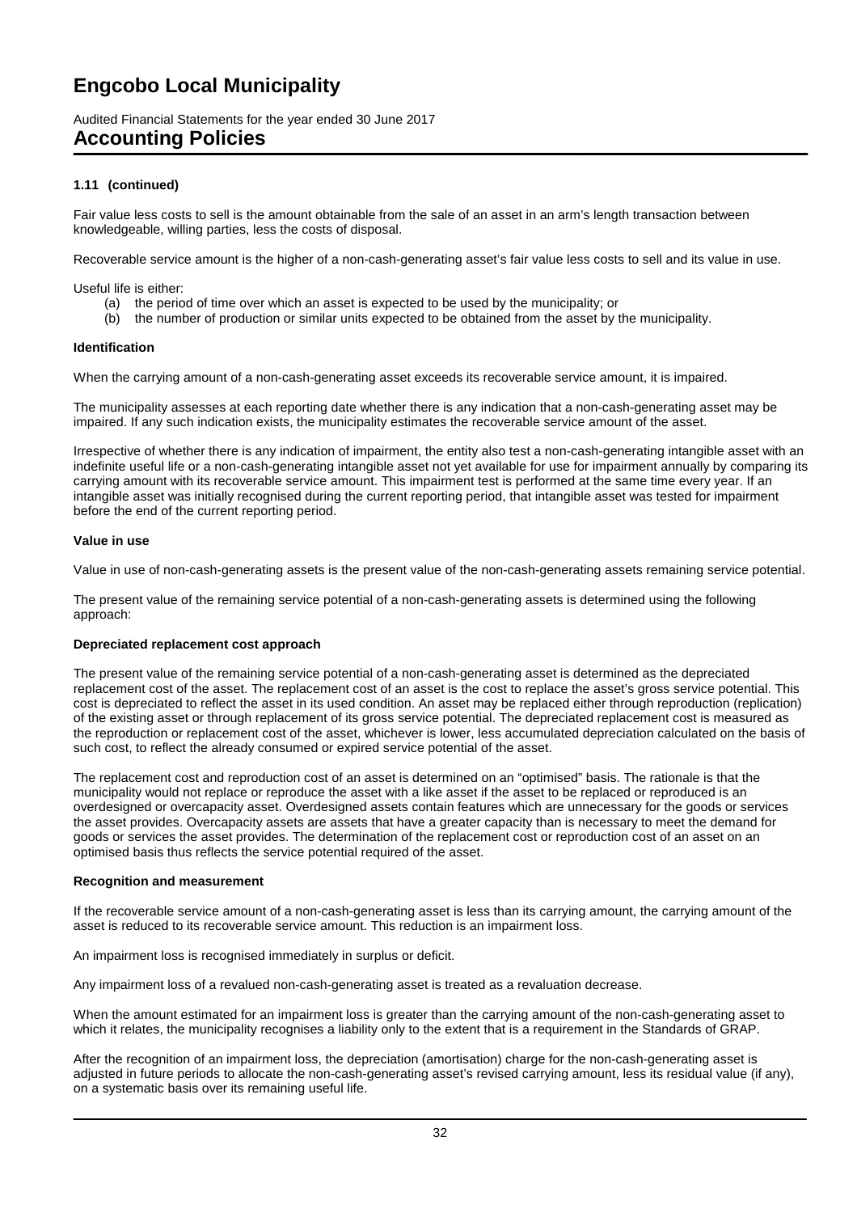**1.11 (continued)**

Fair value less costs to sell is the amount obtainable from the sale of an asset in an arm's length transaction between knowledgeable, willing parties, less the costs of disposal.

Recoverable service amount is the higher of a non-cash-generating asset's fair value less costs to sell and its value in use.

Useful life is either:

(a) the period of time over which an asset is expected to be used by the municipality; or
(b) the number of production or similar units expected to be obtained from the asset by the municipality.

**Identification**

When the carrying amount of a non-cash-generating asset exceeds its recoverable service amount, it is impaired.

The municipality assesses at each reporting date whether there is any indication that a non-cash-generating asset may be impaired. If any such indication exists, the municipality estimates the recoverable service amount of the asset.

Irrespective of whether there is any indication of impairment, the entity also test a non-cash-generating intangible asset with an indefinite useful life or a non-cash-generating intangible asset not yet available for use for impairment annually by comparing its carrying amount with its recoverable service amount. This impairment test is performed at the same time every year. If an intangible asset was initially recognised during the current reporting period, that intangible asset was tested for impairment before the end of the current reporting period.

**Value in use**

Value in use of non-cash-generating assets is the present value of the non-cash-generating assets remaining service potential.

The present value of the remaining service potential of a non-cash-generating assets is determined using the following approach:

**Depreciated replacement cost approach**

The present value of the remaining service potential of a non-cash-generating asset is determined as the depreciated replacement cost of the asset. The replacement cost of an asset is the cost to replace the asset's gross service potential. This cost is depreciated to reflect the asset in its used condition. An asset may be replaced either through reproduction (replication) of the existing asset or through replacement of its gross service potential. The depreciated replacement cost is measured as the reproduction or replacement cost of the asset, whichever is lower, less accumulated depreciation calculated on the basis of such cost, to reflect the already consumed or expired service potential of the asset.

The replacement cost and reproduction cost of an asset is determined on an "optimised" basis. The rationale is that the municipality would not replace or reproduce the asset with a like asset if the asset to be replaced or reproduced is an overdesigned or overcapacity asset. Overdesigned assets contain features which are unnecessary for the goods or services the asset provides. Overcapacity assets are assets that have a greater capacity than is necessary to meet the demand for goods or services the asset provides. The determination of the replacement cost or reproduction cost of an asset on an optimised basis thus reflects the service potential required of the asset.

**Recognition and measurement**

If the recoverable service amount of a non-cash-generating asset is less than its carrying amount, the carrying amount of the asset is reduced to its recoverable service amount. This reduction is an impairment loss.

An impairment loss is recognised immediately in surplus or deficit.

Any impairment loss of a revalued non-cash-generating asset is treated as a revaluation decrease.

When the amount estimated for an impairment loss is greater than the carrying amount of the non-cash-generating asset to which it relates, the municipality recognises a liability only to the extent that is a requirement in the Standards of GRAP.

After the recognition of an impairment loss, the depreciation (amortisation) charge for the non-cash-generating asset is adjusted in future periods to allocate the non-cash-generating asset's revised carrying amount, less its residual value (if any), on a systematic basis over its remaining useful life.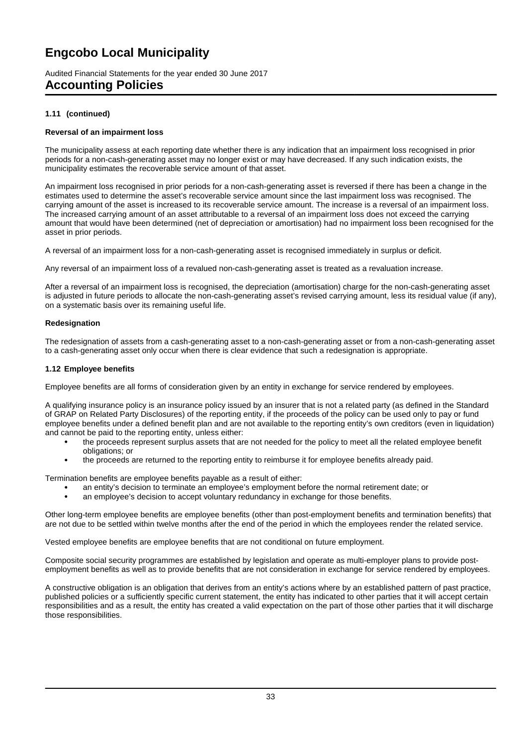# Engcobo Local Municipality

Audited Financial Statements for the year ended 30 June 2017

## Accounting Policies

### 1.11 (continued)

**Reversal of an impairment loss**

The municipality assess at each reporting date whether there is any indication that an impairment loss recognised in prior periods for a non-cash-generating asset may no longer exist or may have decreased. If any such indication exists, the municipality estimates the recoverable service amount of that asset.

An impairment loss recognised in prior periods for a non-cash-generating asset is reversed if there has been a change in the estimates used to determine the asset's recoverable service amount since the last impairment loss was recognised. The carrying amount of the asset is increased to its recoverable service amount. The increase is a reversal of an impairment loss. The increased carrying amount of an asset attributable to a reversal of an impairment loss does not exceed the carrying amount that would have been determined (net of depreciation or amortisation) had no impairment loss been recognised for the asset in prior periods.

A reversal of an impairment loss for a non-cash-generating asset is recognised immediately in surplus or deficit.

Any reversal of an impairment loss of a revalued non-cash-generating asset is treated as a revaluation increase.

After a reversal of an impairment loss is recognised, the depreciation (amortisation) charge for the non-cash-generating asset is adjusted in future periods to allocate the non-cash-generating asset's revised carrying amount, less its residual value (if any), on a systematic basis over its remaining useful life.

**Redesignation**

The redesignation of assets from a cash-generating asset to a non-cash-generating asset or from a non-cash-generating asset to a cash-generating asset only occur when there is clear evidence that such a redesignation is appropriate.

### 1.12 Employee benefits

Employee benefits are all forms of consideration given by an entity in exchange for service rendered by employees.

A qualifying insurance policy is an insurance policy issued by an insurer that is not a related party (as defined in the Standard of GRAP on Related Party Disclosures) of the reporting entity, if the proceeds of the policy can be used only to pay or fund employee benefits under a defined benefit plan and are not available to the reporting entity's own creditors (even in liquidation) and cannot be paid to the reporting entity, unless either:

- the proceeds represent surplus assets that are not needed for the policy to meet all the related employee benefit obligations; or
- the proceeds are returned to the reporting entity to reimburse it for employee benefits already paid.

Termination benefits are employee benefits payable as a result of either:

- an entity's decision to terminate an employee's employment before the normal retirement date; or
- an employee's decision to accept voluntary redundancy in exchange for those benefits.

Other long-term employee benefits are employee benefits (other than post-employment benefits and termination benefits) that are not due to be settled within twelve months after the end of the period in which the employees render the related service.

Vested employee benefits are employee benefits that are not conditional on future employment.

Composite social security programmes are established by legislation and operate as multi-employer plans to provide post-employment benefits as well as to provide benefits that are not consideration in exchange for service rendered by employees.

A constructive obligation is an obligation that derives from an entity's actions where by an established pattern of past practice, published policies or a sufficiently specific current statement, the entity has indicated to other parties that it will accept certain responsibilities and as a result, the entity has created a valid expectation on the part of those other parties that it will discharge those responsibilities.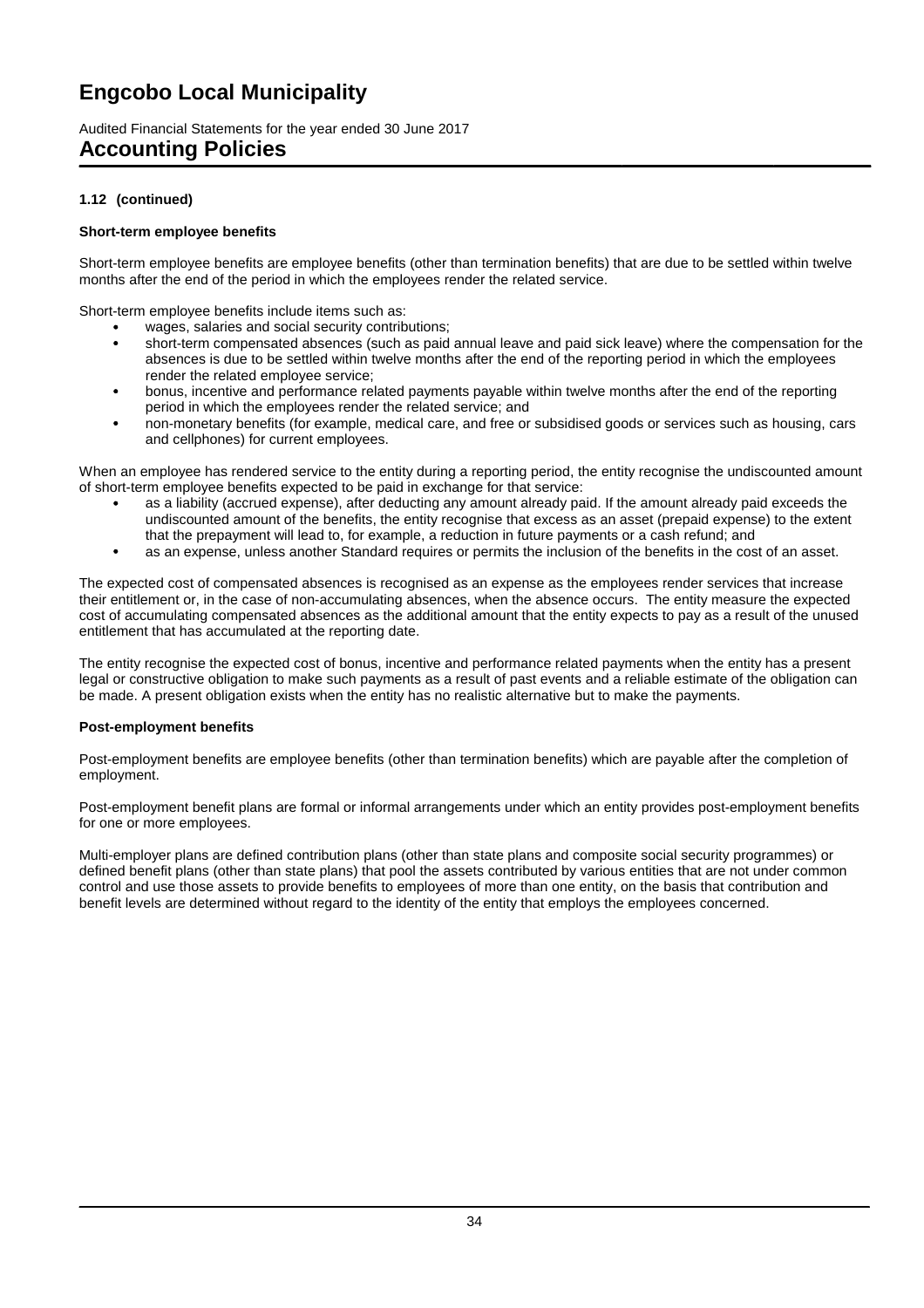# Engcobo Local Municipality

Audited Financial Statements for the year ended 30 June 2017

## Accounting Policies

**1.12 (continued)**

**Short-term employee benefits**

Short-term employee benefits are employee benefits (other than termination benefits) that are due to be settled within twelve months after the end of the period in which the employees render the related service.

Short-term employee benefits include items such as:

- wages, salaries and social security contributions;
- short-term compensated absences (such as paid annual leave and paid sick leave) where the compensation for the absences is due to be settled within twelve months after the end of the reporting period in which the employees render the related employee service;
- bonus, incentive and performance related payments payable within twelve months after the end of the reporting period in which the employees render the related service; and
- non-monetary benefits (for example, medical care, and free or subsidised goods or services such as housing, cars and cellphones) for current employees.

When an employee has rendered service to the entity during a reporting period, the entity recognise the undiscounted amount of short-term employee benefits expected to be paid in exchange for that service:

- as a liability (accrued expense), after deducting any amount already paid. If the amount already paid exceeds the undiscounted amount of the benefits, the entity recognise that excess as an asset (prepaid expense) to the extent that the prepayment will lead to, for example, a reduction in future payments or a cash refund; and
- as an expense, unless another Standard requires or permits the inclusion of the benefits in the cost of an asset.

The expected cost of compensated absences is recognised as an expense as the employees render services that increase their entitlement or, in the case of non-accumulating absences, when the absence occurs. The entity measure the expected cost of accumulating compensated absences as the additional amount that the entity expects to pay as a result of the unused entitlement that has accumulated at the reporting date.

The entity recognise the expected cost of bonus, incentive and performance related payments when the entity has a present legal or constructive obligation to make such payments as a result of past events and a reliable estimate of the obligation can be made. A present obligation exists when the entity has no realistic alternative but to make the payments.

**Post-employment benefits**

Post-employment benefits are employee benefits (other than termination benefits) which are payable after the completion of employment.

Post-employment benefit plans are formal or informal arrangements under which an entity provides post-employment benefits for one or more employees.

Multi-employer plans are defined contribution plans (other than state plans and composite social security programmes) or defined benefit plans (other than state plans) that pool the assets contributed by various entities that are not under common control and use those assets to provide benefits to employees of more than one entity, on the basis that contribution and benefit levels are determined without regard to the identity of the entity that employs the employees concerned.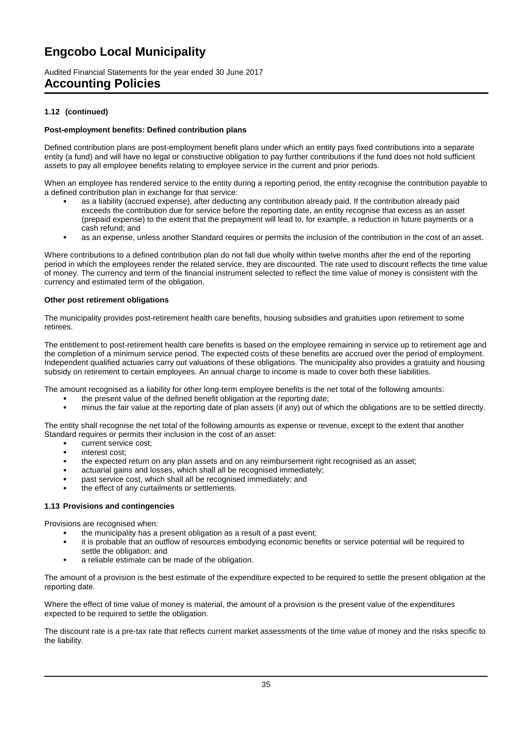### 1.12 (continued)

**Post-employment benefits: Defined contribution plans**

Defined contribution plans are post-employment benefit plans under which an entity pays fixed contributions into a separate entity (a fund) and will have no legal or constructive obligation to pay further contributions if the fund does not hold sufficient assets to pay all employee benefits relating to employee service in the current and prior periods.

When an employee has rendered service to the entity during a reporting period, the entity recognise the contribution payable to a defined contribution plan in exchange for that service:

- as a liability (accrued expense), after deducting any contribution already paid. If the contribution already paid exceeds the contribution due for service before the reporting date, an entity recognise that excess as an asset (prepaid expense) to the extent that the prepayment will lead to, for example, a reduction in future payments or a cash refund; and
- as an expense, unless another Standard requires or permits the inclusion of the contribution in the cost of an asset.

Where contributions to a defined contribution plan do not fall due wholly within twelve months after the end of the reporting period in which the employees render the related service, they are discounted. The rate used to discount reflects the time value of money. The currency and term of the financial instrument selected to reflect the time value of money is consistent with the currency and estimated term of the obligation.

**Other post retirement obligations**

The municipality provides post-retirement health care benefits, housing subsidies and gratuities upon retirement to some retirees.

The entitlement to post-retirement health care benefits is based on the employee remaining in service up to retirement age and the completion of a minimum service period. The expected costs of these benefits are accrued over the period of employment. Independent qualified actuaries carry out valuations of these obligations. The municipality also provides a gratuity and housing subsidy on retirement to certain employees. An annual charge to income is made to cover both these liabilities.

The amount recognised as a liability for other long-term employee benefits is the net total of the following amounts:

- the present value of the defined benefit obligation at the reporting date;
- minus the fair value at the reporting date of plan assets (if any) out of which the obligations are to be settled directly.

The entity shall recognise the net total of the following amounts as expense or revenue, except to the extent that another Standard requires or permits their inclusion in the cost of an asset:

- current service cost;
- interest cost;
- the expected return on any plan assets and on any reimbursement right recognised as an asset;
- actuarial gains and losses, which shall all be recognised immediately;
- past service cost, which shall all be recognised immediately; and
- the effect of any curtailments or settlements.

### 1.13 Provisions and contingencies

Provisions are recognised when:

- the municipality has a present obligation as a result of a past event;
- it is probable that an outflow of resources embodying economic benefits or service potential will be required to settle the obligation; and
- a reliable estimate can be made of the obligation.

The amount of a provision is the best estimate of the expenditure expected to be required to settle the present obligation at the reporting date.

Where the effect of time value of money is material, the amount of a provision is the present value of the expenditures expected to be required to settle the obligation.

The discount rate is a pre-tax rate that reflects current market assessments of the time value of money and the risks specific to the liability.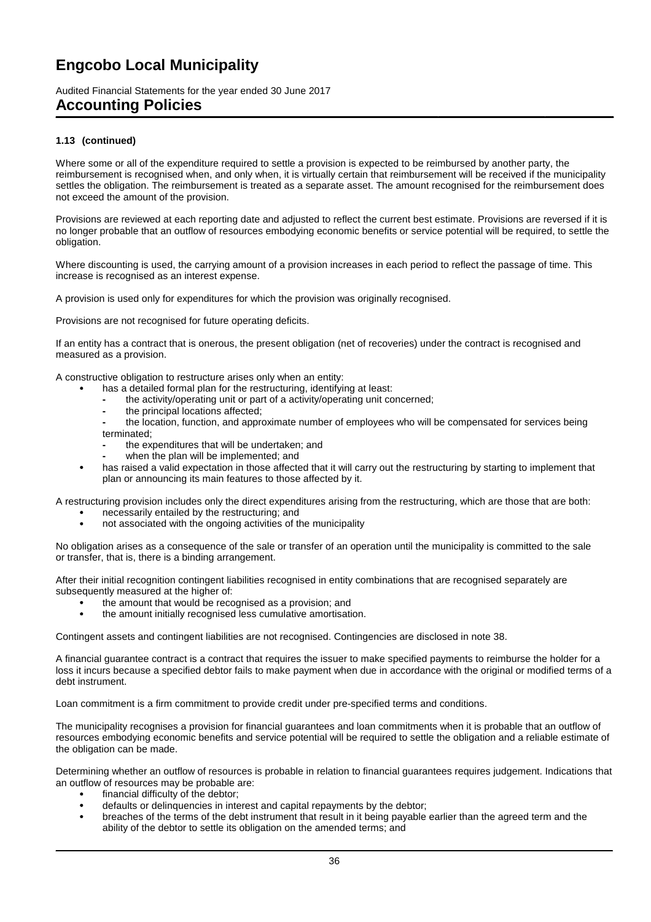# Engcobo Local Municipality

Audited Financial Statements for the year ended 30 June 2017

## Accounting Policies

**1.13 (continued)**

Where some or all of the expenditure required to settle a provision is expected to be reimbursed by another party, the reimbursement is recognised when, and only when, it is virtually certain that reimbursement will be received if the municipality settles the obligation. The reimbursement is treated as a separate asset. The amount recognised for the reimbursement does not exceed the amount of the provision.

Provisions are reviewed at each reporting date and adjusted to reflect the current best estimate. Provisions are reversed if it is no longer probable that an outflow of resources embodying economic benefits or service potential will be required, to settle the obligation.

Where discounting is used, the carrying amount of a provision increases in each period to reflect the passage of time. This increase is recognised as an interest expense.

A provision is used only for expenditures for which the provision was originally recognised.

Provisions are not recognised for future operating deficits.

If an entity has a contract that is onerous, the present obligation (net of recoveries) under the contract is recognised and measured as a provision.

A constructive obligation to restructure arises only when an entity:

- has a detailed formal plan for the restructuring, identifying at least:
  - the activity/operating unit or part of a activity/operating unit concerned;
  - the principal locations affected;
  - the location, function, and approximate number of employees who will be compensated for services being terminated;
  - the expenditures that will be undertaken; and
  - when the plan will be implemented; and
- has raised a valid expectation in those affected that it will carry out the restructuring by starting to implement that plan or announcing its main features to those affected by it.

A restructuring provision includes only the direct expenditures arising from the restructuring, which are those that are both:

- necessarily entailed by the restructuring; and
- not associated with the ongoing activities of the municipality

No obligation arises as a consequence of the sale or transfer of an operation until the municipality is committed to the sale or transfer, that is, there is a binding arrangement.

After their initial recognition contingent liabilities recognised in entity combinations that are recognised separately are subsequently measured at the higher of:

- the amount that would be recognised as a provision; and
- the amount initially recognised less cumulative amortisation.

Contingent assets and contingent liabilities are not recognised. Contingencies are disclosed in note 38.

A financial guarantee contract is a contract that requires the issuer to make specified payments to reimburse the holder for a loss it incurs because a specified debtor fails to make payment when due in accordance with the original or modified terms of a debt instrument.

Loan commitment is a firm commitment to provide credit under pre-specified terms and conditions.

The municipality recognises a provision for financial guarantees and loan commitments when it is probable that an outflow of resources embodying economic benefits and service potential will be required to settle the obligation and a reliable estimate of the obligation can be made.

Determining whether an outflow of resources is probable in relation to financial guarantees requires judgement. Indications that an outflow of resources may be probable are:

- financial difficulty of the debtor;
- defaults or delinquencies in interest and capital repayments by the debtor;
- breaches of the terms of the debt instrument that result in it being payable earlier than the agreed term and the ability of the debtor to settle its obligation on the amended terms; and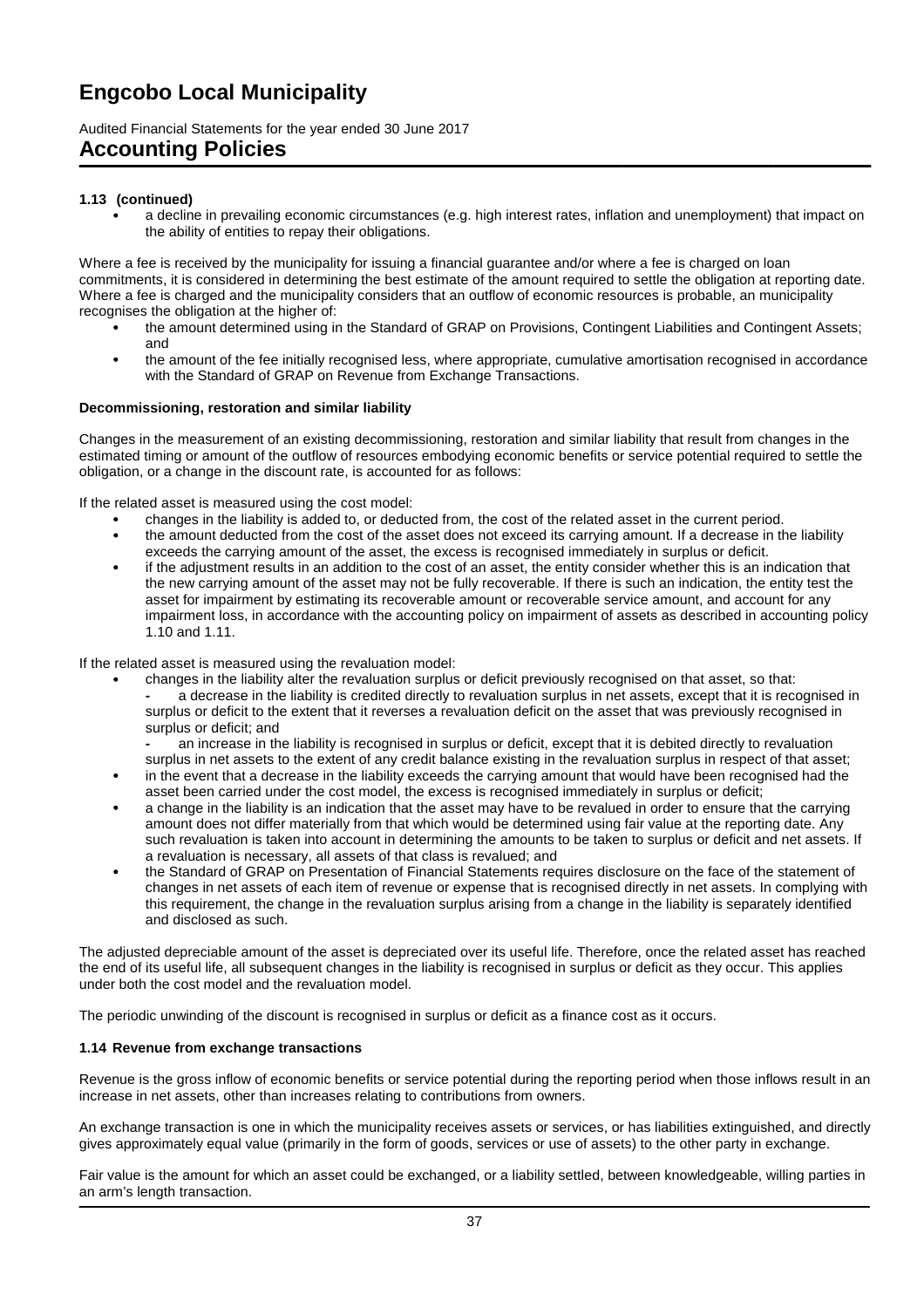# Engcobo Local Municipality

Audited Financial Statements for the year ended 30 June 2017

## Accounting Policies

**1.13 (continued)**

- a decline in prevailing economic circumstances (e.g. high interest rates, inflation and unemployment) that impact on the ability of entities to repay their obligations.

Where a fee is received by the municipality for issuing a financial guarantee and/or where a fee is charged on loan commitments, it is considered in determining the best estimate of the amount required to settle the obligation at reporting date. Where a fee is charged and the municipality considers that an outflow of economic resources is probable, an municipality recognises the obligation at the higher of:

- the amount determined using in the Standard of GRAP on Provisions, Contingent Liabilities and Contingent Assets; and
- the amount of the fee initially recognised less, where appropriate, cumulative amortisation recognised in accordance with the Standard of GRAP on Revenue from Exchange Transactions.

**Decommissioning, restoration and similar liability**

Changes in the measurement of an existing decommissioning, restoration and similar liability that result from changes in the estimated timing or amount of the outflow of resources embodying economic benefits or service potential required to settle the obligation, or a change in the discount rate, is accounted for as follows:

If the related asset is measured using the cost model:

- changes in the liability is added to, or deducted from, the cost of the related asset in the current period.
- the amount deducted from the cost of the asset does not exceed its carrying amount. If a decrease in the liability exceeds the carrying amount of the asset, the excess is recognised immediately in surplus or deficit.
- if the adjustment results in an addition to the cost of an asset, the entity consider whether this is an indication that the new carrying amount of the asset may not be fully recoverable. If there is such an indication, the entity test the asset for impairment by estimating its recoverable amount or recoverable service amount, and account for any impairment loss, in accordance with the accounting policy on impairment of assets as described in accounting policy 1.10 and 1.11.

If the related asset is measured using the revaluation model:

- changes in the liability alter the revaluation surplus or deficit previously recognised on that asset, so that:
  - a decrease in the liability is credited directly to revaluation surplus in net assets, except that it is recognised in surplus or deficit to the extent that it reverses a revaluation deficit on the asset that was previously recognised in surplus or deficit; and
  - an increase in the liability is recognised in surplus or deficit, except that it is debited directly to revaluation surplus in net assets to the extent of any credit balance existing in the revaluation surplus in respect of that asset;
- in the event that a decrease in the liability exceeds the carrying amount that would have been recognised had the asset been carried under the cost model, the excess is recognised immediately in surplus or deficit;
- a change in the liability is an indication that the asset may have to be revalued in order to ensure that the carrying amount does not differ materially from that which would be determined using fair value at the reporting date. Any such revaluation is taken into account in determining the amounts to be taken to surplus or deficit and net assets. If a revaluation is necessary, all assets of that class is revalued; and
- the Standard of GRAP on Presentation of Financial Statements requires disclosure on the face of the statement of changes in net assets of each item of revenue or expense that is recognised directly in net assets. In complying with this requirement, the change in the revaluation surplus arising from a change in the liability is separately identified and disclosed as such.

The adjusted depreciable amount of the asset is depreciated over its useful life. Therefore, once the related asset has reached the end of its useful life, all subsequent changes in the liability is recognised in surplus or deficit as they occur. This applies under both the cost model and the revaluation model.

The periodic unwinding of the discount is recognised in surplus or deficit as a finance cost as it occurs.

### 1.14 Revenue from exchange transactions

Revenue is the gross inflow of economic benefits or service potential during the reporting period when those inflows result in an increase in net assets, other than increases relating to contributions from owners.

An exchange transaction is one in which the municipality receives assets or services, or has liabilities extinguished, and directly gives approximately equal value (primarily in the form of goods, services or use of assets) to the other party in exchange.

Fair value is the amount for which an asset could be exchanged, or a liability settled, between knowledgeable, willing parties in an arm's length transaction.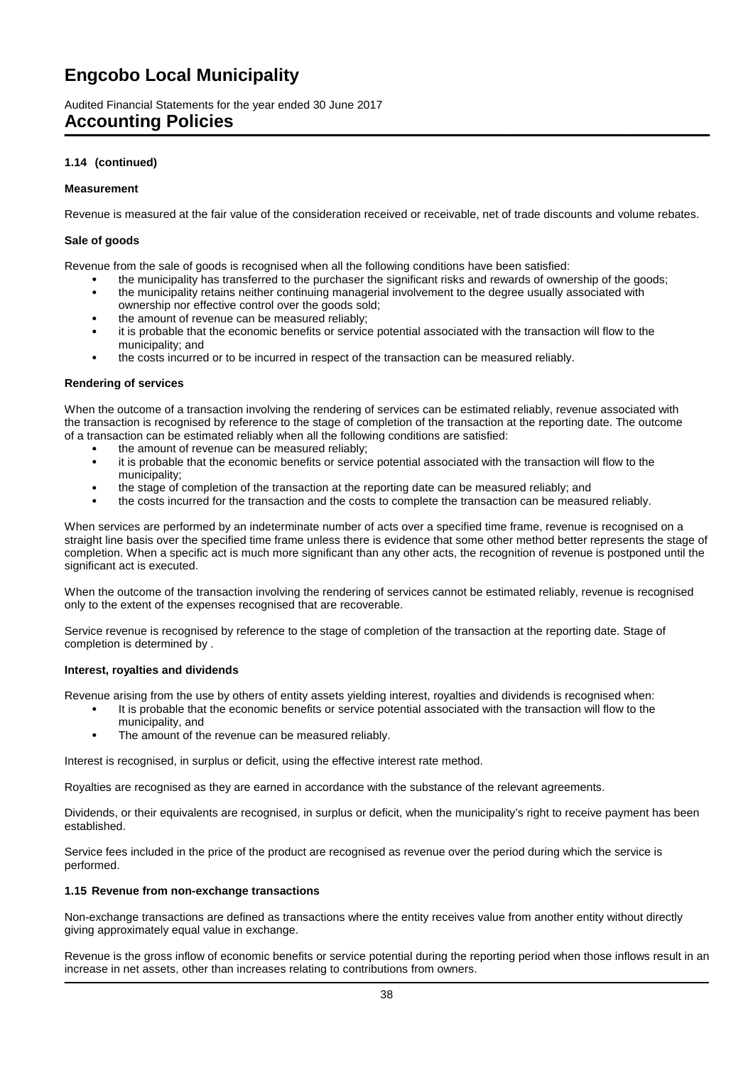### 1.14 (continued)

#### Measurement

Revenue is measured at the fair value of the consideration received or receivable, net of trade discounts and volume rebates.

#### Sale of goods

Revenue from the sale of goods is recognised when all the following conditions have been satisfied:

- the municipality has transferred to the purchaser the significant risks and rewards of ownership of the goods;
- the municipality retains neither continuing managerial involvement to the degree usually associated with ownership nor effective control over the goods sold;
- the amount of revenue can be measured reliably;
- it is probable that the economic benefits or service potential associated with the transaction will flow to the municipality; and
- the costs incurred or to be incurred in respect of the transaction can be measured reliably.

#### Rendering of services

When the outcome of a transaction involving the rendering of services can be estimated reliably, revenue associated with the transaction is recognised by reference to the stage of completion of the transaction at the reporting date. The outcome of a transaction can be estimated reliably when all the following conditions are satisfied:

- the amount of revenue can be measured reliably;
- it is probable that the economic benefits or service potential associated with the transaction will flow to the municipality;
- the stage of completion of the transaction at the reporting date can be measured reliably; and
- the costs incurred for the transaction and the costs to complete the transaction can be measured reliably.

When services are performed by an indeterminate number of acts over a specified time frame, revenue is recognised on a straight line basis over the specified time frame unless there is evidence that some other method better represents the stage of completion. When a specific act is much more significant than any other acts, the recognition of revenue is postponed until the significant act is executed.

When the outcome of the transaction involving the rendering of services cannot be estimated reliably, revenue is recognised only to the extent of the expenses recognised that are recoverable.

Service revenue is recognised by reference to the stage of completion of the transaction at the reporting date. Stage of completion is determined by .

#### Interest, royalties and dividends

Revenue arising from the use by others of entity assets yielding interest, royalties and dividends is recognised when:

- It is probable that the economic benefits or service potential associated with the transaction will flow to the municipality, and
- The amount of the revenue can be measured reliably.

Interest is recognised, in surplus or deficit, using the effective interest rate method.

Royalties are recognised as they are earned in accordance with the substance of the relevant agreements.

Dividends, or their equivalents are recognised, in surplus or deficit, when the municipality's right to receive payment has been established.

Service fees included in the price of the product are recognised as revenue over the period during which the service is performed.

### 1.15 Revenue from non-exchange transactions

Non-exchange transactions are defined as transactions where the entity receives value from another entity without directly giving approximately equal value in exchange.

Revenue is the gross inflow of economic benefits or service potential during the reporting period when those inflows result in an increase in net assets, other than increases relating to contributions from owners.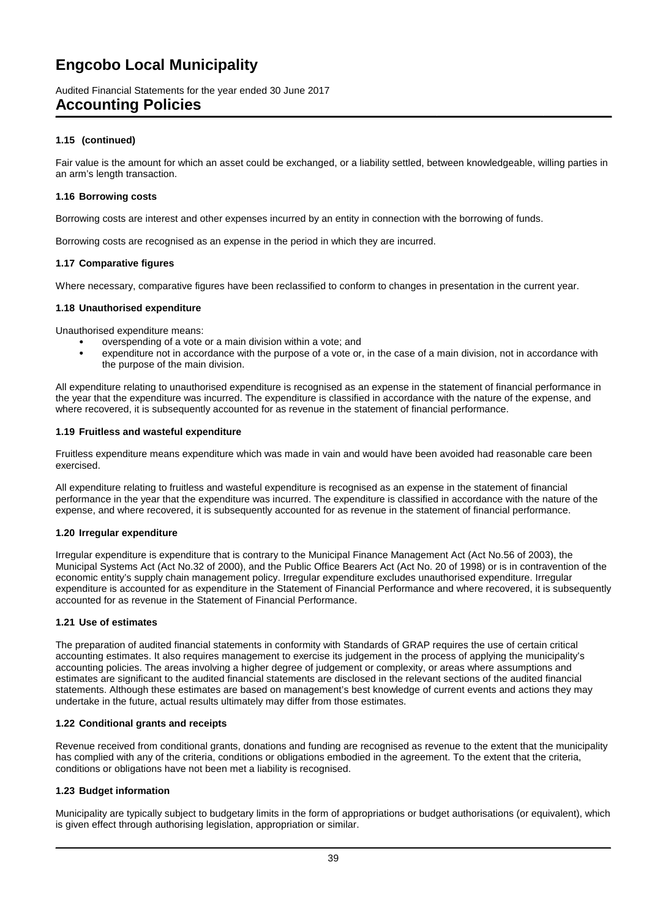### 1.15 (continued)

Fair value is the amount for which an asset could be exchanged, or a liability settled, between knowledgeable, willing parties in an arm's length transaction.

### 1.16 Borrowing costs

Borrowing costs are interest and other expenses incurred by an entity in connection with the borrowing of funds.

Borrowing costs are recognised as an expense in the period in which they are incurred.

### 1.17 Comparative figures

Where necessary, comparative figures have been reclassified to conform to changes in presentation in the current year.

### 1.18 Unauthorised expenditure

Unauthorised expenditure means:

- overspending of a vote or a main division within a vote; and
- expenditure not in accordance with the purpose of a vote or, in the case of a main division, not in accordance with the purpose of the main division.

All expenditure relating to unauthorised expenditure is recognised as an expense in the statement of financial performance in the year that the expenditure was incurred. The expenditure is classified in accordance with the nature of the expense, and where recovered, it is subsequently accounted for as revenue in the statement of financial performance.

### 1.19 Fruitless and wasteful expenditure

Fruitless expenditure means expenditure which was made in vain and would have been avoided had reasonable care been exercised.

All expenditure relating to fruitless and wasteful expenditure is recognised as an expense in the statement of financial performance in the year that the expenditure was incurred. The expenditure is classified in accordance with the nature of the expense, and where recovered, it is subsequently accounted for as revenue in the statement of financial performance.

### 1.20 Irregular expenditure

Irregular expenditure is expenditure that is contrary to the Municipal Finance Management Act (Act No.56 of 2003), the Municipal Systems Act (Act No.32 of 2000), and the Public Office Bearers Act (Act No. 20 of 1998) or is in contravention of the economic entity's supply chain management policy. Irregular expenditure excludes unauthorised expenditure. Irregular expenditure is accounted for as expenditure in the Statement of Financial Performance and where recovered, it is subsequently accounted for as revenue in the Statement of Financial Performance.

### 1.21 Use of estimates

The preparation of audited financial statements in conformity with Standards of GRAP requires the use of certain critical accounting estimates. It also requires management to exercise its judgement in the process of applying the municipality's accounting policies. The areas involving a higher degree of judgement or complexity, or areas where assumptions and estimates are significant to the audited financial statements are disclosed in the relevant sections of the audited financial statements. Although these estimates are based on management's best knowledge of current events and actions they may undertake in the future, actual results ultimately may differ from those estimates.

### 1.22 Conditional grants and receipts

Revenue received from conditional grants, donations and funding are recognised as revenue to the extent that the municipality has complied with any of the criteria, conditions or obligations embodied in the agreement. To the extent that the criteria, conditions or obligations have not been met a liability is recognised.

### 1.23 Budget information

Municipality are typically subject to budgetary limits in the form of appropriations or budget authorisations (or equivalent), which is given effect through authorising legislation, appropriation or similar.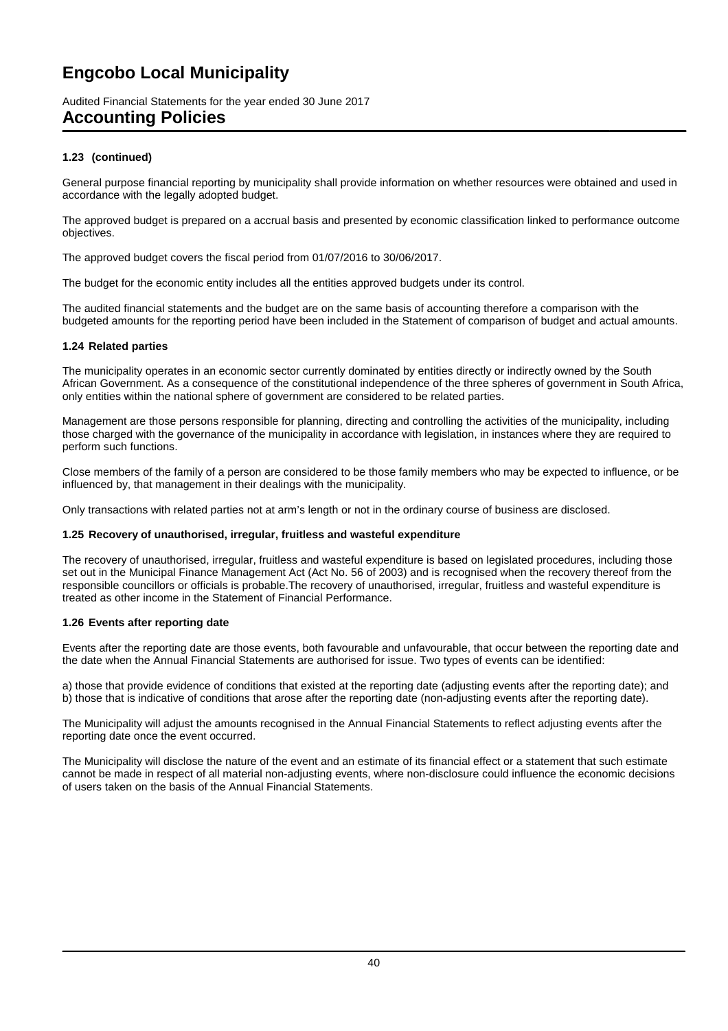# Engcobo Local Municipality

Audited Financial Statements for the year ended 30 June 2017

## Accounting Policies

### 1.23 (continued)

General purpose financial reporting by municipality shall provide information on whether resources were obtained and used in accordance with the legally adopted budget.

The approved budget is prepared on a accrual basis and presented by economic classification linked to performance outcome objectives.

The approved budget covers the fiscal period from 01/07/2016 to 30/06/2017.

The budget for the economic entity includes all the entities approved budgets under its control.

The audited financial statements and the budget are on the same basis of accounting therefore a comparison with the budgeted amounts for the reporting period have been included in the Statement of comparison of budget and actual amounts.

### 1.24 Related parties

The municipality operates in an economic sector currently dominated by entities directly or indirectly owned by the South African Government. As a consequence of the constitutional independence of the three spheres of government in South Africa, only entities within the national sphere of government are considered to be related parties.

Management are those persons responsible for planning, directing and controlling the activities of the municipality, including those charged with the governance of the municipality in accordance with legislation, in instances where they are required to perform such functions.

Close members of the family of a person are considered to be those family members who may be expected to influence, or be influenced by, that management in their dealings with the municipality.

Only transactions with related parties not at arm's length or not in the ordinary course of business are disclosed.

### 1.25 Recovery of unauthorised, irregular, fruitless and wasteful expenditure

The recovery of unauthorised, irregular, fruitless and wasteful expenditure is based on legislated procedures, including those set out in the Municipal Finance Management Act (Act No. 56 of 2003) and is recognised when the recovery thereof from the responsible councillors or officials is probable.The recovery of unauthorised, irregular, fruitless and wasteful expenditure is treated as other income in the Statement of Financial Performance.

### 1.26 Events after reporting date

Events after the reporting date are those events, both favourable and unfavourable, that occur between the reporting date and the date when the Annual Financial Statements are authorised for issue. Two types of events can be identified:

a) those that provide evidence of conditions that existed at the reporting date (adjusting events after the reporting date); and
b) those that is indicative of conditions that arose after the reporting date (non-adjusting events after the reporting date).

The Municipality will adjust the amounts recognised in the Annual Financial Statements to reflect adjusting events after the reporting date once the event occurred.

The Municipality will disclose the nature of the event and an estimate of its financial effect or a statement that such estimate cannot be made in respect of all material non-adjusting events, where non-disclosure could influence the economic decisions of users taken on the basis of the Annual Financial Statements.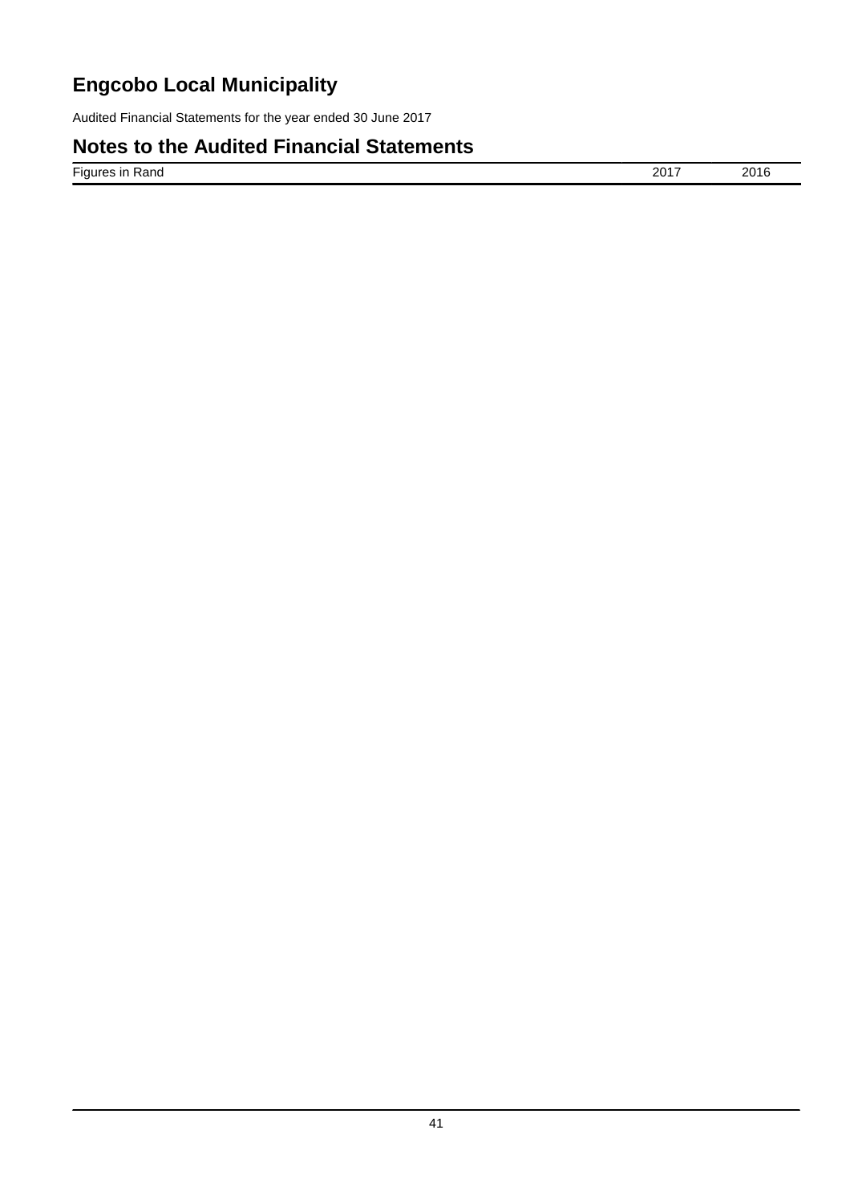# Engcobo Local Municipality

Audited Financial Statements for the year ended 30 June 2017

## Notes to the Audited Financial Statements

| Figures in Rand | 2017 | 2016 |
| --- | --- | --- |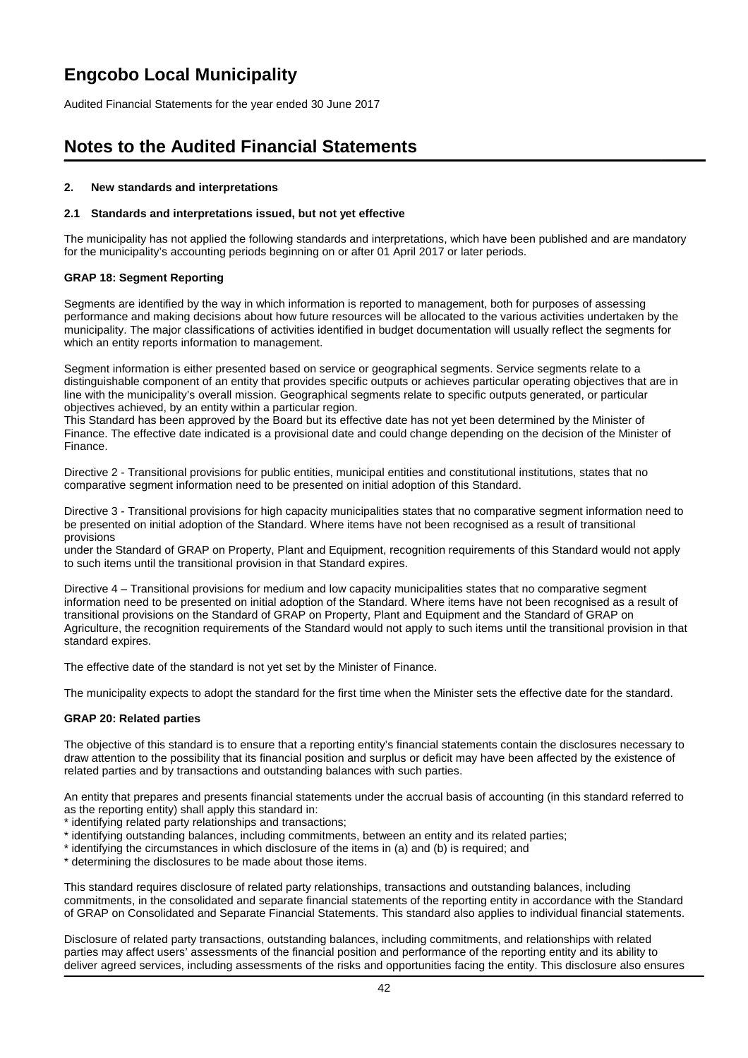## Notes to the Audited Financial Statements

**2. New standards and interpretations**

**2.1 Standards and interpretations issued, but not yet effective**

The municipality has not applied the following standards and interpretations, which have been published and are mandatory for the municipality's accounting periods beginning on or after 01 April 2017 or later periods.

**GRAP 18: Segment Reporting**

Segments are identified by the way in which information is reported to management, both for purposes of assessing performance and making decisions about how future resources will be allocated to the various activities undertaken by the municipality. The major classifications of activities identified in budget documentation will usually reflect the segments for which an entity reports information to management.

Segment information is either presented based on service or geographical segments. Service segments relate to a distinguishable component of an entity that provides specific outputs or achieves particular operating objectives that are in line with the municipality's overall mission. Geographical segments relate to specific outputs generated, or particular objectives achieved, by an entity within a particular region.
This Standard has been approved by the Board but its effective date has not yet been determined by the Minister of Finance. The effective date indicated is a provisional date and could change depending on the decision of the Minister of Finance.

Directive 2 - Transitional provisions for public entities, municipal entities and constitutional institutions, states that no comparative segment information need to be presented on initial adoption of this Standard.

Directive 3 - Transitional provisions for high capacity municipalities states that no comparative segment information need to be presented on initial adoption of the Standard. Where items have not been recognised as a result of transitional provisions
under the Standard of GRAP on Property, Plant and Equipment, recognition requirements of this Standard would not apply to such items until the transitional provision in that Standard expires.

Directive 4 – Transitional provisions for medium and low capacity municipalities states that no comparative segment information need to be presented on initial adoption of the Standard. Where items have not been recognised as a result of transitional provisions on the Standard of GRAP on Property, Plant and Equipment and the Standard of GRAP on Agriculture, the recognition requirements of the Standard would not apply to such items until the transitional provision in that standard expires.

The effective date of the standard is not yet set by the Minister of Finance.

The municipality expects to adopt the standard for the first time when the Minister sets the effective date for the standard.

**GRAP 20: Related parties**

The objective of this standard is to ensure that a reporting entity's financial statements contain the disclosures necessary to draw attention to the possibility that its financial position and surplus or deficit may have been affected by the existence of related parties and by transactions and outstanding balances with such parties.

An entity that prepares and presents financial statements under the accrual basis of accounting (in this standard referred to as the reporting entity) shall apply this standard in:

* identifying related party relationships and transactions;
* identifying outstanding balances, including commitments, between an entity and its related parties;
* identifying the circumstances in which disclosure of the items in (a) and (b) is required; and
* determining the disclosures to be made about those items.

This standard requires disclosure of related party relationships, transactions and outstanding balances, including commitments, in the consolidated and separate financial statements of the reporting entity in accordance with the Standard of GRAP on Consolidated and Separate Financial Statements. This standard also applies to individual financial statements.

Disclosure of related party transactions, outstanding balances, including commitments, and relationships with related parties may affect users' assessments of the financial position and performance of the reporting entity and its ability to deliver agreed services, including assessments of the risks and opportunities facing the entity. This disclosure also ensures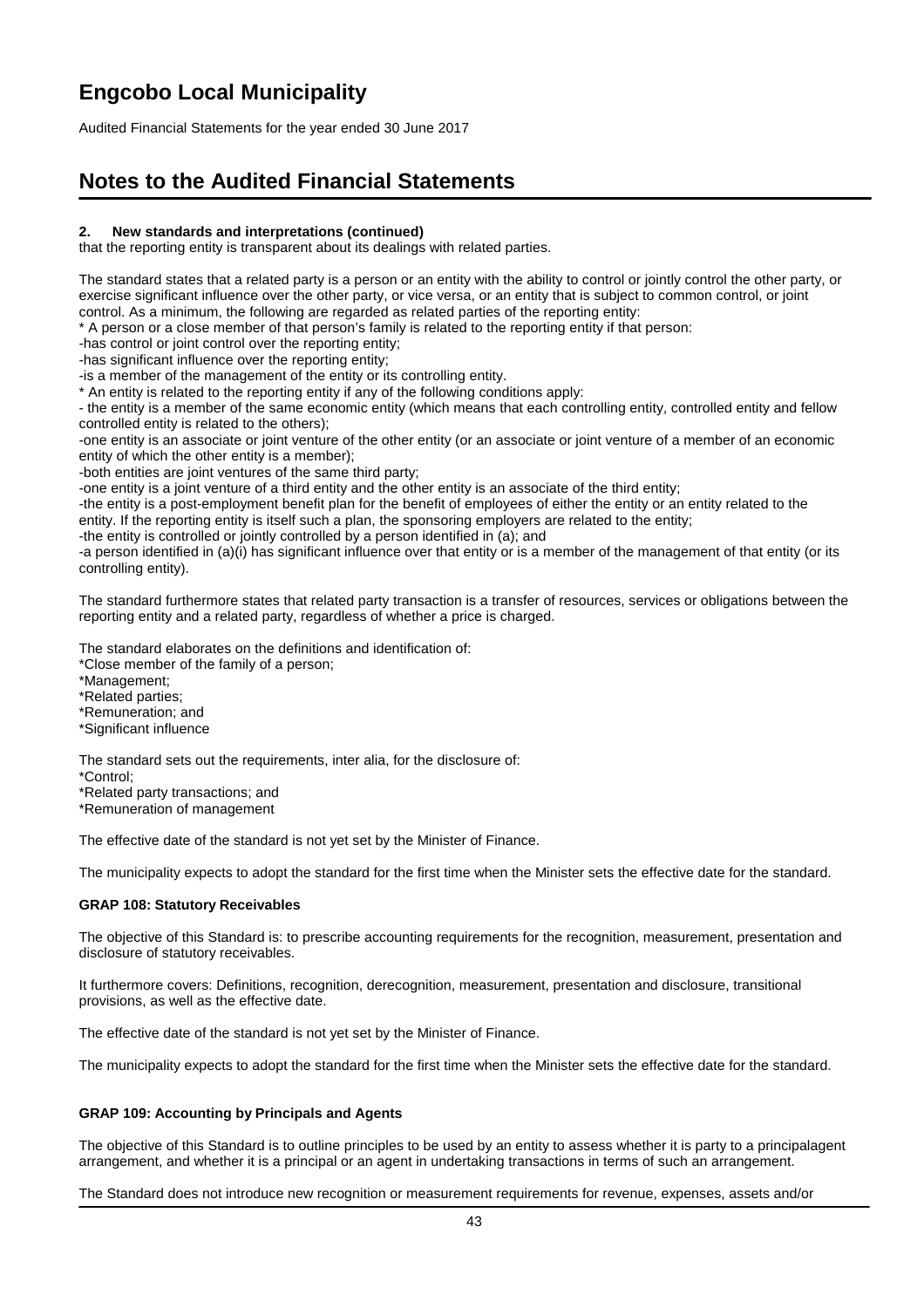# Engcobo Local Municipality

Audited Financial Statements for the year ended 30 June 2017

# Notes to the Audited Financial Statements

**2. New standards and interpretations (continued)**

that the reporting entity is transparent about its dealings with related parties.

The standard states that a related party is a person or an entity with the ability to control or jointly control the other party, or exercise significant influence over the other party, or vice versa, or an entity that is subject to common control, or joint control. As a minimum, the following are regarded as related parties of the reporting entity:

* A person or a close member of that person's family is related to the reporting entity if that person:
-has control or joint control over the reporting entity;
-has significant influence over the reporting entity;
-is a member of the management of the entity or its controlling entity.
* An entity is related to the reporting entity if any of the following conditions apply:
- the entity is a member of the same economic entity (which means that each controlling entity, controlled entity and fellow controlled entity is related to the others);
-one entity is an associate or joint venture of the other entity (or an associate or joint venture of a member of an economic entity of which the other entity is a member);
-both entities are joint ventures of the same third party;
-one entity is a joint venture of a third entity and the other entity is an associate of the third entity;
-the entity is a post-employment benefit plan for the benefit of employees of either the entity or an entity related to the entity. If the reporting entity is itself such a plan, the sponsoring employers are related to the entity;
-the entity is controlled or jointly controlled by a person identified in (a); and
-a person identified in (a)(i) has significant influence over that entity or is a member of the management of that entity (or its controlling entity).

The standard furthermore states that related party transaction is a transfer of resources, services or obligations between the reporting entity and a related party, regardless of whether a price is charged.

The standard elaborates on the definitions and identification of:
*Close member of the family of a person;
*Management;
*Related parties;
*Remuneration; and
*Significant influence

The standard sets out the requirements, inter alia, for the disclosure of:
*Control;
*Related party transactions; and
*Remuneration of management

The effective date of the standard is not yet set by the Minister of Finance.

The municipality expects to adopt the standard for the first time when the Minister sets the effective date for the standard.

**GRAP 108: Statutory Receivables**

The objective of this Standard is: to prescribe accounting requirements for the recognition, measurement, presentation and disclosure of statutory receivables.

It furthermore covers: Definitions, recognition, derecognition, measurement, presentation and disclosure, transitional provisions, as well as the effective date.

The effective date of the standard is not yet set by the Minister of Finance.

The municipality expects to adopt the standard for the first time when the Minister sets the effective date for the standard.

**GRAP 109: Accounting by Principals and Agents**

The objective of this Standard is to outline principles to be used by an entity to assess whether it is party to a principalagent arrangement, and whether it is a principal or an agent in undertaking transactions in terms of such an arrangement.

The Standard does not introduce new recognition or measurement requirements for revenue, expenses, assets and/or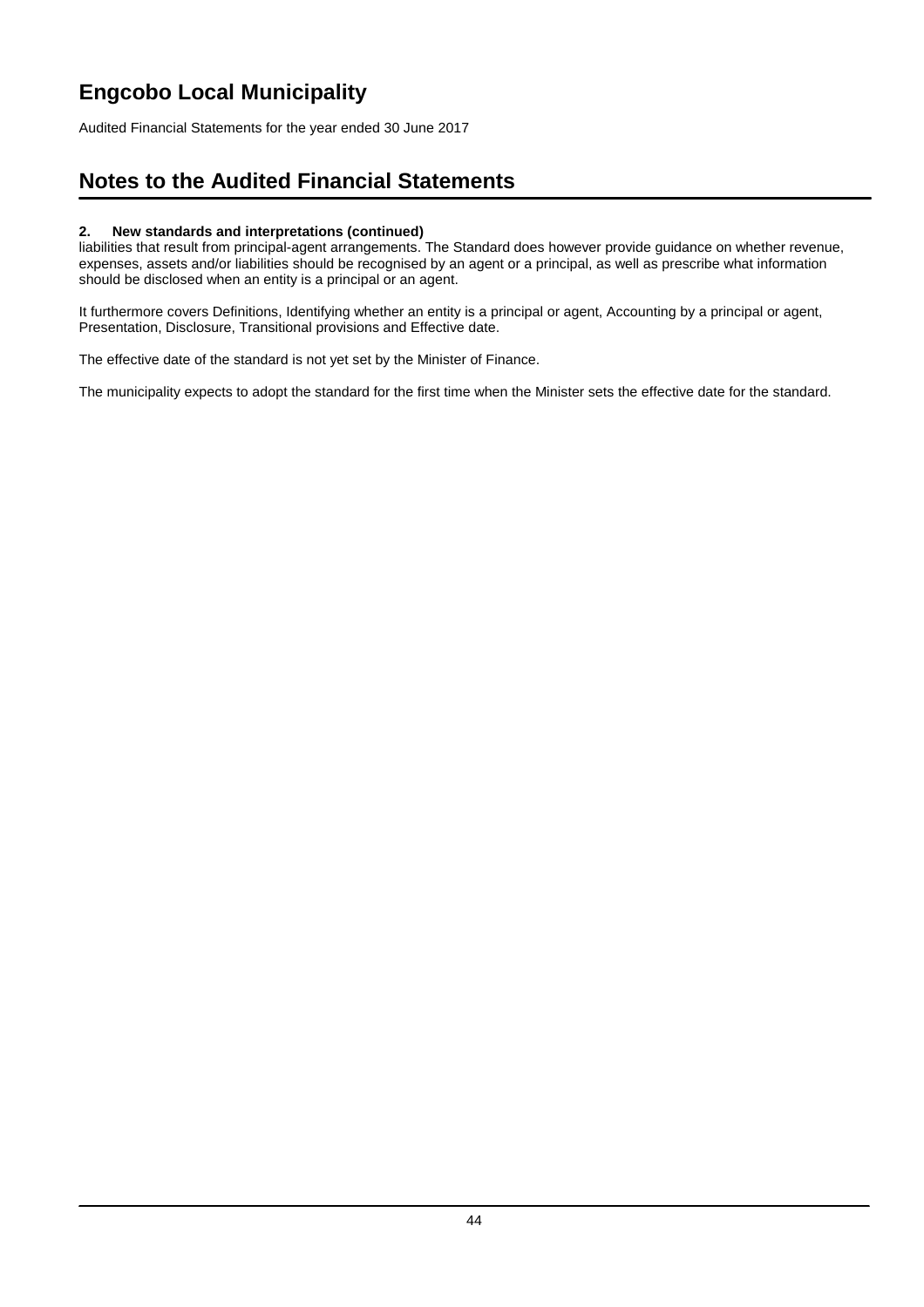**2. New standards and interpretations (continued)**

liabilities that result from principal-agent arrangements. The Standard does however provide guidance on whether revenue, expenses, assets and/or liabilities should be recognised by an agent or a principal, as well as prescribe what information should be disclosed when an entity is a principal or an agent.

It furthermore covers Definitions, Identifying whether an entity is a principal or agent, Accounting by a principal or agent, Presentation, Disclosure, Transitional provisions and Effective date.

The effective date of the standard is not yet set by the Minister of Finance.

The municipality expects to adopt the standard for the first time when the Minister sets the effective date for the standard.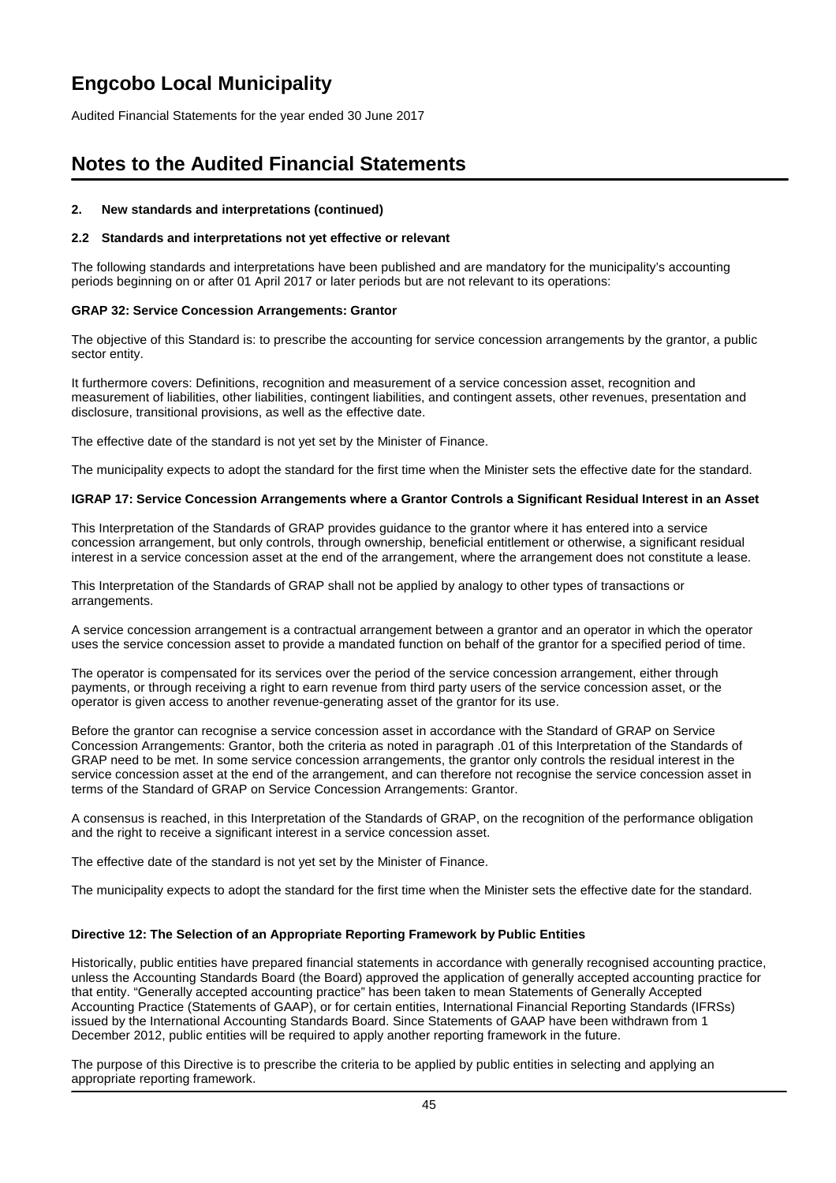## 2. New standards and interpretations (continued)

### 2.2 Standards and interpretations not yet effective or relevant

The following standards and interpretations have been published and are mandatory for the municipality's accounting periods beginning on or after 01 April 2017 or later periods but are not relevant to its operations:

#### GRAP 32: Service Concession Arrangements: Grantor

The objective of this Standard is: to prescribe the accounting for service concession arrangements by the grantor, a public sector entity.

It furthermore covers: Definitions, recognition and measurement of a service concession asset, recognition and measurement of liabilities, other liabilities, contingent liabilities, and contingent assets, other revenues, presentation and disclosure, transitional provisions, as well as the effective date.

The effective date of the standard is not yet set by the Minister of Finance.

The municipality expects to adopt the standard for the first time when the Minister sets the effective date for the standard.

#### IGRAP 17: Service Concession Arrangements where a Grantor Controls a Significant Residual Interest in an Asset

This Interpretation of the Standards of GRAP provides guidance to the grantor where it has entered into a service concession arrangement, but only controls, through ownership, beneficial entitlement or otherwise, a significant residual interest in a service concession asset at the end of the arrangement, where the arrangement does not constitute a lease.

This Interpretation of the Standards of GRAP shall not be applied by analogy to other types of transactions or arrangements.

A service concession arrangement is a contractual arrangement between a grantor and an operator in which the operator uses the service concession asset to provide a mandated function on behalf of the grantor for a specified period of time.

The operator is compensated for its services over the period of the service concession arrangement, either through payments, or through receiving a right to earn revenue from third party users of the service concession asset, or the operator is given access to another revenue-generating asset of the grantor for its use.

Before the grantor can recognise a service concession asset in accordance with the Standard of GRAP on Service Concession Arrangements: Grantor, both the criteria as noted in paragraph .01 of this Interpretation of the Standards of GRAP need to be met. In some service concession arrangements, the grantor only controls the residual interest in the service concession asset at the end of the arrangement, and can therefore not recognise the service concession asset in terms of the Standard of GRAP on Service Concession Arrangements: Grantor.

A consensus is reached, in this Interpretation of the Standards of GRAP, on the recognition of the performance obligation and the right to receive a significant interest in a service concession asset.

The effective date of the standard is not yet set by the Minister of Finance.

The municipality expects to adopt the standard for the first time when the Minister sets the effective date for the standard.

#### Directive 12: The Selection of an Appropriate Reporting Framework by Public Entities

Historically, public entities have prepared financial statements in accordance with generally recognised accounting practice, unless the Accounting Standards Board (the Board) approved the application of generally accepted accounting practice for that entity. "Generally accepted accounting practice" has been taken to mean Statements of Generally Accepted Accounting Practice (Statements of GAAP), or for certain entities, International Financial Reporting Standards (IFRSs) issued by the International Accounting Standards Board. Since Statements of GAAP have been withdrawn from 1 December 2012, public entities will be required to apply another reporting framework in the future.

The purpose of this Directive is to prescribe the criteria to be applied by public entities in selecting and applying an appropriate reporting framework.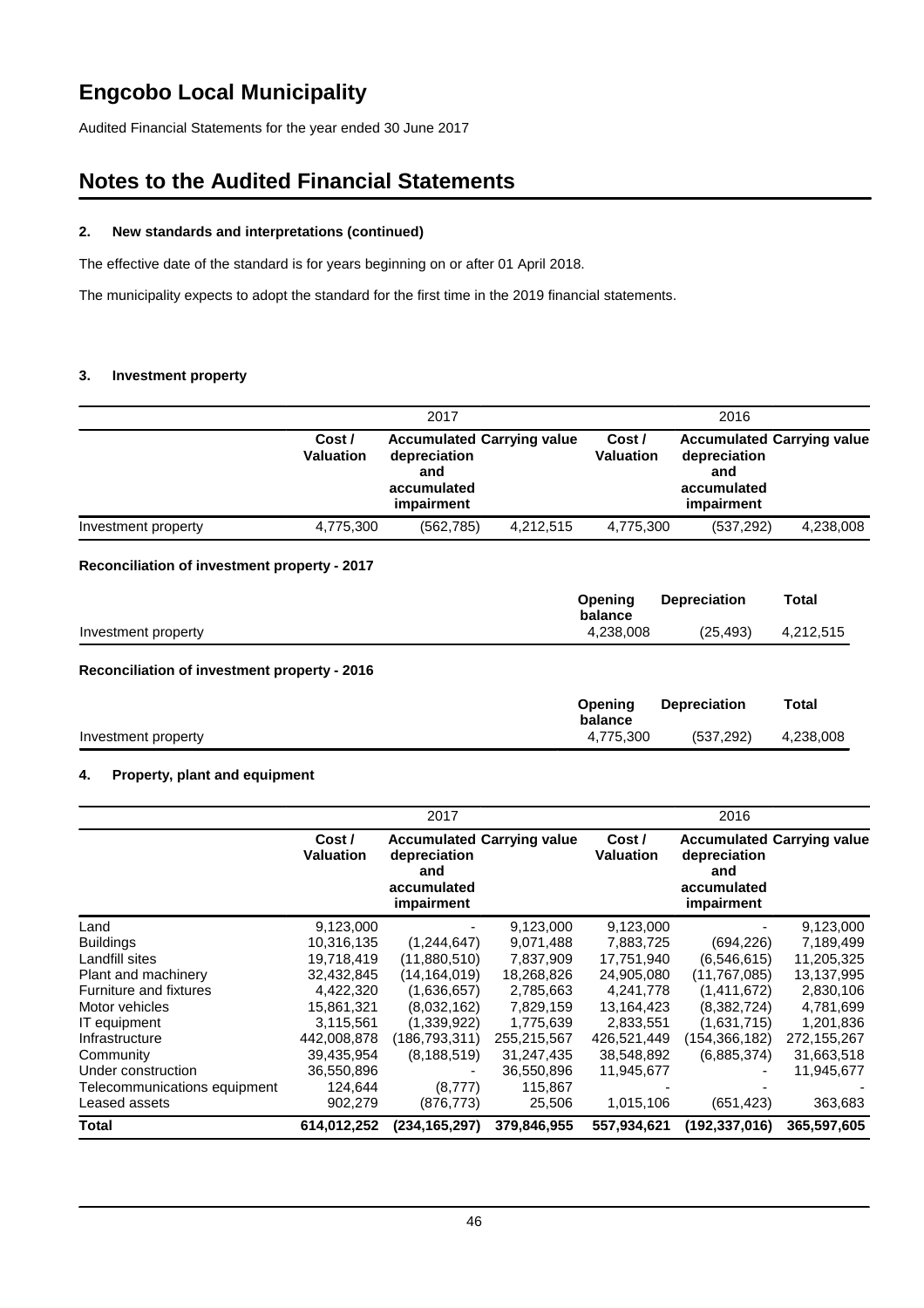# Engcobo Local Municipality

Audited Financial Statements for the year ended 30 June 2017

# Notes to the Audited Financial Statements

### 2. New standards and interpretations (continued)

The effective date of the standard is for years beginning on or after 01 April 2018.

The municipality expects to adopt the standard for the first time in the 2019 financial statements.

### 3. Investment property

| | 2017 | | | 2016 | | |
|---|---|---|---|---|---|---|
| | **Cost / Valuation** | **Accumulated depreciation and accumulated impairment** | **Carrying value** | **Cost / Valuation** | **Accumulated depreciation and accumulated impairment** | **Carrying value** |
| Investment property | 4,775,300 | (562,785) | 4,212,515 | 4,775,300 | (537,292) | 4,238,008 |

**Reconciliation of investment property - 2017**

| | **Opening balance** | **Depreciation** | **Total** |
|---|---|---|---|
| Investment property | 4,238,008 | (25,493) | 4,212,515 |

**Reconciliation of investment property - 2016**

| | **Opening balance** | **Depreciation** | **Total** |
|---|---|---|---|
| Investment property | 4,775,300 | (537,292) | 4,238,008 |

### 4. Property, plant and equipment

| | 2017 | | | 2016 | | |
|---|---|---|---|---|---|---|
| | **Cost / Valuation** | **Accumulated depreciation and accumulated impairment** | **Carrying value** | **Cost / Valuation** | **Accumulated depreciation and accumulated impairment** | **Carrying value** |
| Land | 9,123,000 | - | 9,123,000 | 9,123,000 | - | 9,123,000 |
| Buildings | 10,316,135 | (1,244,647) | 9,071,488 | 7,883,725 | (694,226) | 7,189,499 |
| Landfill sites | 19,718,419 | (11,880,510) | 7,837,909 | 17,751,940 | (6,546,615) | 11,205,325 |
| Plant and machinery | 32,432,845 | (14,164,019) | 18,268,826 | 24,905,080 | (11,767,085) | 13,137,995 |
| Furniture and fixtures | 4,422,320 | (1,636,657) | 2,785,663 | 4,241,778 | (1,411,672) | 2,830,106 |
| Motor vehicles | 15,861,321 | (8,032,162) | 7,829,159 | 13,164,423 | (8,382,724) | 4,781,699 |
| IT equipment | 3,115,561 | (1,339,922) | 1,775,639 | 2,833,551 | (1,631,715) | 1,201,836 |
| Infrastructure | 442,008,878 | (186,793,311) | 255,215,567 | 426,521,449 | (154,366,182) | 272,155,267 |
| Community | 39,435,954 | (8,188,519) | 31,247,435 | 38,548,892 | (6,885,374) | 31,663,518 |
| Under construction | 36,550,896 | - | 36,550,896 | 11,945,677 | - | 11,945,677 |
| Telecommunications equipment | 124,644 | (8,777) | 115,867 | - | - | - |
| Leased assets | 902,279 | (876,773) | 25,506 | 1,015,106 | (651,423) | 363,683 |
| **Total** | **614,012,252** | **(234,165,297)** | **379,846,955** | **557,934,621** | **(192,337,016)** | **365,597,605** |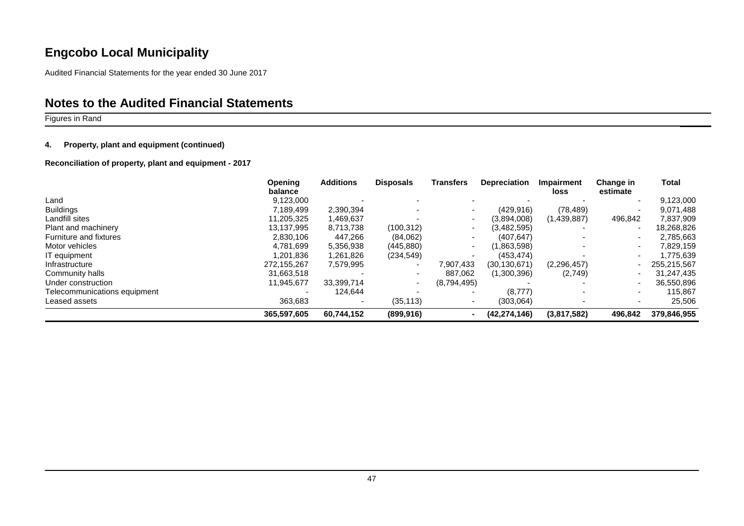# Engcobo Local Municipality

Audited Financial Statements for the year ended 30 June 2017

## Notes to the Audited Financial Statements

Figures in Rand

### 4. Property, plant and equipment (continued)

**Reconciliation of property, plant and equipment - 2017**

| | Opening balance | Additions | Disposals | Transfers | Depreciation | Impairment loss | Change in estimate | Total |
|---|---|---|---|---|---|---|---|---|
| Land | 9,123,000 | - | - | - | - | - | - | 9,123,000 |
| Buildings | 7,189,499 | 2,390,394 | - | - | (429,916) | (78,489) | - | 9,071,488 |
| Landfill sites | 11,205,325 | 1,469,637 | - | - | (3,894,008) | (1,439,887) | 496,842 | 7,837,909 |
| Plant and machinery | 13,137,995 | 8,713,738 | (100,312) | - | (3,482,595) | - | - | 18,268,826 |
| Furniture and fixtures | 2,830,106 | 447,266 | (84,062) | - | (407,647) | - | - | 2,785,663 |
| Motor vehicles | 4,781,699 | 5,356,938 | (445,880) | - | (1,863,598) | - | - | 7,829,159 |
| IT equipment | 1,201,836 | 1,261,826 | (234,549) | - | (453,474) | - | - | 1,775,639 |
| Infrastructure | 272,155,267 | 7,579,995 | - | 7,907,433 | (30,130,671) | (2,296,457) | - | 255,215,567 |
| Community halls | 31,663,518 | - | - | 887,062 | (1,300,396) | (2,749) | - | 31,247,435 |
| Under construction | 11,945,677 | 33,399,714 | - | (8,794,495) | - | - | - | 36,550,896 |
| Telecommunications equipment | - | 124,644 | - | - | (8,777) | - | - | 115,867 |
| Leased assets | 363,683 | - | (35,113) | - | (303,064) | - | - | 25,506 |
| | **365,597,605** | **60,744,152** | **(899,916)** | **-** | **(42,274,146)** | **(3,817,582)** | **496,842** | **379,846,955** |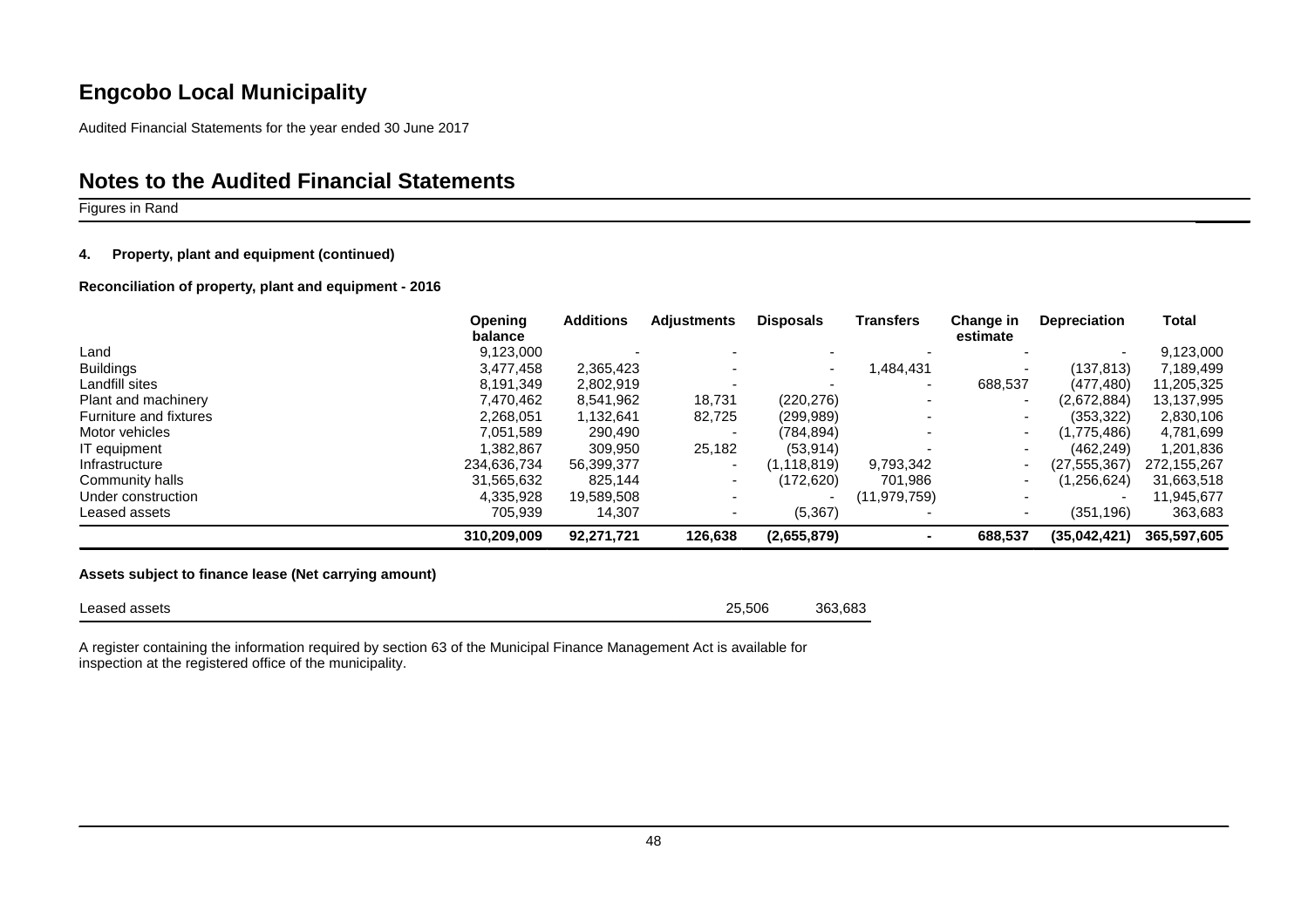# Engcobo Local Municipality

Audited Financial Statements for the year ended 30 June 2017

# Notes to the Audited Financial Statements

Figures in Rand

### 4. Property, plant and equipment (continued)

**Reconciliation of property, plant and equipment - 2016**

| | Opening balance | Additions | Adjustments | Disposals | Transfers | Change in estimate | Depreciation | Total |
|---|---|---|---|---|---|---|---|---|
| Land | 9,123,000 | - | - | - | - | - | - | 9,123,000 |
| Buildings | 3,477,458 | 2,365,423 | - | - | 1,484,431 | - | (137,813) | 7,189,499 |
| Landfill sites | 8,191,349 | 2,802,919 | - | - | - | 688,537 | (477,480) | 11,205,325 |
| Plant and machinery | 7,470,462 | 8,541,962 | 18,731 | (220,276) | - | - | (2,672,884) | 13,137,995 |
| Furniture and fixtures | 2,268,051 | 1,132,641 | 82,725 | (299,989) | - | - | (353,322) | 2,830,106 |
| Motor vehicles | 7,051,589 | 290,490 | - | (784,894) | - | - | (1,775,486) | 4,781,699 |
| IT equipment | 1,382,867 | 309,950 | 25,182 | (53,914) | - | - | (462,249) | 1,201,836 |
| Infrastructure | 234,636,734 | 56,399,377 | - | (1,118,819) | 9,793,342 | - | (27,555,367) | 272,155,267 |
| Community halls | 31,565,632 | 825,144 | - | (172,620) | 701,986 | - | (1,256,624) | 31,663,518 |
| Under construction | 4,335,928 | 19,589,508 | - | - | (11,979,759) | - | - | 11,945,677 |
| Leased assets | 705,939 | 14,307 | - | (5,367) | - | - | (351,196) | 363,683 |
| | **310,209,009** | **92,271,721** | **126,638** | **(2,655,879)** | **-** | **688,537** | **(35,042,421)** | **365,597,605** |

**Assets subject to finance lease (Net carrying amount)**

| | | |
|---|---|---|
| Leased assets | 25,506 | 363,683 |

A register containing the information required by section 63 of the Municipal Finance Management Act is available for inspection at the registered office of the municipality.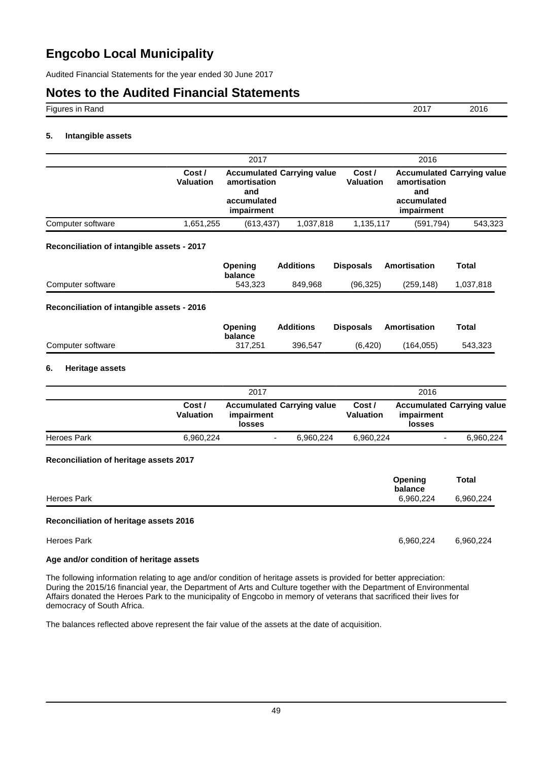# Engcobo Local Municipality

Audited Financial Statements for the year ended 30 June 2017

## Notes to the Audited Financial Statements

| Figures in Rand | 2017 | 2016 |
|---|---|---|

### 5. Intangible assets

| | 2017 | | | 2016 | | |
|---|---|---|---|---|---|---|
| | Cost / Valuation | Accumulated amortisation and accumulated impairment | Carrying value | Cost / Valuation | Accumulated amortisation and accumulated impairment | Carrying value |
| Computer software | 1,651,255 | (613,437) | 1,037,818 | 1,135,117 | (591,794) | 543,323 |

**Reconciliation of intangible assets - 2017**

| | Opening balance | Additions | Disposals | Amortisation | Total |
|---|---|---|---|---|---|
| Computer software | 543,323 | 849,968 | (96,325) | (259,148) | 1,037,818 |

**Reconciliation of intangible assets - 2016**

| | Opening balance | Additions | Disposals | Amortisation | Total |
|---|---|---|---|---|---|
| Computer software | 317,251 | 396,547 | (6,420) | (164,055) | 543,323 |

### 6. Heritage assets

| | 2017 | | | 2016 | | |
|---|---|---|---|---|---|---|
| | Cost / Valuation | Accumulated impairment losses | Carrying value | Cost / Valuation | Accumulated impairment losses | Carrying value |
| Heroes Park | 6,960,224 | - | 6,960,224 | 6,960,224 | - | 6,960,224 |

**Reconciliation of heritage assets 2017**

| | Opening balance | Total |
|---|---|---|
| Heroes Park | 6,960,224 | 6,960,224 |

**Reconciliation of heritage assets 2016**

| | | |
|---|---|---|
| Heroes Park | 6,960,224 | 6,960,224 |

**Age and/or condition of heritage assets**

The following information relating to age and/or condition of heritage assets is provided for better appreciation: During the 2015/16 financial year, the Department of Arts and Culture together with the Department of Environmental Affairs donated the Heroes Park to the municipality of Engcobo in memory of veterans that sacrificed their lives for democracy of South Africa.

The balances reflected above represent the fair value of the assets at the date of acquisition.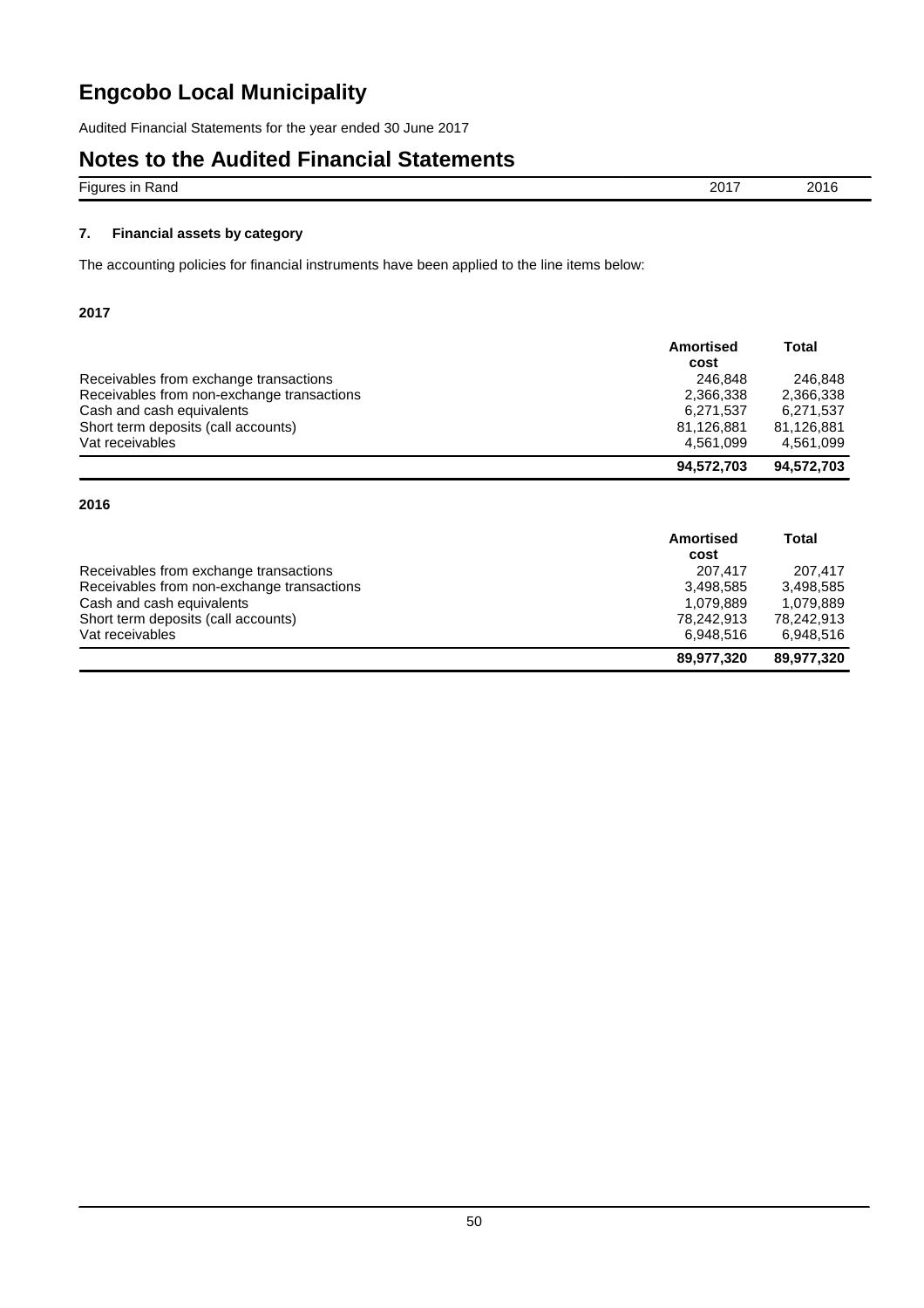# Engcobo Local Municipality

Audited Financial Statements for the year ended 30 June 2017

## Notes to the Audited Financial Statements

| Figures in Rand | 2017 | 2016 |
|---|---|---|

### 7. Financial assets by category

The accounting policies for financial instruments have been applied to the line items below:

**2017**

| | Amortised cost | Total |
|---|---|---|
| Receivables from exchange transactions | 246,848 | 246,848 |
| Receivables from non-exchange transactions | 2,366,338 | 2,366,338 |
| Cash and cash equivalents | 6,271,537 | 6,271,537 |
| Short term deposits (call accounts) | 81,126,881 | 81,126,881 |
| Vat receivables | 4,561,099 | 4,561,099 |
| | **94,572,703** | **94,572,703** |

**2016**

| | Amortised cost | Total |
|---|---|---|
| Receivables from exchange transactions | 207,417 | 207,417 |
| Receivables from non-exchange transactions | 3,498,585 | 3,498,585 |
| Cash and cash equivalents | 1,079,889 | 1,079,889 |
| Short term deposits (call accounts) | 78,242,913 | 78,242,913 |
| Vat receivables | 6,948,516 | 6,948,516 |
| | **89,977,320** | **89,977,320** |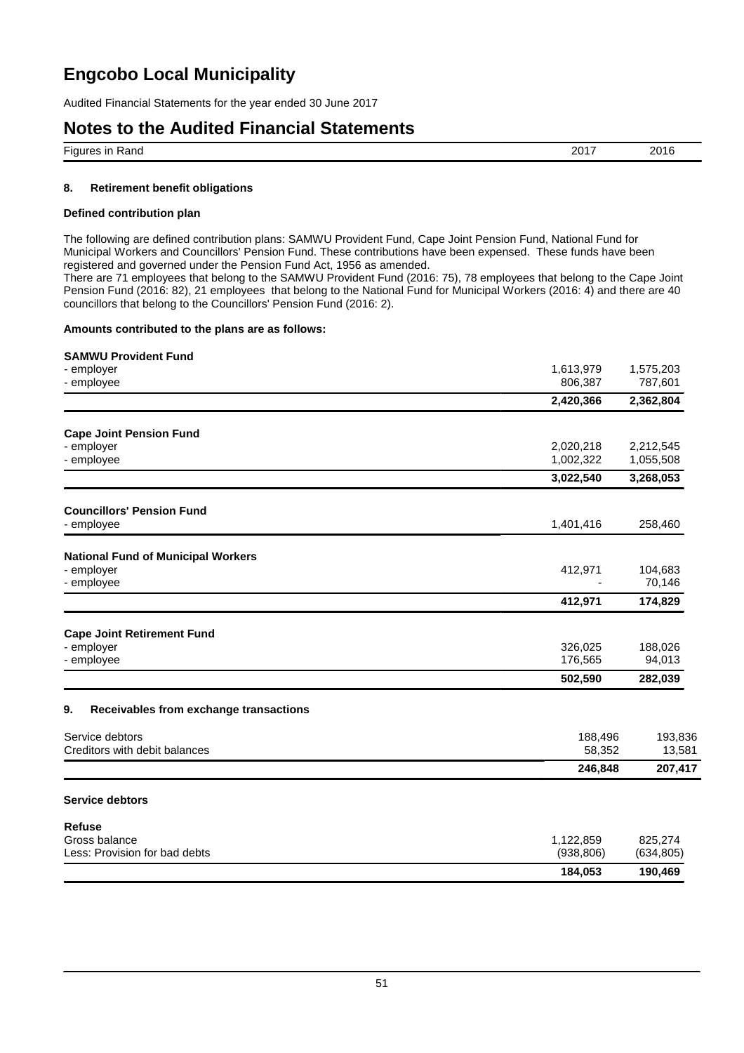# Engcobo Local Municipality

Audited Financial Statements for the year ended 30 June 2017

## Notes to the Audited Financial Statements

| Figures in Rand | 2017 | 2016 |
|---|---|---|

### 8. Retirement benefit obligations

**Defined contribution plan**

The following are defined contribution plans: SAMWU Provident Fund, Cape Joint Pension Fund, National Fund for Municipal Workers and Councillors' Pension Fund. These contributions have been expensed. These funds have been registered and governed under the Pension Fund Act, 1956 as amended.
There are 71 employees that belong to the SAMWU Provident Fund (2016: 75), 78 employees that belong to the Cape Joint Pension Fund (2016: 82), 21 employees that belong to the National Fund for Municipal Workers (2016: 4) and there are 40 councillors that belong to the Councillors' Pension Fund (2016: 2).

**Amounts contributed to the plans are as follows:**

| | 2017 | 2016 |
|---|---|---|
| **SAMWU Provident Fund** | | |
| - employer | 1,613,979 | 1,575,203 |
| - employee | 806,387 | 787,601 |
| | **2,420,366** | **2,362,804** |
| **Cape Joint Pension Fund** | | |
| - employer | 2,020,218 | 2,212,545 |
| - employee | 1,002,322 | 1,055,508 |
| | **3,022,540** | **3,268,053** |
| **Councillors' Pension Fund** | | |
| - employee | 1,401,416 | 258,460 |
| **National Fund of Municipal Workers** | | |
| - employer | 412,971 | 104,683 |
| - employee | - | 70,146 |
| | **412,971** | **174,829** |
| **Cape Joint Retirement Fund** | | |
| - employer | 326,025 | 188,026 |
| - employee | 176,565 | 94,013 |
| | **502,590** | **282,039** |

### 9. Receivables from exchange transactions

| | 2017 | 2016 |
|---|---|---|
| Service debtors | 188,496 | 193,836 |
| Creditors with debit balances | 58,352 | 13,581 |
| | **246,848** | **207,417** |

**Service debtors**

| | 2017 | 2016 |
|---|---|---|
| **Refuse** | | |
| Gross balance | 1,122,859 | 825,274 |
| Less: Provision for bad debts | (938,806) | (634,805) |
| | **184,053** | **190,469** |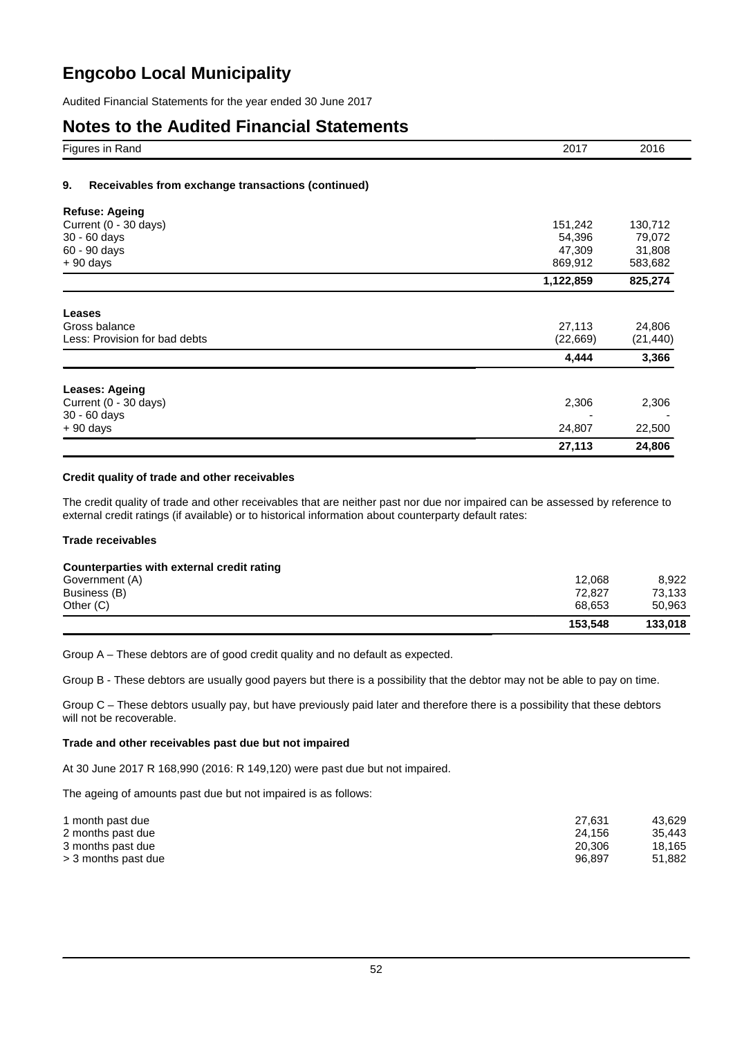# Engcobo Local Municipality

Audited Financial Statements for the year ended 30 June 2017

## Notes to the Audited Financial Statements

| Figures in Rand | 2017 | 2016 |
|---|---|---|

### 9. Receivables from exchange transactions (continued)

| **Refuse: Ageing** | | |
|---|---|---|
| Current (0 - 30 days) | 151,242 | 130,712 |
| 30 - 60 days | 54,396 | 79,072 |
| 60 - 90 days | 47,309 | 31,808 |
| + 90 days | 869,912 | 583,682 |
| | **1,122,859** | **825,274** |

| **Leases** | | |
|---|---|---|
| Gross balance | 27,113 | 24,806 |
| Less: Provision for bad debts | (22,669) | (21,440) |
| | **4,444** | **3,366** |

| **Leases: Ageing** | | |
|---|---|---|
| Current (0 - 30 days) | 2,306 | 2,306 |
| 30 - 60 days | - | - |
| + 90 days | 24,807 | 22,500 |
| | **27,113** | **24,806** |

**Credit quality of trade and other receivables**

The credit quality of trade and other receivables that are neither past nor due nor impaired can be assessed by reference to external credit ratings (if available) or to historical information about counterparty default rates:

**Trade receivables**

| **Counterparties with external credit rating** | | |
|---|---|---|
| Government (A) | 12,068 | 8,922 |
| Business (B) | 72,827 | 73,133 |
| Other (C) | 68,653 | 50,963 |
| | **153,548** | **133,018** |

Group A – These debtors are of good credit quality and no default as expected.

Group B - These debtors are usually good payers but there is a possibility that the debtor may not be able to pay on time.

Group C – These debtors usually pay, but have previously paid later and therefore there is a possibility that these debtors will not be recoverable.

**Trade and other receivables past due but not impaired**

At 30 June 2017 R 168,990 (2016: R 149,120) were past due but not impaired.

The ageing of amounts past due but not impaired is as follows:

| | | |
|---|---|---|
| 1 month past due | 27,631 | 43,629 |
| 2 months past due | 24,156 | 35,443 |
| 3 months past due | 20,306 | 18,165 |
| > 3 months past due | 96,897 | 51,882 |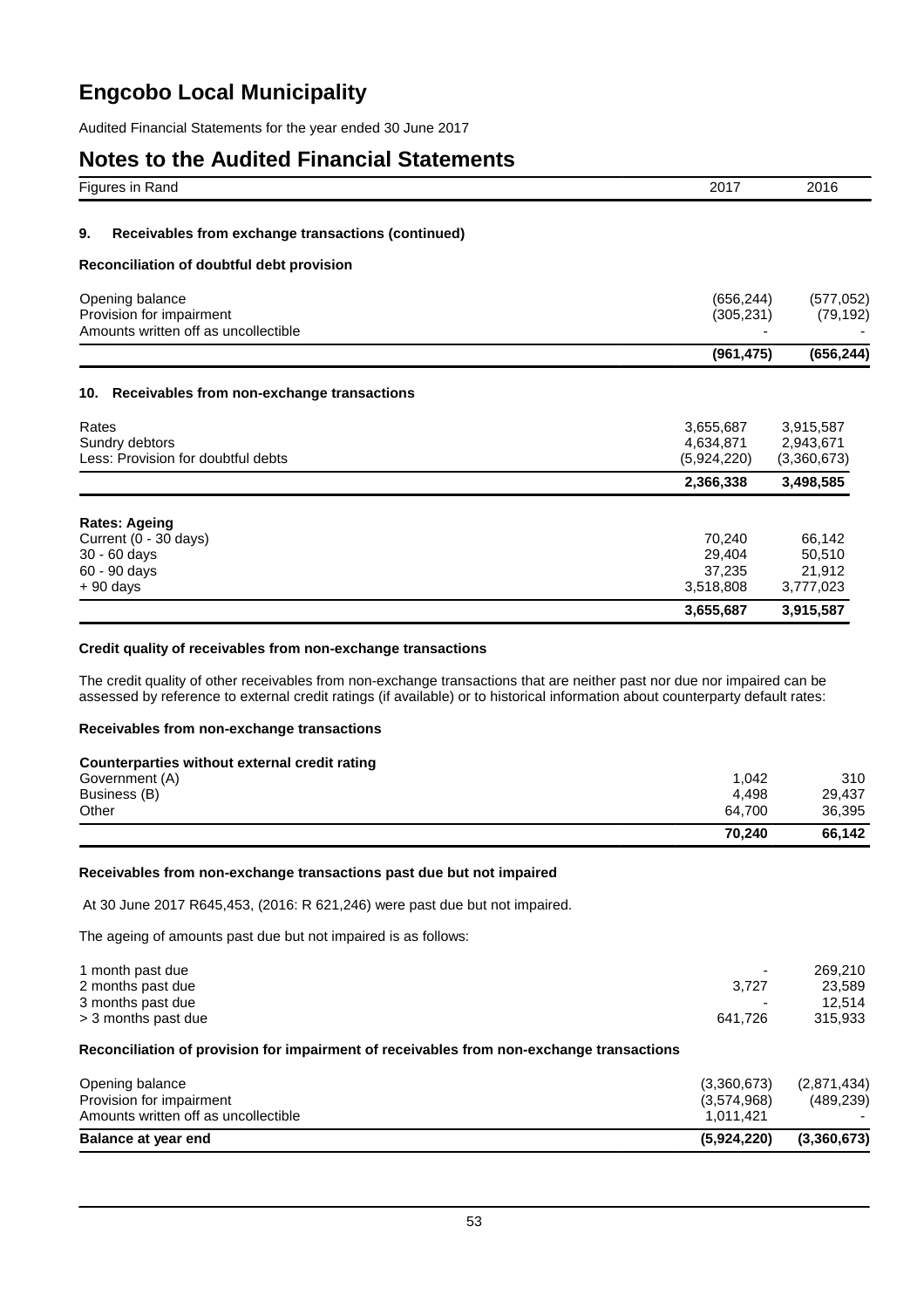# Engcobo Local Municipality

Audited Financial Statements for the year ended 30 June 2017

## Notes to the Audited Financial Statements

| Figures in Rand | 2017 | 2016 |
|---|---|---|

### 9. Receivables from exchange transactions (continued)

**Reconciliation of doubtful debt provision**

| | 2017 | 2016 |
|---|---|---|
| Opening balance | (656,244) | (577,052) |
| Provision for impairment | (305,231) | (79,192) |
| Amounts written off as uncollectible | - | - |
| | **(961,475)** | **(656,244)** |

### 10. Receivables from non-exchange transactions

| | 2017 | 2016 |
|---|---|---|
| Rates | 3,655,687 | 3,915,587 |
| Sundry debtors | 4,634,871 | 2,943,671 |
| Less: Provision for doubtful debts | (5,924,220) | (3,360,673) |
| | **2,366,338** | **3,498,585** |

| **Rates: Ageing** | 2017 | 2016 |
|---|---|---|
| Current (0 - 30 days) | 70,240 | 66,142 |
| 30 - 60 days | 29,404 | 50,510 |
| 60 - 90 days | 37,235 | 21,912 |
| + 90 days | 3,518,808 | 3,777,023 |
| | **3,655,687** | **3,915,587** |

**Credit quality of receivables from non-exchange transactions**

The credit quality of other receivables from non-exchange transactions that are neither past nor due nor impaired can be assessed by reference to external credit ratings (if available) or to historical information about counterparty default rates:

**Receivables from non-exchange transactions**

| **Counterparties without external credit rating** | 2017 | 2016 |
|---|---|---|
| Government (A) | 1,042 | 310 |
| Business (B) | 4,498 | 29,437 |
| Other | 64,700 | 36,395 |
| | **70,240** | **66,142** |

**Receivables from non-exchange transactions past due but not impaired**

At 30 June 2017 R645,453, (2016: R 621,246) were past due but not impaired.

The ageing of amounts past due but not impaired is as follows:

| | 2017 | 2016 |
|---|---|---|
| 1 month past due | - | 269,210 |
| 2 months past due | 3,727 | 23,589 |
| 3 months past due | - | 12,514 |
| > 3 months past due | 641,726 | 315,933 |

**Reconciliation of provision for impairment of receivables from non-exchange transactions**

| | 2017 | 2016 |
|---|---|---|
| Opening balance | (3,360,673) | (2,871,434) |
| Provision for impairment | (3,574,968) | (489,239) |
| Amounts written off as uncollectible | 1,011,421 | - |
| **Balance at year end** | **(5,924,220)** | **(3,360,673)** |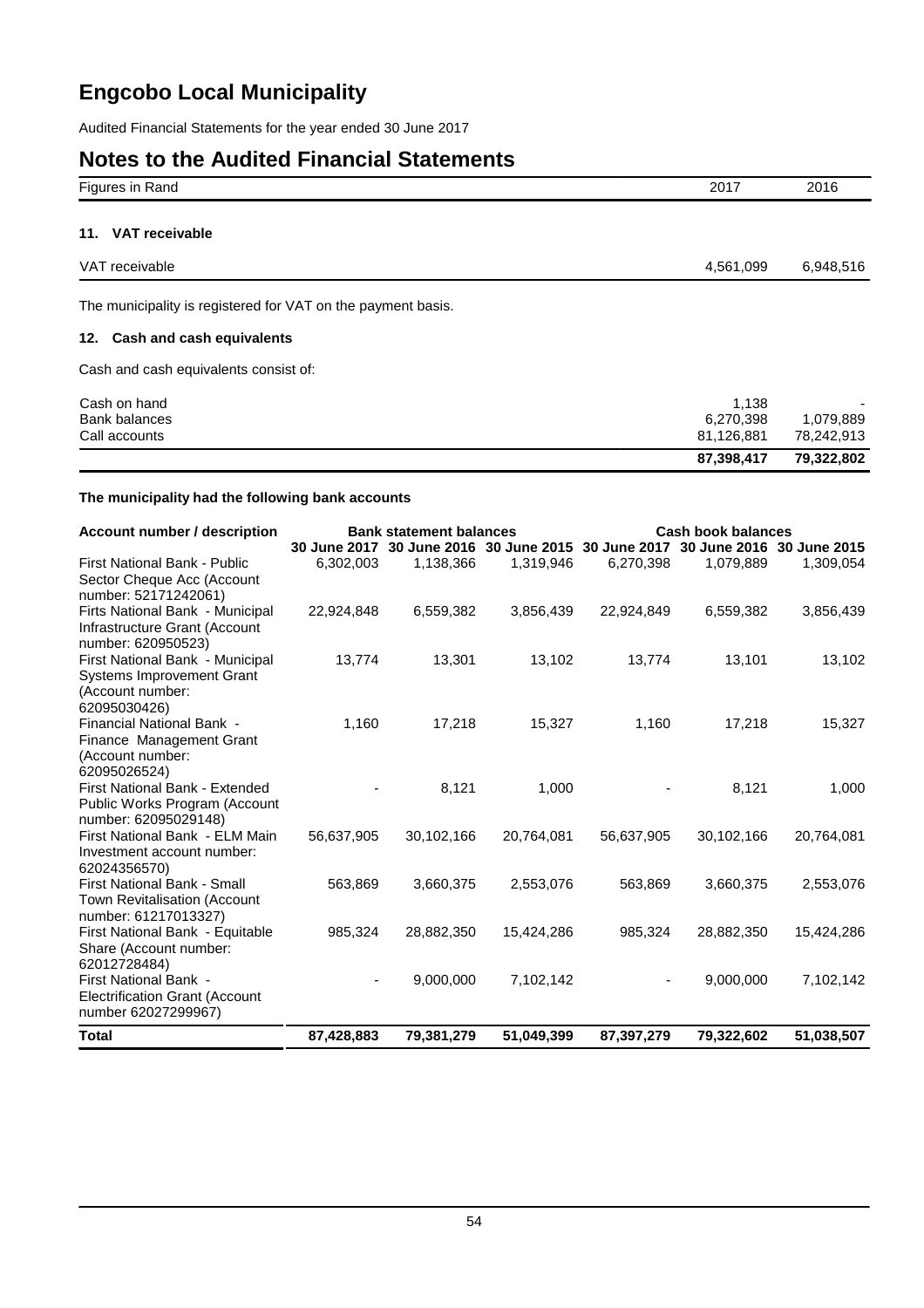# Engcobo Local Municipality

Audited Financial Statements for the year ended 30 June 2017

## Notes to the Audited Financial Statements

| Figures in Rand | 2017 | 2016 |
|---|---|---|

### 11. VAT receivable

| | 2017 | 2016 |
|---|---|---|
| VAT receivable | 4,561,099 | 6,948,516 |

The municipality is registered for VAT on the payment basis.

### 12. Cash and cash equivalents

Cash and cash equivalents consist of:

| | 2017 | 2016 |
|---|---|---|
| Cash on hand | 1,138 | - |
| Bank balances | 6,270,398 | 1,079,889 |
| Call accounts | 81,126,881 | 78,242,913 |
| | **87,398,417** | **79,322,802** |

**The municipality had the following bank accounts**

| Account number / description | Bank statement balances | | | Cash book balances | | |
|---|---|---|---|---|---|---|
| | 30 June 2017 | 30 June 2016 | 30 June 2015 | 30 June 2017 | 30 June 2016 | 30 June 2015 |
| First National Bank - Public Sector Cheque Acc (Account number: 52171242061) | 6,302,003 | 1,138,366 | 1,319,946 | 6,270,398 | 1,079,889 | 1,309,054 |
| Firts National Bank - Municipal Infrastructure Grant (Account number: 620950523) | 22,924,848 | 6,559,382 | 3,856,439 | 22,924,849 | 6,559,382 | 3,856,439 |
| First National Bank - Municipal Systems Improvement Grant (Account number: 62095030426) | 13,774 | 13,301 | 13,102 | 13,774 | 13,101 | 13,102 |
| Financial National Bank - Finance Management Grant (Account number: 62095026524) | 1,160 | 17,218 | 15,327 | 1,160 | 17,218 | 15,327 |
| First National Bank - Extended Public Works Program (Account number: 62095029148) | - | 8,121 | 1,000 | - | 8,121 | 1,000 |
| First National Bank - ELM Main Investment account number: 62024356570) | 56,637,905 | 30,102,166 | 20,764,081 | 56,637,905 | 30,102,166 | 20,764,081 |
| First National Bank - Small Town Revitalisation (Account number: 61217013327) | 563,869 | 3,660,375 | 2,553,076 | 563,869 | 3,660,375 | 2,553,076 |
| First National Bank - Equitable Share (Account number: 62012728484) | 985,324 | 28,882,350 | 15,424,286 | 985,324 | 28,882,350 | 15,424,286 |
| First National Bank - Electrification Grant (Account number 62027299967) | - | 9,000,000 | 7,102,142 | - | 9,000,000 | 7,102,142 |
| **Total** | **87,428,883** | **79,381,279** | **51,049,399** | **87,397,279** | **79,322,602** | **51,038,507** |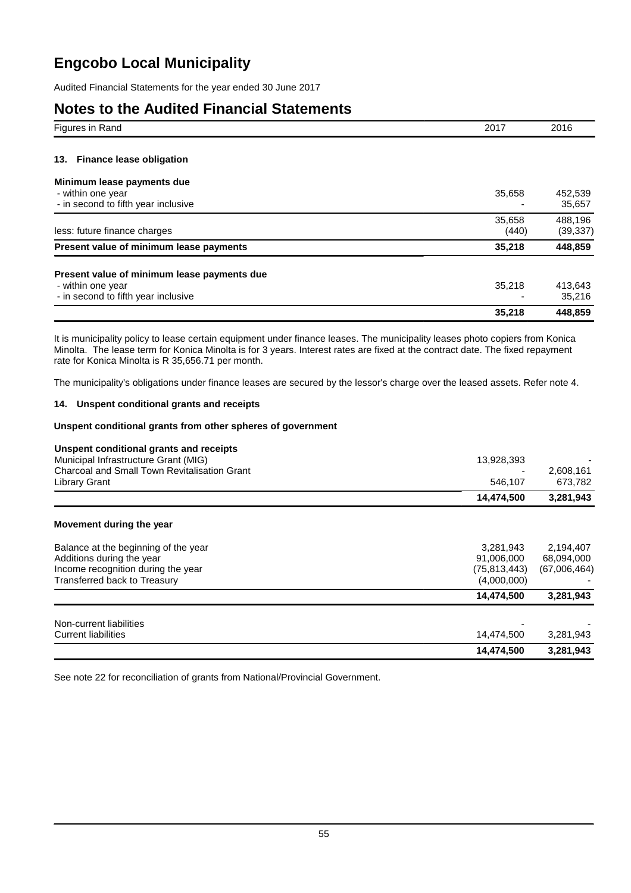# Engcobo Local Municipality

Audited Financial Statements for the year ended 30 June 2017

## Notes to the Audited Financial Statements

| Figures in Rand | 2017 | 2016 |
|---|---|---|

### 13. Finance lease obligation

| | 2017 | 2016 |
|---|---|---|
| **Minimum lease payments due** | | |
| - within one year | 35,658 | 452,539 |
| - in second to fifth year inclusive | - | 35,657 |
| | 35,658 | 488,196 |
| less: future finance charges | (440) | (39,337) |
| **Present value of minimum lease payments** | **35,218** | **448,859** |
| | | |
| **Present value of minimum lease payments due** | | |
| - within one year | 35,218 | 413,643 |
| - in second to fifth year inclusive | - | 35,216 |
| | **35,218** | **448,859** |

It is municipality policy to lease certain equipment under finance leases. The municipality leases photo copiers from Konica Minolta. The lease term for Konica Minolta is for 3 years. Interest rates are fixed at the contract date. The fixed repayment rate for Konica Minolta is R 35,656.71 per month.

The municipality's obligations under finance leases are secured by the lessor's charge over the leased assets. Refer note 4.

### 14. Unspent conditional grants and receipts

**Unspent conditional grants from other spheres of government**

| | 2017 | 2016 |
|---|---|---|
| **Unspent conditional grants and receipts** | | |
| Municipal Infrastructure Grant (MIG) | 13,928,393 | - |
| Charcoal and Small Town Revitalisation Grant | - | 2,608,161 |
| Library Grant | 546,107 | 673,782 |
| | **14,474,500** | **3,281,943** |

**Movement during the year**

| | 2017 | 2016 |
|---|---|---|
| Balance at the beginning of the year | 3,281,943 | 2,194,407 |
| Additions during the year | 91,006,000 | 68,094,000 |
| Income recognition during the year | (75,813,443) | (67,006,464) |
| Transferred back to Treasury | (4,000,000) | - |
| | **14,474,500** | **3,281,943** |

| | 2017 | 2016 |
|---|---|---|
| Non-current liabilities | - | - |
| Current liabilities | 14,474,500 | 3,281,943 |
| | **14,474,500** | **3,281,943** |

See note 22 for reconciliation of grants from National/Provincial Government.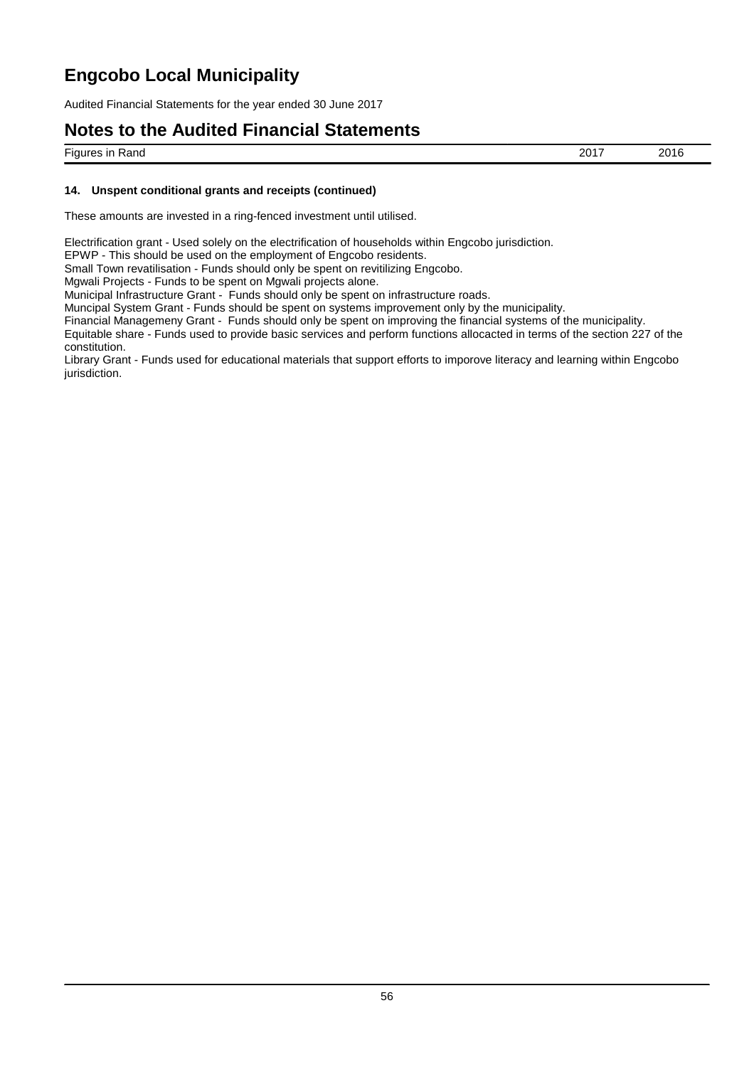### 14. Unspent conditional grants and receipts (continued)

These amounts are invested in a ring-fenced investment until utilised.

Electrification grant - Used solely on the electrification of households within Engcobo jurisdiction.
EPWP - This should be used on the employment of Engcobo residents.
Small Town revatilisation - Funds should only be spent on revitilizing Engcobo.
Mgwali Projects - Funds to be spent on Mgwali projects alone.
Municipal Infrastructure Grant - Funds should only be spent on infrastructure roads.
Muncipal System Grant - Funds should be spent on systems improvement only by the municipality.
Financial Managemeny Grant - Funds should only be spent on improving the financial systems of the municipality.
Equitable share - Funds used to provide basic services and perform functions allocacted in terms of the section 227 of the constitution.
Library Grant - Funds used for educational materials that support efforts to imporove literacy and learning within Engcobo jurisdiction.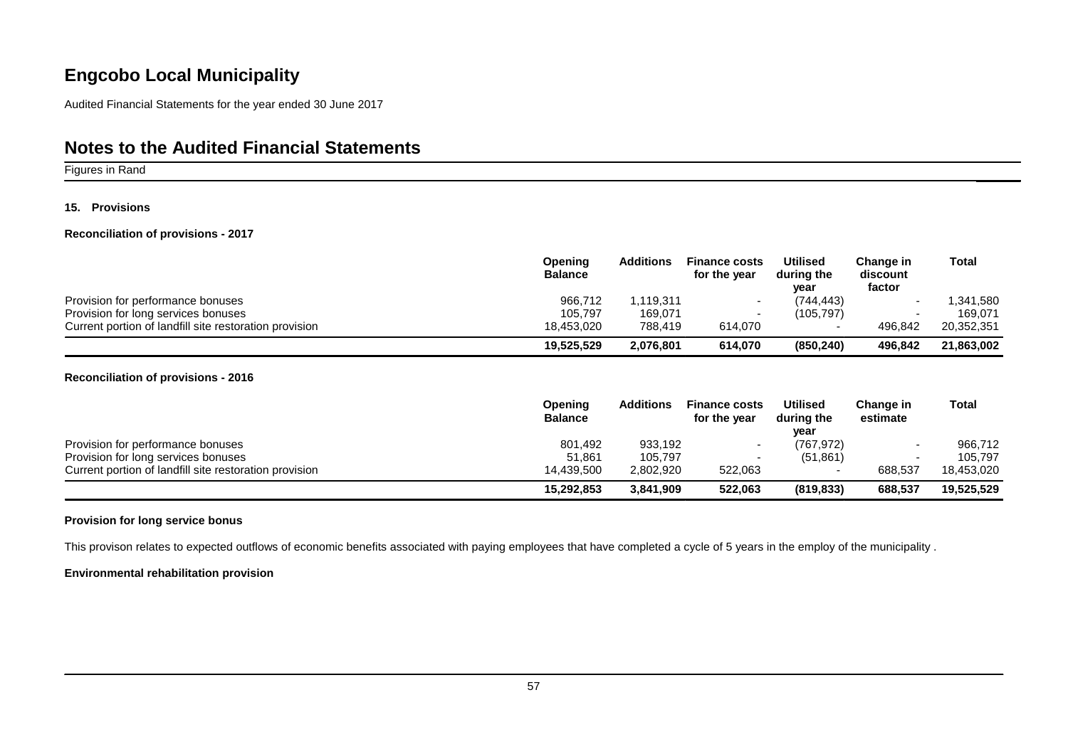# Engcobo Local Municipality

Audited Financial Statements for the year ended 30 June 2017

## Notes to the Audited Financial Statements

Figures in Rand

#### 15. Provisions

**Reconciliation of provisions - 2017**

| | Opening Balance | Additions | Finance costs for the year | Utilised during the year | Change in discount factor | Total |
|---|---|---|---|---|---|---|
| Provision for performance bonuses | 966,712 | 1,119,311 | - | (744,443) | - | 1,341,580 |
| Provision for long services bonuses | 105,797 | 169,071 | - | (105,797) | - | 169,071 |
| Current portion of landfill site restoration provision | 18,453,020 | 788,419 | 614,070 | - | 496,842 | 20,352,351 |
| | **19,525,529** | **2,076,801** | **614,070** | **(850,240)** | **496,842** | **21,863,002** |

**Reconciliation of provisions - 2016**

| | Opening Balance | Additions | Finance costs for the year | Utilised during the year | Change in estimate | Total |
|---|---|---|---|---|---|---|
| Provision for performance bonuses | 801,492 | 933,192 | - | (767,972) | - | 966,712 |
| Provision for long services bonuses | 51,861 | 105,797 | - | (51,861) | - | 105,797 |
| Current portion of landfill site restoration provision | 14,439,500 | 2,802,920 | 522,063 | - | 688,537 | 18,453,020 |
| | **15,292,853** | **3,841,909** | **522,063** | **(819,833)** | **688,537** | **19,525,529** |

**Provision for long service bonus**

This provison relates to expected outflows of economic benefits associated with paying employees that have completed a cycle of 5 years in the employ of the municipality .

**Environmental rehabilitation provision**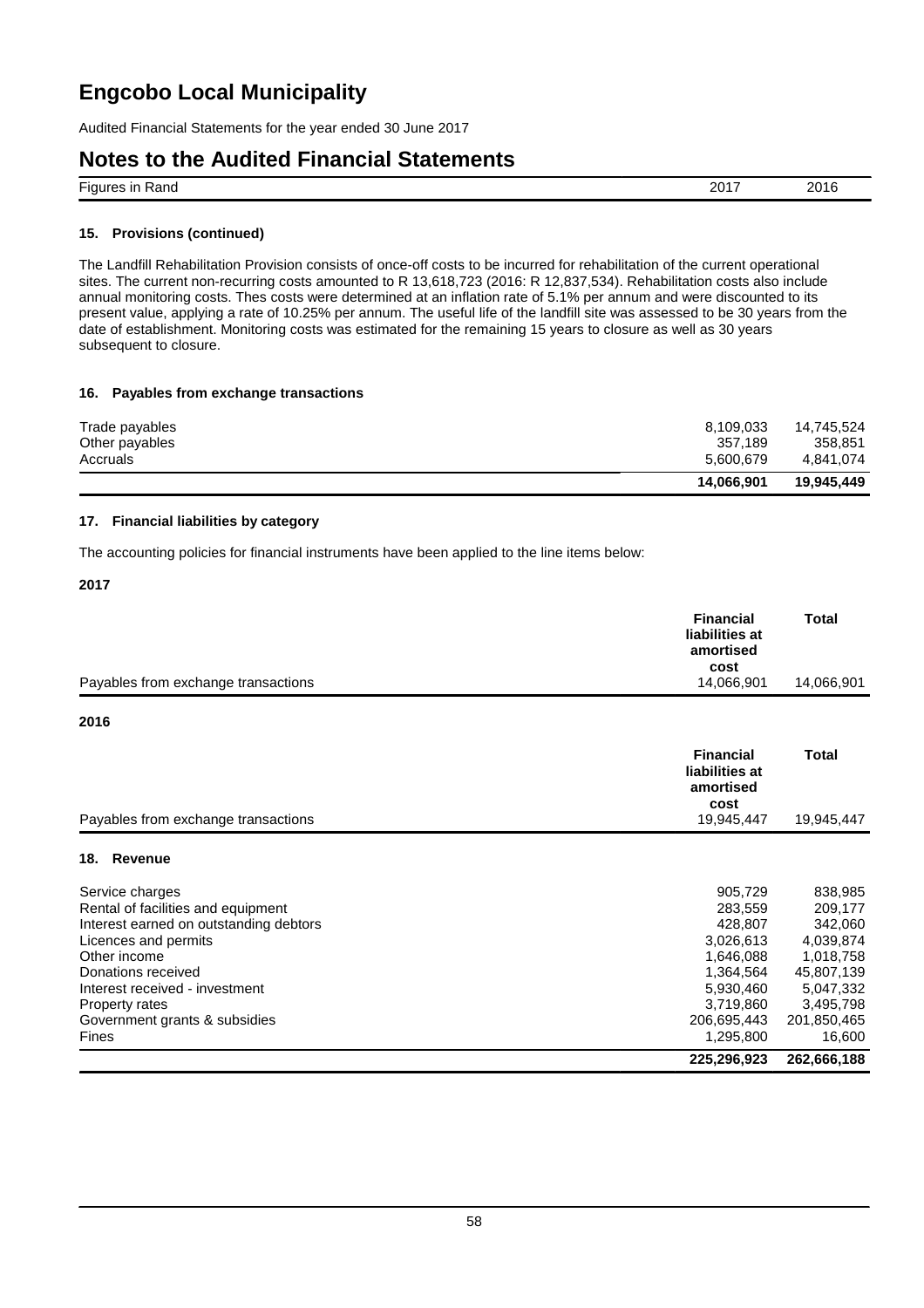# Engcobo Local Municipality

Audited Financial Statements for the year ended 30 June 2017

# Notes to the Audited Financial Statements

| Figures in Rand | 2017 | 2016 |
|---|---|---|

### 15. Provisions (continued)

The Landfill Rehabilitation Provision consists of once-off costs to be incurred for rehabilitation of the current operational sites. The current non-recurring costs amounted to R 13,618,723 (2016: R 12,837,534). Rehabilitation costs also include annual monitoring costs. Thes costs were determined at an inflation rate of 5.1% per annum and were discounted to its present value, applying a rate of 10.25% per annum. The useful life of the landfill site was assessed to be 30 years from the date of establishment. Monitoring costs was estimated for the remaining 15 years to closure as well as 30 years subsequent to closure.

### 16. Payables from exchange transactions

| | 2017 | 2016 |
|---|---|---|
| Trade payables | 8,109,033 | 14,745,524 |
| Other payables | 357,189 | 358,851 |
| Accruals | 5,600,679 | 4,841,074 |
| | **14,066,901** | **19,945,449** |

### 17. Financial liabilities by category

The accounting policies for financial instruments have been applied to the line items below:

**2017**

| | Financial liabilities at amortised cost | Total |
|---|---|---|
| Payables from exchange transactions | 14,066,901 | 14,066,901 |

**2016**

| | Financial liabilities at amortised cost | Total |
|---|---|---|
| Payables from exchange transactions | 19,945,447 | 19,945,447 |

### 18. Revenue

| | 2017 | 2016 |
|---|---|---|
| Service charges | 905,729 | 838,985 |
| Rental of facilities and equipment | 283,559 | 209,177 |
| Interest earned on outstanding debtors | 428,807 | 342,060 |
| Licences and permits | 3,026,613 | 4,039,874 |
| Other income | 1,646,088 | 1,018,758 |
| Donations received | 1,364,564 | 45,807,139 |
| Interest received - investment | 5,930,460 | 5,047,332 |
| Property rates | 3,719,860 | 3,495,798 |
| Government grants & subsidies | 206,695,443 | 201,850,465 |
| Fines | 1,295,800 | 16,600 |
| | **225,296,923** | **262,666,188** |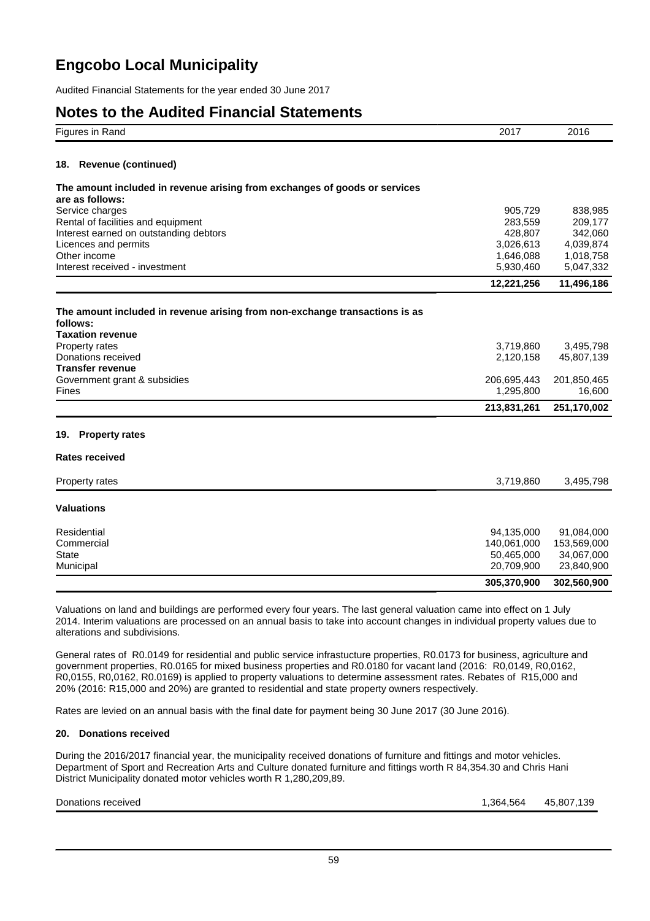# Engcobo Local Municipality

Audited Financial Statements for the year ended 30 June 2017

## Notes to the Audited Financial Statements

| Figures in Rand | 2017 | 2016 |
|---|---|---|

### 18. Revenue (continued)

**The amount included in revenue arising from exchanges of goods or services are as follows:**

| | 2017 | 2016 |
|---|---|---|
| Service charges | 905,729 | 838,985 |
| Rental of facilities and equipment | 283,559 | 209,177 |
| Interest earned on outstanding debtors | 428,807 | 342,060 |
| Licences and permits | 3,026,613 | 4,039,874 |
| Other income | 1,646,088 | 1,018,758 |
| Interest received - investment | 5,930,460 | 5,047,332 |
| | **12,221,256** | **11,496,186** |

**The amount included in revenue arising from non-exchange transactions is as follows:**

| | 2017 | 2016 |
|---|---|---|
| **Taxation revenue** | | |
| Property rates | 3,719,860 | 3,495,798 |
| Donations received | 2,120,158 | 45,807,139 |
| **Transfer revenue** | | |
| Government grant & subsidies | 206,695,443 | 201,850,465 |
| Fines | 1,295,800 | 16,600 |
| | **213,831,261** | **251,170,002** |

### 19. Property rates

**Rates received**

| | 2017 | 2016 |
|---|---|---|
| Property rates | 3,719,860 | 3,495,798 |

**Valuations**

| | 2017 | 2016 |
|---|---|---|
| Residential | 94,135,000 | 91,084,000 |
| Commercial | 140,061,000 | 153,569,000 |
| State | 50,465,000 | 34,067,000 |
| Municipal | 20,709,900 | 23,840,900 |
| | **305,370,900** | **302,560,900** |

Valuations on land and buildings are performed every four years. The last general valuation came into effect on 1 July 2014. Interim valuations are processed on an annual basis to take into account changes in individual property values due to alterations and subdivisions.

General rates of R0.0149 for residential and public service infrastucture properties, R0.0173 for business, agriculture and government properties, R0.0165 for mixed business properties and R0.0180 for vacant land (2016: R0,0149, R0,0162, R0,0155, R0,0162, R0.0169) is applied to property valuations to determine assessment rates. Rebates of R15,000 and 20% (2016: R15,000 and 20%) are granted to residential and state property owners respectively.

Rates are levied on an annual basis with the final date for payment being 30 June 2017 (30 June 2016).

### 20. Donations received

During the 2016/2017 financial year, the municipality received donations of furniture and fittings and motor vehicles. Department of Sport and Recreation Arts and Culture donated furniture and fittings worth R 84,354.30 and Chris Hani District Municipality donated motor vehicles worth R 1,280,209,89.

| | 2017 | 2016 |
|---|---|---|
| Donations received | 1,364,564 | 45,807,139 |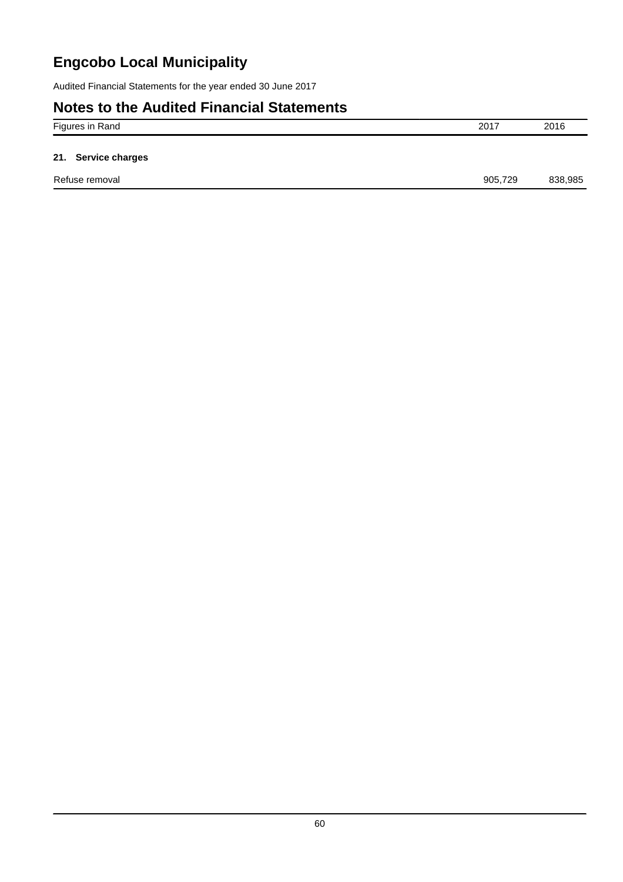# Engcobo Local Municipality

Audited Financial Statements for the year ended 30 June 2017

## Notes to the Audited Financial Statements

| Figures in Rand | 2017 | 2016 |
|---|---|---|
| **21. Service charges** | | |
| Refuse removal | 905,729 | 838,985 |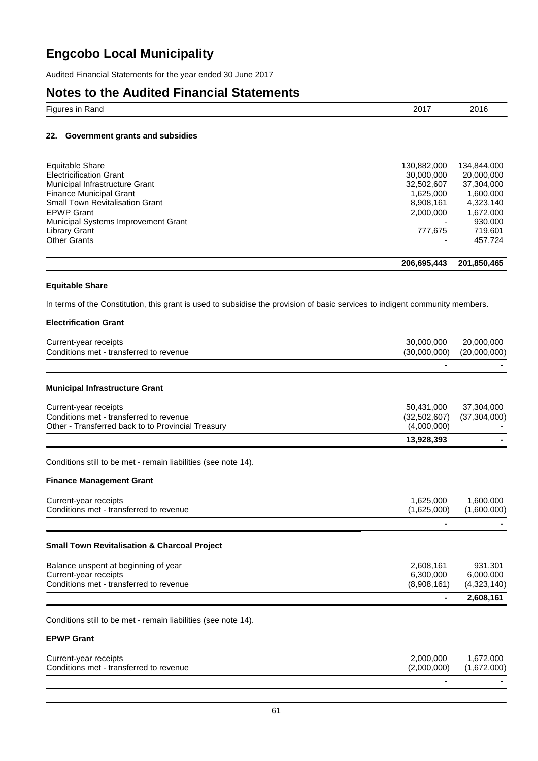# Engcobo Local Municipality

Audited Financial Statements for the year ended 30 June 2017

## Notes to the Audited Financial Statements

| Figures in Rand | 2017 | 2016 |
|---|---|---|

### 22. Government grants and subsidies

| | 2017 | 2016 |
|---|---|---|
| Equitable Share | 130,882,000 | 134,844,000 |
| Electricification Grant | 30,000,000 | 20,000,000 |
| Municipal Infrastructure Grant | 32,502,607 | 37,304,000 |
| Finance Municipal Grant | 1,625,000 | 1,600,000 |
| Small Town Revitalisation Grant | 8,908,161 | 4,323,140 |
| EPWP Grant | 2,000,000 | 1,672,000 |
| Municipal Systems Improvement Grant | - | 930,000 |
| Library Grant | 777,675 | 719,601 |
| Other Grants | - | 457,724 |
| | **206,695,443** | **201,850,465** |

**Equitable Share**

In terms of the Constitution, this grant is used to subsidise the provision of basic services to indigent community members.

**Electrification Grant**

| | 2017 | 2016 |
|---|---|---|
| Current-year receipts | 30,000,000 | 20,000,000 |
| Conditions met - transferred to revenue | (30,000,000) | (20,000,000) |
| | - | - |

**Municipal Infrastructure Grant**

| | 2017 | 2016 |
|---|---|---|
| Current-year receipts | 50,431,000 | 37,304,000 |
| Conditions met - transferred to revenue | (32,502,607) | (37,304,000) |
| Other - Transferred back to to Provincial Treasury | (4,000,000) | - |
| | **13,928,393** | - |

Conditions still to be met - remain liabilities (see note 14).

**Finance Management Grant**

| | 2017 | 2016 |
|---|---|---|
| Current-year receipts | 1,625,000 | 1,600,000 |
| Conditions met - transferred to revenue | (1,625,000) | (1,600,000) |
| | - | - |

**Small Town Revitalisation & Charcoal Project**

| | 2017 | 2016 |
|---|---|---|
| Balance unspent at beginning of year | 2,608,161 | 931,301 |
| Current-year receipts | 6,300,000 | 6,000,000 |
| Conditions met - transferred to revenue | (8,908,161) | (4,323,140) |
| | - | **2,608,161** |

Conditions still to be met - remain liabilities (see note 14).

**EPWP Grant**

| | 2017 | 2016 |
|---|---|---|
| Current-year receipts | 2,000,000 | 1,672,000 |
| Conditions met - transferred to revenue | (2,000,000) | (1,672,000) |
| | - | - |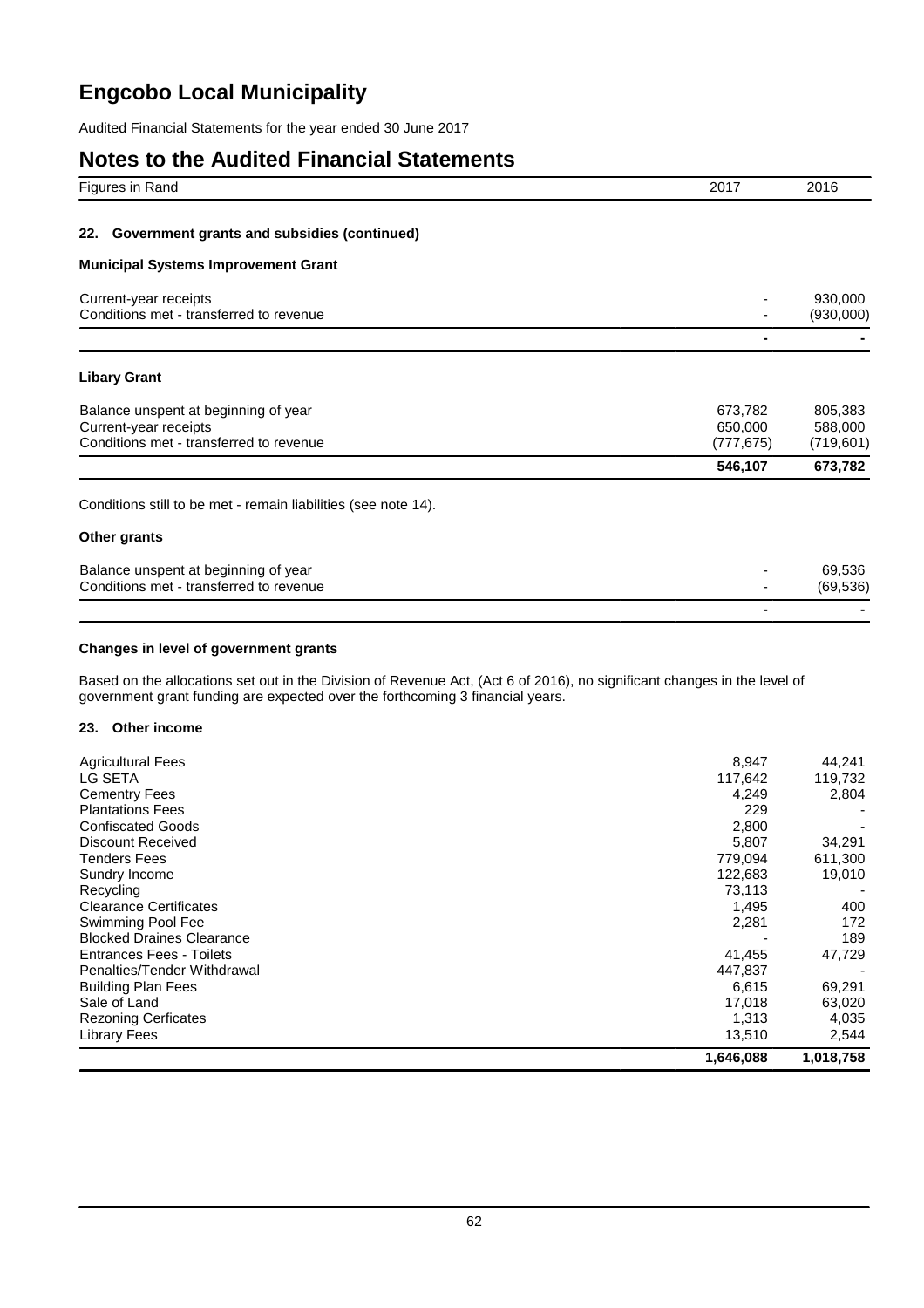# Engcobo Local Municipality

Audited Financial Statements for the year ended 30 June 2017

## Notes to the Audited Financial Statements

| Figures in Rand | 2017 | 2016 |
| --- | --- | --- |

### 22. Government grants and subsidies (continued)

**Municipal Systems Improvement Grant**

| | 2017 | 2016 |
| --- | --- | --- |
| Current-year receipts | - | 930,000 |
| Conditions met - transferred to revenue | - | (930,000) |
| | **-** | **-** |

**Libary Grant**

| | 2017 | 2016 |
| --- | --- | --- |
| Balance unspent at beginning of year | 673,782 | 805,383 |
| Current-year receipts | 650,000 | 588,000 |
| Conditions met - transferred to revenue | (777,675) | (719,601) |
| | **546,107** | **673,782** |

Conditions still to be met - remain liabilities (see note 14).

**Other grants**

| | 2017 | 2016 |
| --- | --- | --- |
| Balance unspent at beginning of year | - | 69,536 |
| Conditions met - transferred to revenue | - | (69,536) |
| | **-** | **-** |

**Changes in level of government grants**

Based on the allocations set out in the Division of Revenue Act, (Act 6 of 2016), no significant changes in the level of government grant funding are expected over the forthcoming 3 financial years.

### 23. Other income

| | 2017 | 2016 |
| --- | --- | --- |
| Agricultural Fees | 8,947 | 44,241 |
| LG SETA | 117,642 | 119,732 |
| Cementry Fees | 4,249 | 2,804 |
| Plantations Fees | 229 | - |
| Confiscated Goods | 2,800 | - |
| Discount Received | 5,807 | 34,291 |
| Tenders Fees | 779,094 | 611,300 |
| Sundry Income | 122,683 | 19,010 |
| Recycling | 73,113 | - |
| Clearance Certificates | 1,495 | 400 |
| Swimming Pool Fee | 2,281 | 172 |
| Blocked Draines Clearance | - | 189 |
| Entrances Fees - Toilets | 41,455 | 47,729 |
| Penalties/Tender Withdrawal | 447,837 | - |
| Building Plan Fees | 6,615 | 69,291 |
| Sale of Land | 17,018 | 63,020 |
| Rezoning Cerficates | 1,313 | 4,035 |
| Library Fees | 13,510 | 2,544 |
| | **1,646,088** | **1,018,758** |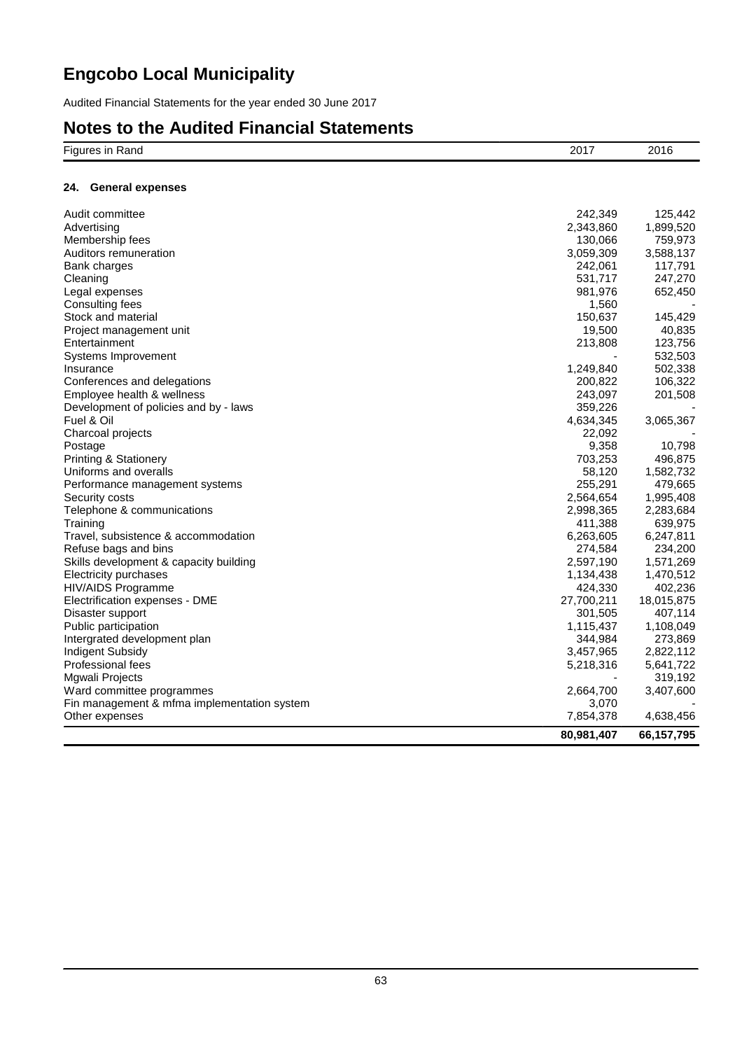# Engcobo Local Municipality

Audited Financial Statements for the year ended 30 June 2017

# Notes to the Audited Financial Statements

| Figures in Rand | 2017 | 2016 |
|---|---|---|

### 24. General expenses

| | 2017 | 2016 |
|---|---|---|
| Audit committee | 242,349 | 125,442 |
| Advertising | 2,343,860 | 1,899,520 |
| Membership fees | 130,066 | 759,973 |
| Auditors remuneration | 3,059,309 | 3,588,137 |
| Bank charges | 242,061 | 117,791 |
| Cleaning | 531,717 | 247,270 |
| Legal expenses | 981,976 | 652,450 |
| Consulting fees | 1,560 | - |
| Stock and material | 150,637 | 145,429 |
| Project management unit | 19,500 | 40,835 |
| Entertainment | 213,808 | 123,756 |
| Systems Improvement | - | 532,503 |
| Insurance | 1,249,840 | 502,338 |
| Conferences and delegations | 200,822 | 106,322 |
| Employee health & wellness | 243,097 | 201,508 |
| Development of policies and by - laws | 359,226 | - |
| Fuel & Oil | 4,634,345 | 3,065,367 |
| Charcoal projects | 22,092 | - |
| Postage | 9,358 | 10,798 |
| Printing & Stationery | 703,253 | 496,875 |
| Uniforms and overalls | 58,120 | 1,582,732 |
| Performance management systems | 255,291 | 479,665 |
| Security costs | 2,564,654 | 1,995,408 |
| Telephone & communications | 2,998,365 | 2,283,684 |
| Training | 411,388 | 639,975 |
| Travel, subsistence & accommodation | 6,263,605 | 6,247,811 |
| Refuse bags and bins | 274,584 | 234,200 |
| Skills development & capacity building | 2,597,190 | 1,571,269 |
| Electricity purchases | 1,134,438 | 1,470,512 |
| HIV/AIDS Programme | 424,330 | 402,236 |
| Electrification expenses - DME | 27,700,211 | 18,015,875 |
| Disaster support | 301,505 | 407,114 |
| Public participation | 1,115,437 | 1,108,049 |
| Intergrated development plan | 344,984 | 273,869 |
| Indigent Subsidy | 3,457,965 | 2,822,112 |
| Professional fees | 5,218,316 | 5,641,722 |
| Mgwali Projects | - | 319,192 |
| Ward committee programmes | 2,664,700 | 3,407,600 |
| Fin management & mfma implementation system | 3,070 | - |
| Other expenses | 7,854,378 | 4,638,456 |
| | **80,981,407** | **66,157,795** |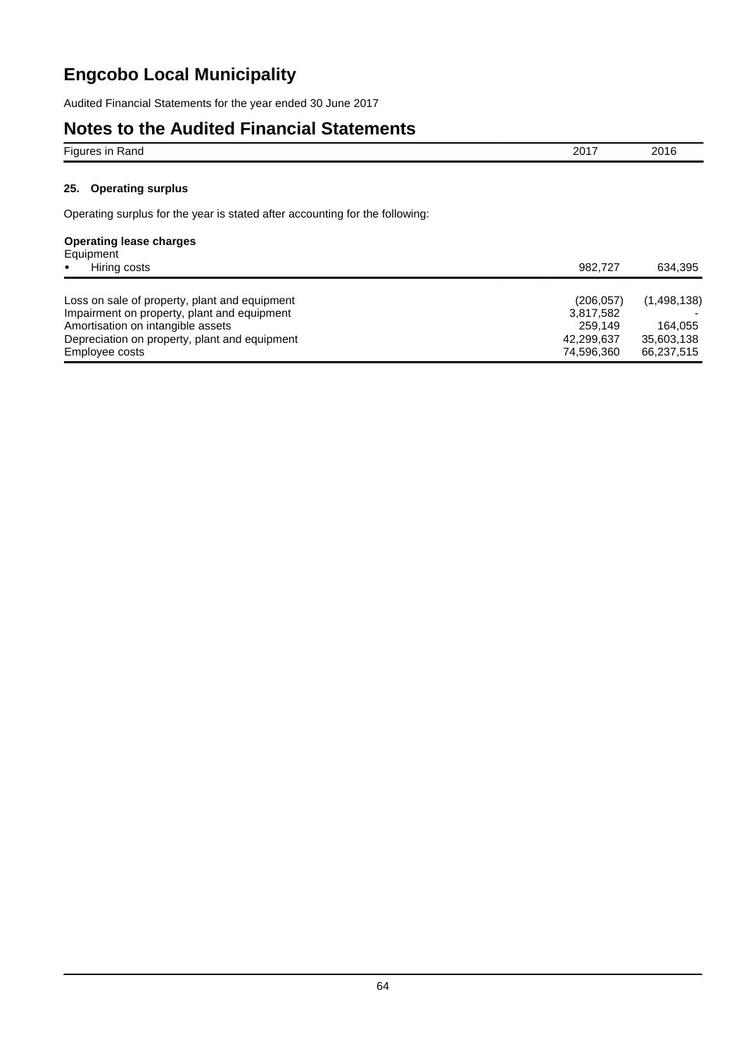# Engcobo Local Municipality

Audited Financial Statements for the year ended 30 June 2017

## Notes to the Audited Financial Statements

| Figures in Rand | 2017 | 2016 |
|---|---|---|

### 25. Operating surplus

Operating surplus for the year is stated after accounting for the following:

| | 2017 | 2016 |
|---|---|---|
| **Operating lease charges** | | |
| Equipment | | |
| • Hiring costs | 982,727 | 634,395 |
| | | |
| Loss on sale of property, plant and equipment | (206,057) | (1,498,138) |
| Impairment on property, plant and equipment | 3,817,582 | - |
| Amortisation on intangible assets | 259,149 | 164,055 |
| Depreciation on property, plant and equipment | 42,299,637 | 35,603,138 |
| Employee costs | 74,596,360 | 66,237,515 |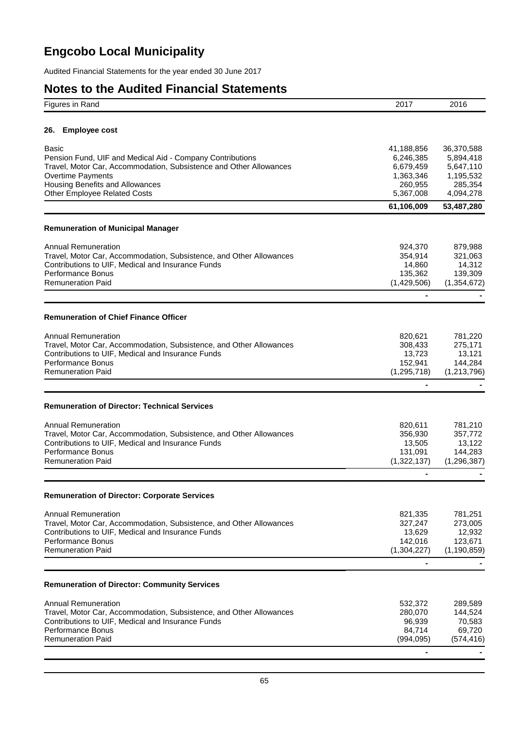# Engcobo Local Municipality

Audited Financial Statements for the year ended 30 June 2017

## Notes to the Audited Financial Statements

| Figures in Rand | 2017 | 2016 |
|---|---|---|

### 26. Employee cost

| | 2017 | 2016 |
|---|---|---|
| Basic | 41,188,856 | 36,370,588 |
| Pension Fund, UIF and Medical Aid - Company Contributions | 6,246,385 | 5,894,418 |
| Travel, Motor Car, Accommodation, Subsistence and Other Allowances | 6,679,459 | 5,647,110 |
| Overtime Payments | 1,363,346 | 1,195,532 |
| Housing Benefits and Allowances | 260,955 | 285,354 |
| Other Employee Related Costs | 5,367,008 | 4,094,278 |
| | **61,106,009** | **53,487,280** |

**Remuneration of Municipal Manager**

| | 2017 | 2016 |
|---|---|---|
| Annual Remuneration | 924,370 | 879,988 |
| Travel, Motor Car, Accommodation, Subsistence, and Other Allowances | 354,914 | 321,063 |
| Contributions to UIF, Medical and Insurance Funds | 14,860 | 14,312 |
| Performance Bonus | 135,362 | 139,309 |
| Remuneration Paid | (1,429,506) | (1,354,672) |
| | - | - |

**Remuneration of Chief Finance Officer**

| | 2017 | 2016 |
|---|---|---|
| Annual Remuneration | 820,621 | 781,220 |
| Travel, Motor Car, Accommodation, Subsistence, and Other Allowances | 308,433 | 275,171 |
| Contributions to UIF, Medical and Insurance Funds | 13,723 | 13,121 |
| Performance Bonus | 152,941 | 144,284 |
| Remuneration Paid | (1,295,718) | (1,213,796) |
| | - | - |

**Remuneration of Director: Technical Services**

| | 2017 | 2016 |
|---|---|---|
| Annual Remuneration | 820,611 | 781,210 |
| Travel, Motor Car, Accommodation, Subsistence, and Other Allowances | 356,930 | 357,772 |
| Contributions to UIF, Medical and Insurance Funds | 13,505 | 13,122 |
| Performance Bonus | 131,091 | 144,283 |
| Remuneration Paid | (1,322,137) | (1,296,387) |
| | - | - |

**Remuneration of Director: Corporate Services**

| | 2017 | 2016 |
|---|---|---|
| Annual Remuneration | 821,335 | 781,251 |
| Travel, Motor Car, Accommodation, Subsistence, and Other Allowances | 327,247 | 273,005 |
| Contributions to UIF, Medical and Insurance Funds | 13,629 | 12,932 |
| Performance Bonus | 142,016 | 123,671 |
| Remuneration Paid | (1,304,227) | (1,190,859) |
| | - | - |

**Remuneration of Director: Community Services**

| | 2017 | 2016 |
|---|---|---|
| Annual Remuneration | 532,372 | 289,589 |
| Travel, Motor Car, Accommodation, Subsistence, and Other Allowances | 280,070 | 144,524 |
| Contributions to UIF, Medical and Insurance Funds | 96,939 | 70,583 |
| Performance Bonus | 84,714 | 69,720 |
| Remuneration Paid | (994,095) | (574,416) |
| | - | - |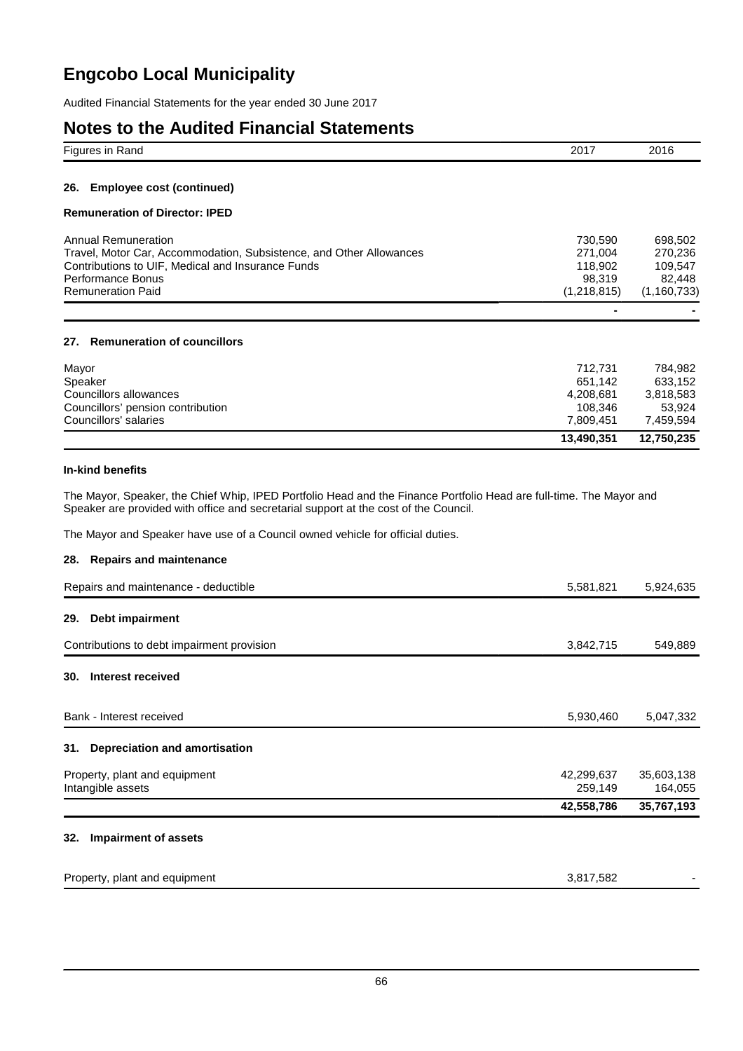# Engcobo Local Municipality

Audited Financial Statements for the year ended 30 June 2017

## Notes to the Audited Financial Statements

| Figures in Rand | 2017 | 2016 |
|---|---|---|

### 26. Employee cost (continued)

**Remuneration of Director: IPED**

| | 2017 | 2016 |
|---|---|---|
| Annual Remuneration | 730,590 | 698,502 |
| Travel, Motor Car, Accommodation, Subsistence, and Other Allowances | 271,004 | 270,236 |
| Contributions to UIF, Medical and Insurance Funds | 118,902 | 109,547 |
| Performance Bonus | 98,319 | 82,448 |
| Remuneration Paid | (1,218,815) | (1,160,733) |
| | - | - |

### 27. Remuneration of councillors

| | 2017 | 2016 |
|---|---|---|
| Mayor | 712,731 | 784,982 |
| Speaker | 651,142 | 633,152 |
| Councillors allowances | 4,208,681 | 3,818,583 |
| Councillors' pension contribution | 108,346 | 53,924 |
| Councillors' salaries | 7,809,451 | 7,459,594 |
| | **13,490,351** | **12,750,235** |

**In-kind benefits**

The Mayor, Speaker, the Chief Whip, IPED Portfolio Head and the Finance Portfolio Head are full-time. The Mayor and Speaker are provided with office and secretarial support at the cost of the Council.

The Mayor and Speaker have use of a Council owned vehicle for official duties.

### 28. Repairs and maintenance

| | 2017 | 2016 |
|---|---|---|
| Repairs and maintenance - deductible | 5,581,821 | 5,924,635 |

### 29. Debt impairment

| | 2017 | 2016 |
|---|---|---|
| Contributions to debt impairment provision | 3,842,715 | 549,889 |

### 30. Interest received

| | 2017 | 2016 |
|---|---|---|
| Bank - Interest received | 5,930,460 | 5,047,332 |

### 31. Depreciation and amortisation

| | 2017 | 2016 |
|---|---|---|
| Property, plant and equipment | 42,299,637 | 35,603,138 |
| Intangible assets | 259,149 | 164,055 |
| | **42,558,786** | **35,767,193** |

### 32. Impairment of assets

| | 2017 | 2016 |
|---|---|---|
| Property, plant and equipment | 3,817,582 | - |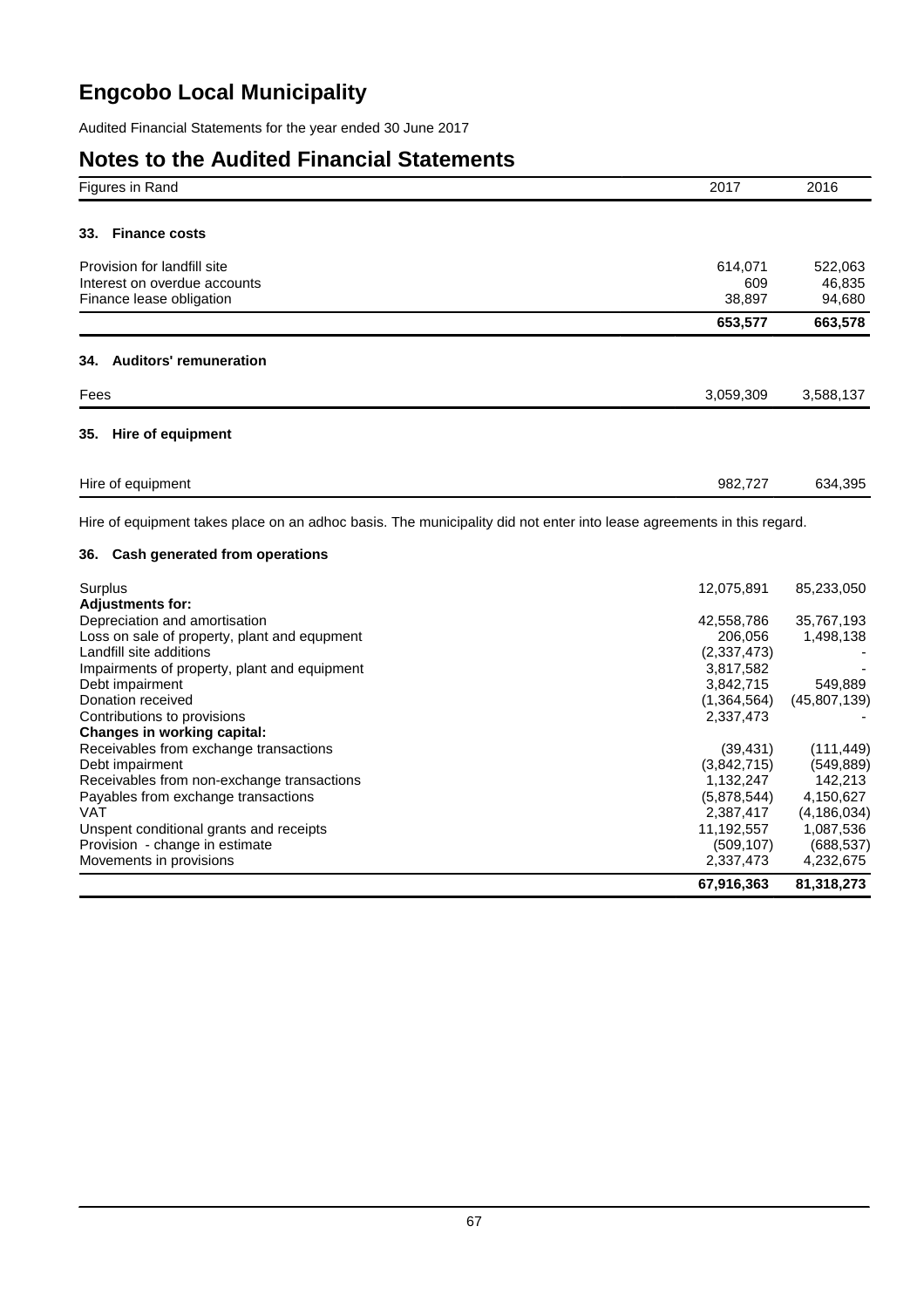# Engcobo Local Municipality

Audited Financial Statements for the year ended 30 June 2017

## Notes to the Audited Financial Statements

| Figures in Rand | 2017 | 2016 |
|---|---|---|

### 33. Finance costs

| | 2017 | 2016 |
|---|---|---|
| Provision for landfill site | 614,071 | 522,063 |
| Interest on overdue accounts | 609 | 46,835 |
| Finance lease obligation | 38,897 | 94,680 |
| | **653,577** | **663,578** |

### 34. Auditors' remuneration

| | 2017 | 2016 |
|---|---|---|
| Fees | 3,059,309 | 3,588,137 |

### 35. Hire of equipment

| | 2017 | 2016 |
|---|---|---|
| Hire of equipment | 982,727 | 634,395 |

Hire of equipment takes place on an adhoc basis. The municipality did not enter into lease agreements in this regard.

### 36. Cash generated from operations

| | 2017 | 2016 |
|---|---|---|
| Surplus | 12,075,891 | 85,233,050 |
| **Adjustments for:** | | |
| Depreciation and amortisation | 42,558,786 | 35,767,193 |
| Loss on sale of property, plant and equpment | 206,056 | 1,498,138 |
| Landfill site additions | (2,337,473) | - |
| Impairments of property, plant and equipment | 3,817,582 | - |
| Debt impairment | 3,842,715 | 549,889 |
| Donation received | (1,364,564) | (45,807,139) |
| Contributions to provisions | 2,337,473 | - |
| **Changes in working capital:** | | |
| Receivables from exchange transactions | (39,431) | (111,449) |
| Debt impairment | (3,842,715) | (549,889) |
| Receivables from non-exchange transactions | 1,132,247 | 142,213 |
| Payables from exchange transactions | (5,878,544) | 4,150,627 |
| VAT | 2,387,417 | (4,186,034) |
| Unspent conditional grants and receipts | 11,192,557 | 1,087,536 |
| Provision - change in estimate | (509,107) | (688,537) |
| Movements in provisions | 2,337,473 | 4,232,675 |
| | **67,916,363** | **81,318,273** |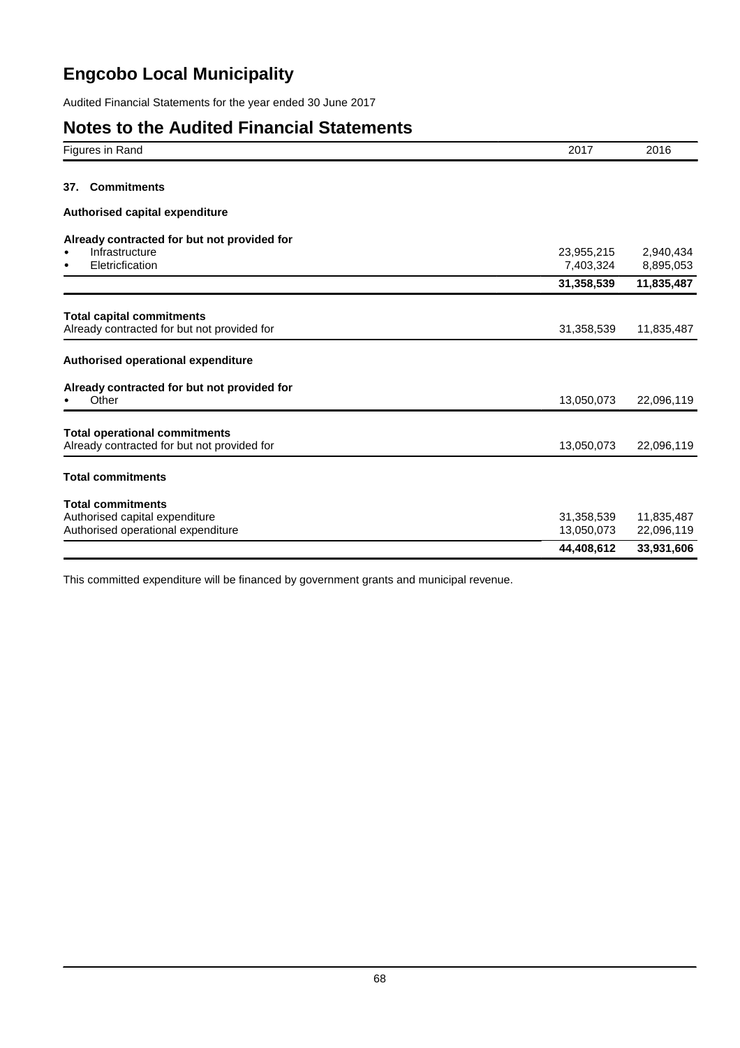# Engcobo Local Municipality

Audited Financial Statements for the year ended 30 June 2017

## Notes to the Audited Financial Statements

| Figures in Rand | 2017 | 2016 |
|---|---|---|

### 37. Commitments

**Authorised capital expenditure**

| | 2017 | 2016 |
|---|---|---|
| **Already contracted for but not provided for** | | |
| • Infrastructure | 23,955,215 | 2,940,434 |
| • Eletricfication | 7,403,324 | 8,895,053 |
| | **31,358,539** | **11,835,487** |
| **Total capital commitments** | | |
| Already contracted for but not provided for | 31,358,539 | 11,835,487 |

**Authorised operational expenditure**

| | 2017 | 2016 |
|---|---|---|
| **Already contracted for but not provided for** | | |
| • Other | 13,050,073 | 22,096,119 |
| **Total operational commitments** | | |
| Already contracted for but not provided for | 13,050,073 | 22,096,119 |

**Total commitments**

| | 2017 | 2016 |
|---|---|---|
| **Total commitments** | | |
| Authorised capital expenditure | 31,358,539 | 11,835,487 |
| Authorised operational expenditure | 13,050,073 | 22,096,119 |
| | **44,408,612** | **33,931,606** |

This committed expenditure will be financed by government grants and municipal revenue.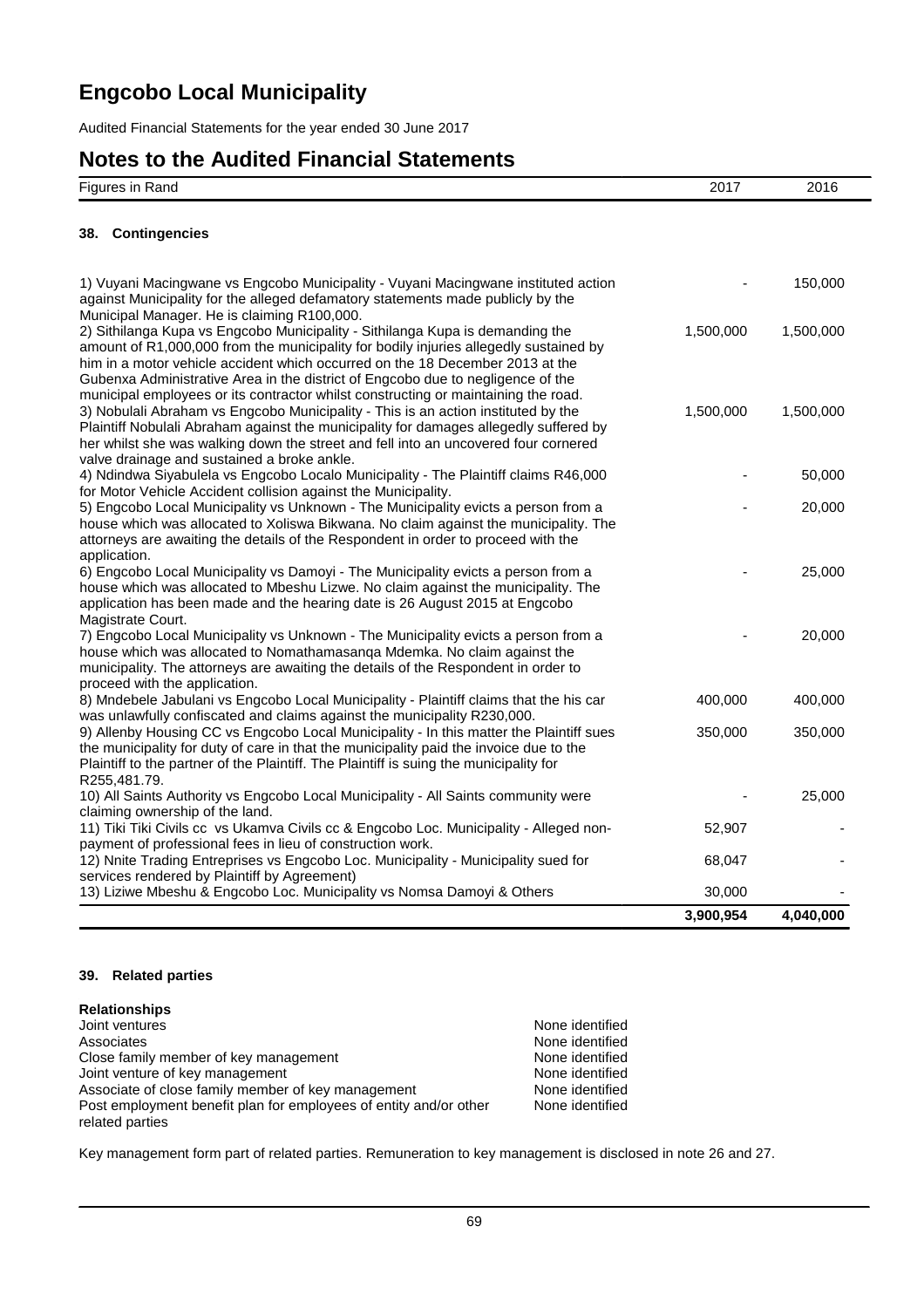# Engcobo Local Municipality

Audited Financial Statements for the year ended 30 June 2017

## Notes to the Audited Financial Statements

### 38. Contingencies

| Figures in Rand | 2017 | 2016 |
|---|---|---|
| 1) Vuyani Macingwane vs Engcobo Municipality - Vuyani Macingwane instituted action against Municipality for the alleged defamatory statements made publicly by the Municipal Manager. He is claiming R100,000. | - | 150,000 |
| 2) Sithilanga Kupa vs Engcobo Municipality - Sithilanga Kupa is demanding the amount of R1,000,000 from the municipality for bodily injuries allegedly sustained by him in a motor vehicle accident which occurred on the 18 December 2013 at the Gubenxa Administrative Area in the district of Engcobo due to negligence of the municipal employees or its contractor whilst constructing or maintaining the road. | 1,500,000 | 1,500,000 |
| 3) Nobulali Abraham vs Engcobo Municipality - This is an action instituted by the Plaintiff Nobulali Abraham against the municipality for damages allegedly suffered by her whilst she was walking down the street and fell into an uncovered four cornered valve drainage and sustained a broke ankle. | 1,500,000 | 1,500,000 |
| 4) Ndindwa Siyabulela vs Engcobo Localo Municipality - The Plaintiff claims R46,000 for Motor Vehicle Accident collision against the Municipality. | - | 50,000 |
| 5) Engcobo Local Municipality vs Unknown - The Municipality evicts a person from a house which was allocated to Xoliswa Bikwana. No claim against the municipality. The attorneys are awaiting the details of the Respondent in order to proceed with the application. | - | 20,000 |
| 6) Engcobo Local Municipality vs Damoyi - The Municipality evicts a person from a house which was allocated to Mbeshu Lizwe. No claim against the municipality. The application has been made and the hearing date is 26 August 2015 at Engcobo Magistrate Court. | - | 25,000 |
| 7) Engcobo Local Municipality vs Unknown - The Municipality evicts a person from a house which was allocated to Nomathamasanqa Mdemka. No claim against the municipality. The attorneys are awaiting the details of the Respondent in order to proceed with the application. | - | 20,000 |
| 8) Mndebele Jabulani vs Engcobo Local Municipality - Plaintiff claims that the his car was unlawfully confiscated and claims against the municipality R230,000. | 400,000 | 400,000 |
| 9) Allenby Housing CC vs Engcobo Local Municipality - In this matter the Plaintiff sues the municipality for duty of care in that the municipality paid the invoice due to the Plaintiff to the partner of the Plaintiff. The Plaintiff is suing the municipality for R255,481.79. | 350,000 | 350,000 |
| 10) All Saints Authority vs Engcobo Local Municipality - All Saints community were claiming ownership of the land. | - | 25,000 |
| 11) Tiki Tiki Civils cc vs Ukamva Civils cc & Engcobo Loc. Municipality - Alleged non-payment of professional fees in lieu of construction work. | 52,907 | - |
| 12) Nnite Trading Entreprises vs Engcobo Loc. Municipality - Municipality sued for services rendered by Plaintiff by Agreement) | 68,047 | - |
| 13) Liziwe Mbeshu & Engcobo Loc. Municipality vs Nomsa Damoyi & Others | 30,000 | - |
| | **3,900,954** | **4,040,000** |

### 39. Related parties

**Relationships**

| | |
|---|---|
| Joint ventures | None identified |
| Associates | None identified |
| Close family member of key management | None identified |
| Joint venture of key management | None identified |
| Associate of close family member of key management | None identified |
| Post employment benefit plan for employees of entity and/or other related parties | None identified |

Key management form part of related parties. Remuneration to key management is disclosed in note 26 and 27.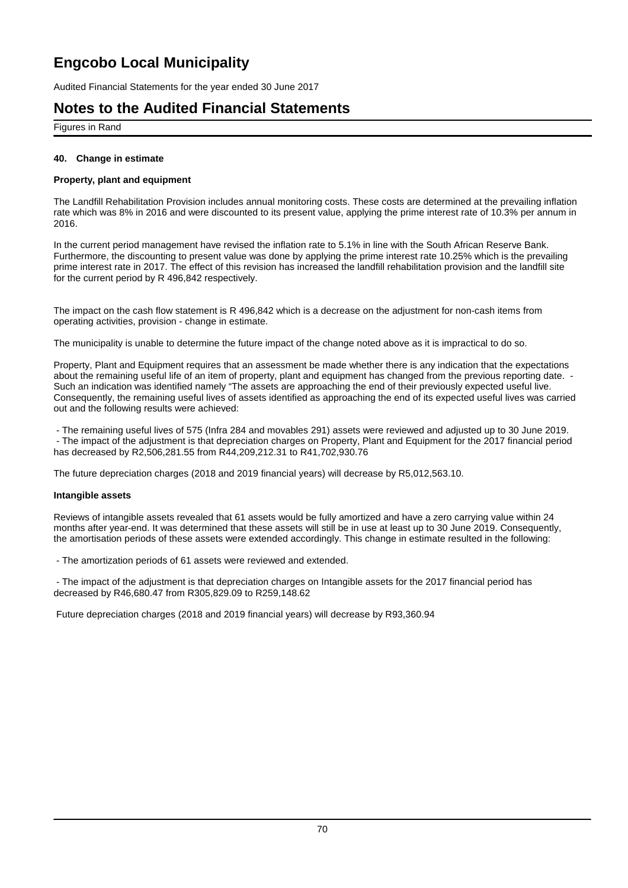# Engcobo Local Municipality

Audited Financial Statements for the year ended 30 June 2017

## Notes to the Audited Financial Statements

Figures in Rand

### 40. Change in estimate

**Property, plant and equipment**

The Landfill Rehabilitation Provision includes annual monitoring costs. These costs are determined at the prevailing inflation rate which was 8% in 2016 and were discounted to its present value, applying the prime interest rate of 10.3% per annum in 2016.

In the current period management have revised the inflation rate to 5.1% in line with the South African Reserve Bank. Furthermore, the discounting to present value was done by applying the prime interest rate 10.25% which is the prevailing prime interest rate in 2017. The effect of this revision has increased the landfill rehabilitation provision and the landfill site for the current period by R 496,842 respectively.

The impact on the cash flow statement is R 496,842 which is a decrease on the adjustment for non-cash items from operating activities, provision - change in estimate.

The municipality is unable to determine the future impact of the change noted above as it is impractical to do so.

Property, Plant and Equipment requires that an assessment be made whether there is any indication that the expectations about the remaining useful life of an item of property, plant and equipment has changed from the previous reporting date. - Such an indication was identified namely "The assets are approaching the end of their previously expected useful live. Consequently, the remaining useful lives of assets identified as approaching the end of its expected useful lives was carried out and the following results were achieved:

- The remaining useful lives of 575 (Infra 284 and movables 291) assets were reviewed and adjusted up to 30 June 2019.
- The impact of the adjustment is that depreciation charges on Property, Plant and Equipment for the 2017 financial period has decreased by R2,506,281.55 from R44,209,212.31 to R41,702,930.76

The future depreciation charges (2018 and 2019 financial years) will decrease by R5,012,563.10.

**Intangible assets**

Reviews of intangible assets revealed that 61 assets would be fully amortized and have a zero carrying value within 24 months after year-end. It was determined that these assets will still be in use at least up to 30 June 2019. Consequently, the amortisation periods of these assets were extended accordingly. This change in estimate resulted in the following:

- The amortization periods of 61 assets were reviewed and extended.

- The impact of the adjustment is that depreciation charges on Intangible assets for the 2017 financial period has decreased by R46,680.47 from R305,829.09 to R259,148.62

Future depreciation charges (2018 and 2019 financial years) will decrease by R93,360.94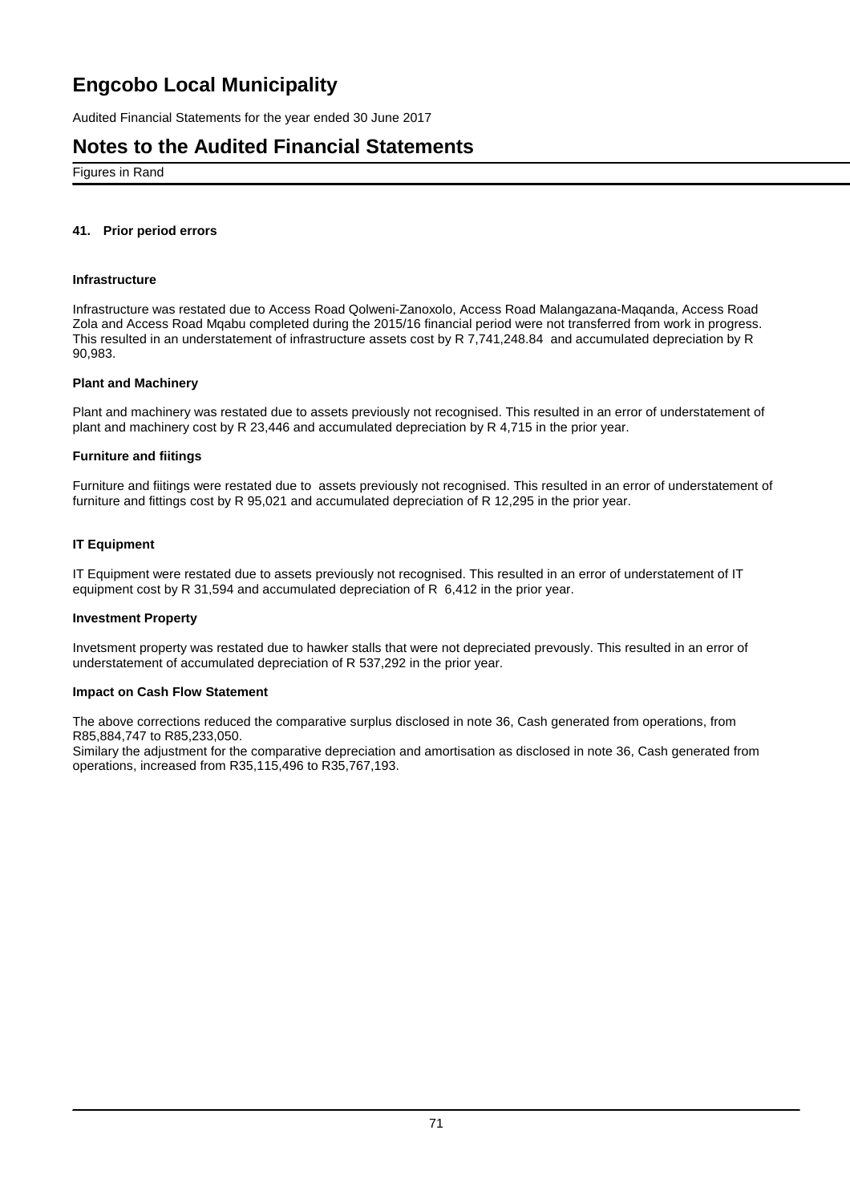# Engcobo Local Municipality

Audited Financial Statements for the year ended 30 June 2017

## Notes to the Audited Financial Statements

Figures in Rand

### 41. Prior period errors

**Infrastructure**

Infrastructure was restated due to Access Road Qolweni-Zanoxolo, Access Road Malangazana-Maqanda, Access Road Zola and Access Road Mqabu completed during the 2015/16 financial period were not transferred from work in progress. This resulted in an understatement of infrastructure assets cost by R 7,741,248.84 and accumulated depreciation by R 90,983.

**Plant and Machinery**

Plant and machinery was restated due to assets previously not recognised. This resulted in an error of understatement of plant and machinery cost by R 23,446 and accumulated depreciation by R 4,715 in the prior year.

**Furniture and fiitings**

Furniture and fiitings were restated due to assets previously not recognised. This resulted in an error of understatement of furniture and fittings cost by R 95,021 and accumulated depreciation of R 12,295 in the prior year.

**IT Equipment**

IT Equipment were restated due to assets previously not recognised. This resulted in an error of understatement of IT equipment cost by R 31,594 and accumulated depreciation of R 6,412 in the prior year.

**Investment Property**

Invetsment property was restated due to hawker stalls that were not depreciated prevously. This resulted in an error of understatement of accumulated depreciation of R 537,292 in the prior year.

**Impact on Cash Flow Statement**

The above corrections reduced the comparative surplus disclosed in note 36, Cash generated from operations, from R85,884,747 to R85,233,050.
Similary the adjustment for the comparative depreciation and amortisation as disclosed in note 36, Cash generated from operations, increased from R35,115,496 to R35,767,193.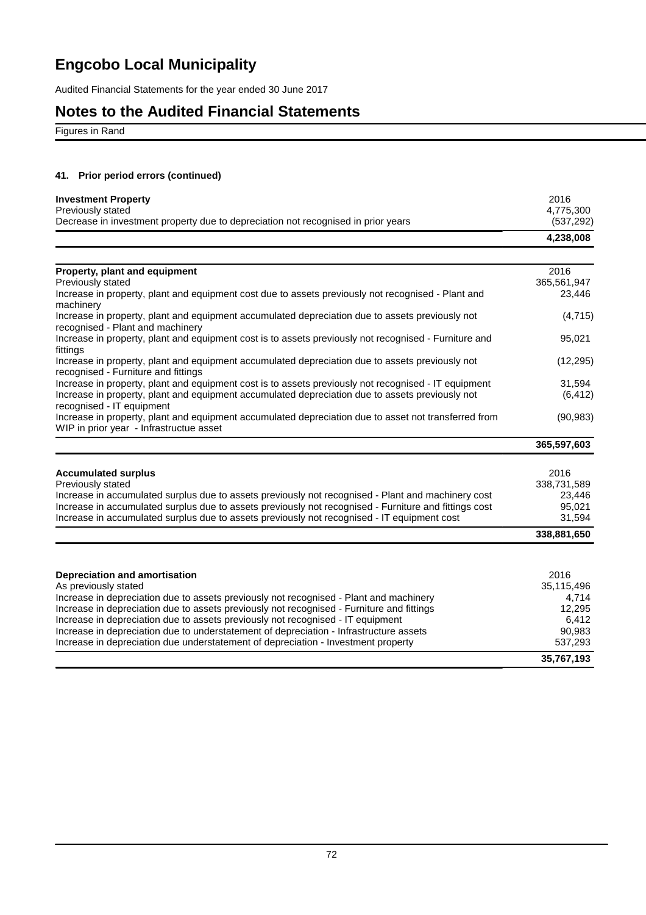# Engcobo Local Municipality

Audited Financial Statements for the year ended 30 June 2017

## Notes to the Audited Financial Statements

Figures in Rand

### 41. Prior period errors (continued)

| **Investment Property** | 2016 |
|---|---|
| Previously stated | 4,775,300 |
| Decrease in investment property due to depreciation not recognised in prior years | (537,292) |
| | **4,238,008** |

| **Property, plant and equipment** | 2016 |
|---|---|
| Previously stated | 365,561,947 |
| Increase in property, plant and equipment cost due to assets previously not recognised - Plant and machinery | 23,446 |
| Increase in property, plant and equipment accumulated depreciation due to assets previously not recognised - Plant and machinery | (4,715) |
| Increase in property, plant and equipment cost is to assets previously not recognised - Furniture and fittings | 95,021 |
| Increase in property, plant and equipment accumulated depreciation due to assets previously not recognised - Furniture and fittings | (12,295) |
| Increase in property, plant and equipment cost is to assets previously not recognised - IT equipment | 31,594 |
| Increase in property, plant and equipment accumulated depreciation due to assets previously not recognised - IT equipment | (6,412) |
| Increase in property, plant and equipment accumulated depreciation due to asset not transferred from WIP in prior year - Infrastructue asset | (90,983) |
| | **365,597,603** |

| **Accumulated surplus** | 2016 |
|---|---|
| Previously stated | 338,731,589 |
| Increase in accumulated surplus due to assets previously not recognised - Plant and machinery cost | 23,446 |
| Increase in accumulated surplus due to assets previously not recognised - Furniture and fittings cost | 95,021 |
| Increase in accumulated surplus due to assets previously not recognised - IT equipment cost | 31,594 |
| | **338,881,650** |

| **Depreciation and amortisation** | 2016 |
|---|---|
| As previously stated | 35,115,496 |
| Increase in depreciation due to assets previously not recognised - Plant and machinery | 4,714 |
| Increase in depreciation due to assets previously not recognised - Furniture and fittings | 12,295 |
| Increase in depreciation due to assets previously not recognised - IT equipment | 6,412 |
| Increase in depreciation due to understatement of depreciation - Infrastructure assets | 90,983 |
| Increase in depreciation due understatement of depreciation - Investment property | 537,293 |
| | **35,767,193** |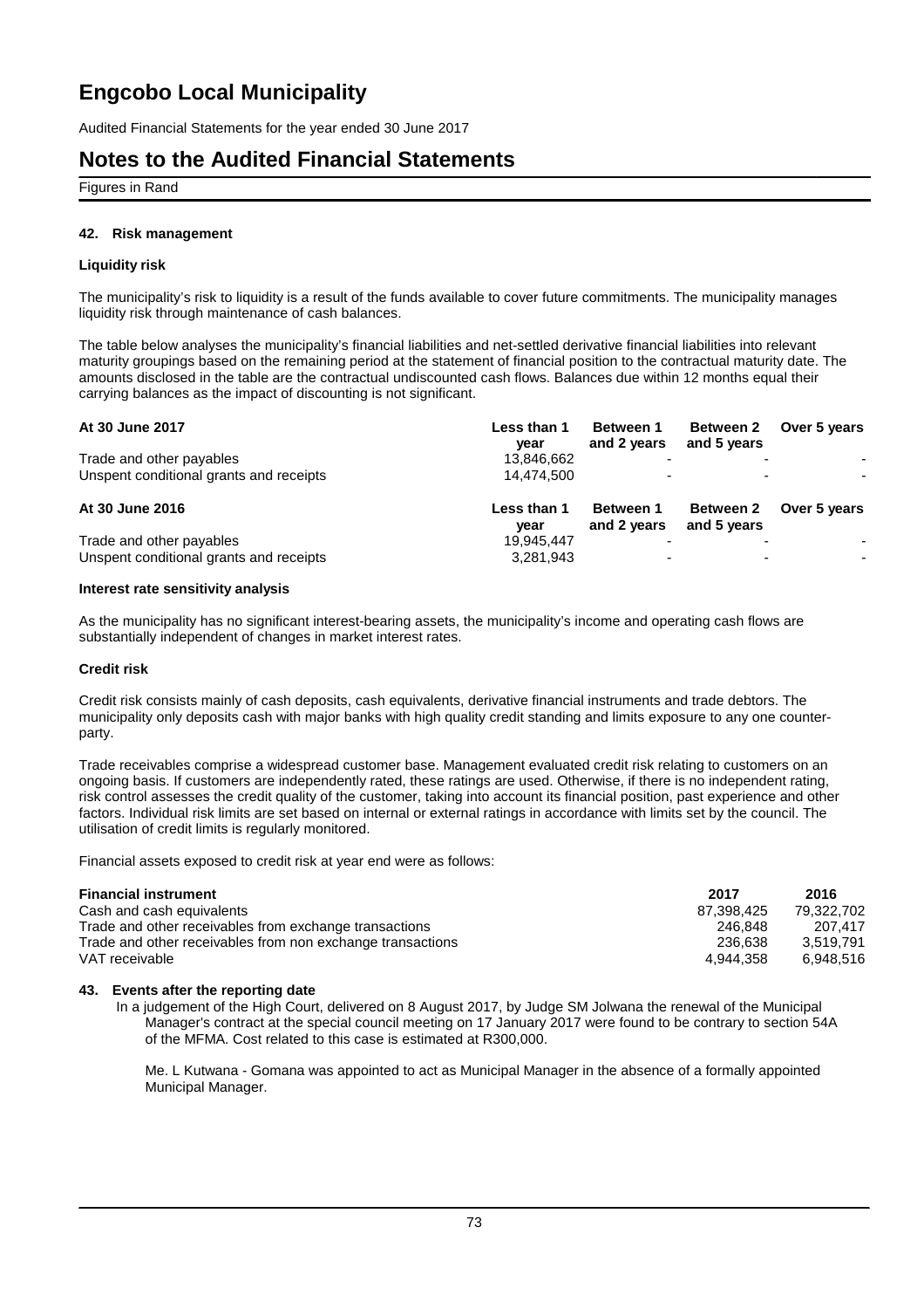# Engcobo Local Municipality

Audited Financial Statements for the year ended 30 June 2017

## Notes to the Audited Financial Statements

Figures in Rand

### 42. Risk management

#### Liquidity risk

The municipality's risk to liquidity is a result of the funds available to cover future commitments. The municipality manages liquidity risk through maintenance of cash balances.

The table below analyses the municipality's financial liabilities and net-settled derivative financial liabilities into relevant maturity groupings based on the remaining period at the statement of financial position to the contractual maturity date. The amounts disclosed in the table are the contractual undiscounted cash flows. Balances due within 12 months equal their carrying balances as the impact of discounting is not significant.

| At 30 June 2017 | Less than 1 year | Between 1 and 2 years | Between 2 and 5 years | Over 5 years |
|---|---|---|---|---|
| Trade and other payables | 13,846,662 | - | - | - |
| Unspent conditional grants and receipts | 14,474,500 | - | - | - |

| At 30 June 2016 | Less than 1 year | Between 1 and 2 years | Between 2 and 5 years | Over 5 years |
|---|---|---|---|---|
| Trade and other payables | 19,945,447 | - | - | - |
| Unspent conditional grants and receipts | 3,281,943 | - | - | - |

#### Interest rate sensitivity analysis

As the municipality has no significant interest-bearing assets, the municipality's income and operating cash flows are substantially independent of changes in market interest rates.

#### Credit risk

Credit risk consists mainly of cash deposits, cash equivalents, derivative financial instruments and trade debtors. The municipality only deposits cash with major banks with high quality credit standing and limits exposure to any one counter-party.

Trade receivables comprise a widespread customer base. Management evaluated credit risk relating to customers on an ongoing basis. If customers are independently rated, these ratings are used. Otherwise, if there is no independent rating, risk control assesses the credit quality of the customer, taking into account its financial position, past experience and other factors. Individual risk limits are set based on internal or external ratings in accordance with limits set by the council. The utilisation of credit limits is regularly monitored.

Financial assets exposed to credit risk at year end were as follows:

| Financial instrument | 2017 | 2016 |
|---|---|---|
| Cash and cash equivalents | 87,398,425 | 79,322,702 |
| Trade and other receivables from exchange transactions | 246,848 | 207,417 |
| Trade and other receivables from non exchange transactions | 236,638 | 3,519,791 |
| VAT receivable | 4,944,358 | 6,948,516 |

### 43. Events after the reporting date

In a judgement of the High Court, delivered on 8 August 2017, by Judge SM Jolwana the renewal of the Municipal Manager's contract at the special council meeting on 17 January 2017 were found to be contrary to section 54A of the MFMA. Cost related to this case is estimated at R300,000.

Me. L Kutwana - Gomana was appointed to act as Municipal Manager in the absence of a formally appointed Municipal Manager.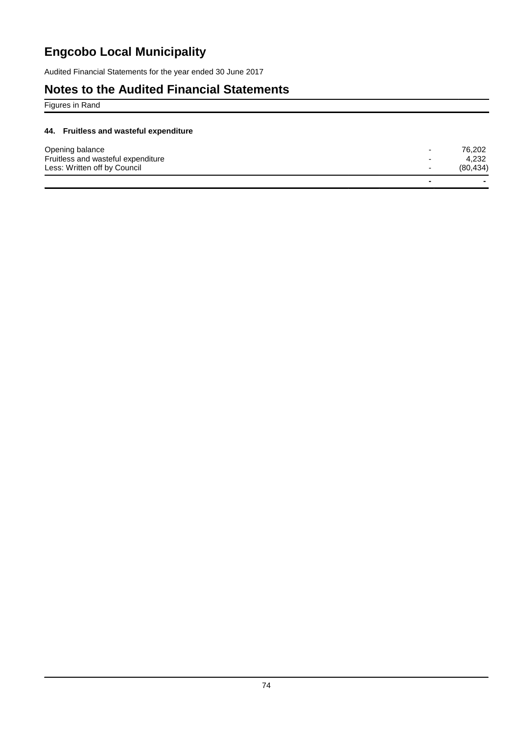# Engcobo Local Municipality

Audited Financial Statements for the year ended 30 June 2017

## Notes to the Audited Financial Statements

Figures in Rand

### 44. Fruitless and wasteful expenditure

| | | |
|---|---|---|
| Opening balance | - | 76,202 |
| Fruitless and wasteful expenditure | - | 4,232 |
| Less: Written off by Council | - | (80,434) |
| | - | - |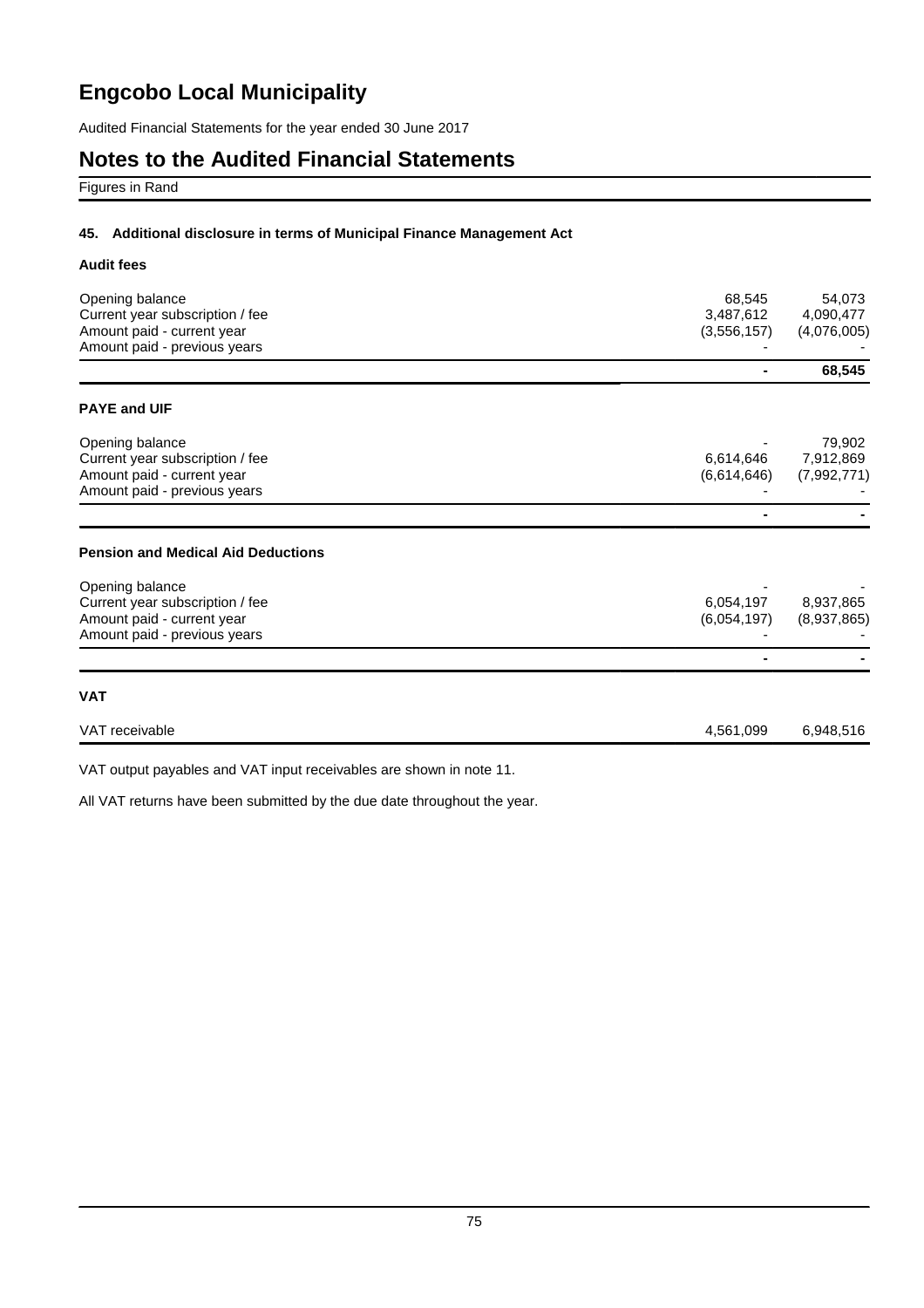# Engcobo Local Municipality

Audited Financial Statements for the year ended 30 June 2017

## Notes to the Audited Financial Statements

Figures in Rand

### 45. Additional disclosure in terms of Municipal Finance Management Act

**Audit fees**

| | | |
|---|---|---|
| Opening balance | 68,545 | 54,073 |
| Current year subscription / fee | 3,487,612 | 4,090,477 |
| Amount paid - current year | (3,556,157) | (4,076,005) |
| Amount paid - previous years | - | - |
| | **-** | **68,545** |

**PAYE and UIF**

| | | |
|---|---|---|
| Opening balance | - | 79,902 |
| Current year subscription / fee | 6,614,646 | 7,912,869 |
| Amount paid - current year | (6,614,646) | (7,992,771) |
| Amount paid - previous years | - | - |
| | **-** | **-** |

**Pension and Medical Aid Deductions**

| | | |
|---|---|---|
| Opening balance | - | - |
| Current year subscription / fee | 6,054,197 | 8,937,865 |
| Amount paid - current year | (6,054,197) | (8,937,865) |
| Amount paid - previous years | - | - |
| | **-** | **-** |

**VAT**

| | | |
|---|---|---|
| VAT receivable | 4,561,099 | 6,948,516 |

VAT output payables and VAT input receivables are shown in note 11.

All VAT returns have been submitted by the due date throughout the year.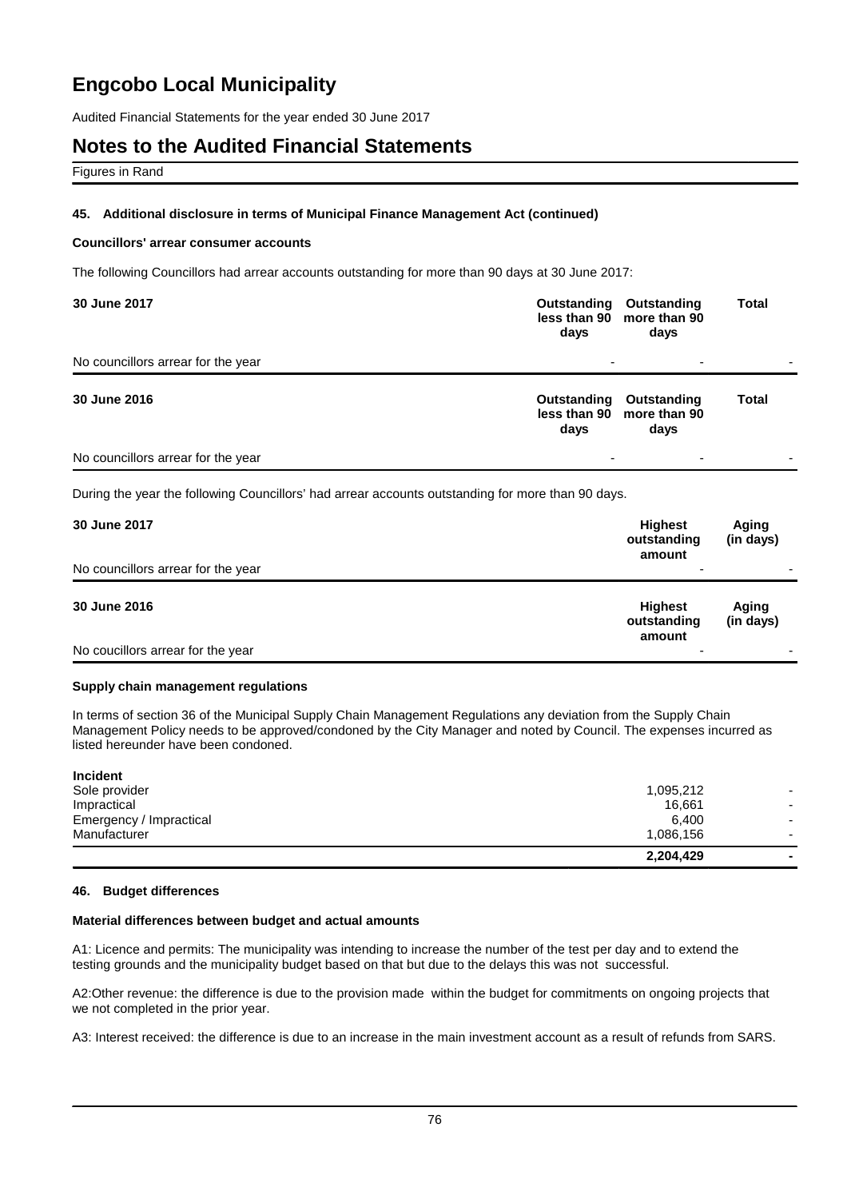# Engcobo Local Municipality

Audited Financial Statements for the year ended 30 June 2017

# Notes to the Audited Financial Statements

Figures in Rand

### 45. Additional disclosure in terms of Municipal Finance Management Act (continued)

**Councillors' arrear consumer accounts**

The following Councillors had arrear accounts outstanding for more than 90 days at 30 June 2017:

| 30 June 2017 | Outstanding less than 90 days | Outstanding more than 90 days | Total |
|---|---|---|---|
| No councillors arrear for the year | - | - | - |

| 30 June 2016 | Outstanding less than 90 days | Outstanding more than 90 days | Total |
|---|---|---|---|
| No councillors arrear for the year | - | - | - |

During the year the following Councillors' had arrear accounts outstanding for more than 90 days.

| 30 June 2017 | Highest outstanding amount | Aging (in days) |
|---|---|---|
| No councillors arrear for the year | - | - |

| 30 June 2016 | Highest outstanding amount | Aging (in days) |
|---|---|---|
| No coucillors arrear for the year | - | - |

**Supply chain management regulations**

In terms of section 36 of the Municipal Supply Chain Management Regulations any deviation from the Supply Chain Management Policy needs to be approved/condoned by the City Manager and noted by Council. The expenses incurred as listed hereunder have been condoned.

| Incident | | |
|---|---|---|
| Sole provider | 1,095,212 | - |
| Impractical | 16,661 | - |
| Emergency / Impractical | 6,400 | - |
| Manufacturer | 1,086,156 | - |
| | **2,204,429** | **-** |

### 46. Budget differences

**Material differences between budget and actual amounts**

A1: Licence and permits: The municipality was intending to increase the number of the test per day and to extend the testing grounds and the municipality budget based on that but due to the delays this was not successful.

A2:Other revenue: the difference is due to the provision made within the budget for commitments on ongoing projects that we not completed in the prior year.

A3: Interest received: the difference is due to an increase in the main investment account as a result of refunds from SARS.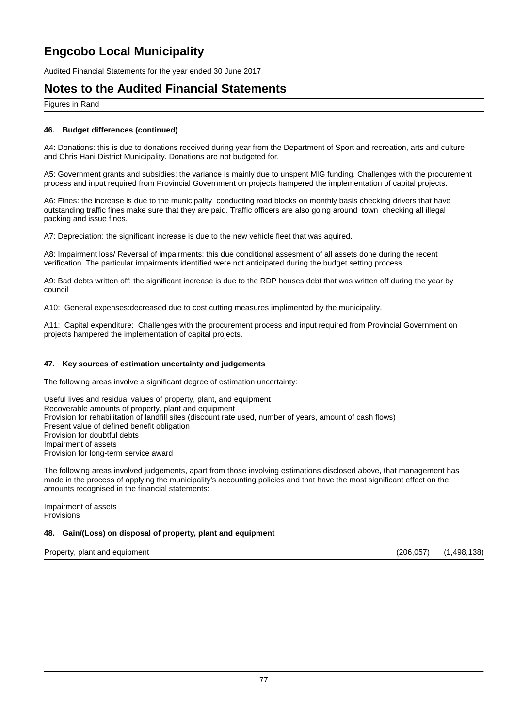# Engcobo Local Municipality

Audited Financial Statements for the year ended 30 June 2017

# Notes to the Audited Financial Statements

Figures in Rand

### 46. Budget differences (continued)

A4: Donations: this is due to donations received during year from the Department of Sport and recreation, arts and culture and Chris Hani District Municipality. Donations are not budgeted for.

A5: Government grants and subsidies: the variance is mainly due to unspent MIG funding. Challenges with the procurement process and input required from Provincial Government on projects hampered the implementation of capital projects.

A6: Fines: the increase is due to the municipality conducting road blocks on monthly basis checking drivers that have outstanding traffic fines make sure that they are paid. Traffic officers are also going around town checking all illegal packing and issue fines.

A7: Depreciation: the significant increase is due to the new vehicle fleet that was aquired.

A8: Impairment loss/ Reversal of impairments: this due conditional assesment of all assets done during the recent verification. The particular impairments identified were not anticipated during the budget setting process.

A9: Bad debts written off: the significant increase is due to the RDP houses debt that was written off during the year by council

A10: General expenses:decreased due to cost cutting measures implimented by the municipality.

A11: Capital expenditure: Challenges with the procurement process and input required from Provincial Government on projects hampered the implementation of capital projects.

### 47. Key sources of estimation uncertainty and judgements

The following areas involve a significant degree of estimation uncertainty:

Useful lives and residual values of property, plant, and equipment
Recoverable amounts of property, plant and equipment
Provision for rehabilitation of landfill sites (discount rate used, number of years, amount of cash flows)
Present value of defined benefit obligation
Provision for doubtful debts
Impairment of assets
Provision for long-term service award

The following areas involved judgements, apart from those involving estimations disclosed above, that management has made in the process of applying the municipality's accounting policies and that have the most significant effect on the amounts recognised in the financial statements:

Impairment of assets
Provisions

### 48. Gain/(Loss) on disposal of property, plant and equipment

| | | |
|---|---|---|
| Property, plant and equipment | (206,057) | (1,498,138) |